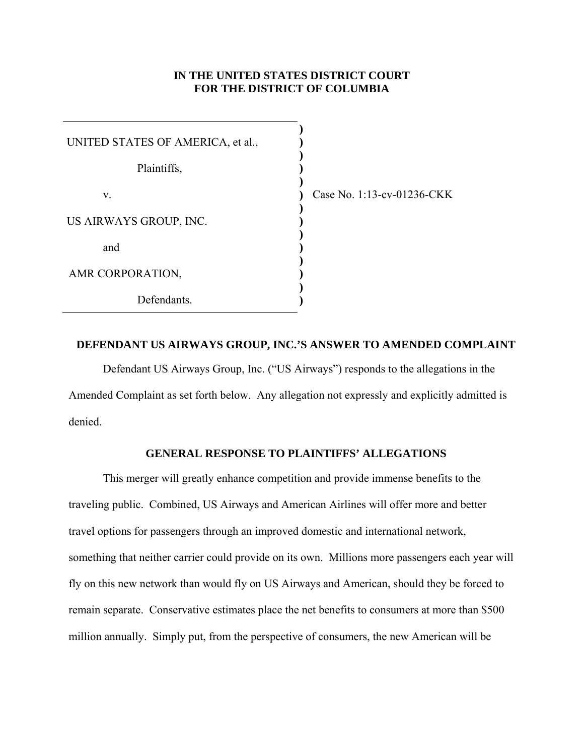**IN THE UNITED STATES DISTRICT COURT**
**FOR THE DISTRICT OF COLUMBIA**

| | |
|---|---|
| UNITED STATES OF AMERICA, et al., | |
| Plaintiffs, | |
| v. | Case No. 1:13-cv-01236-CKK |
| US AIRWAYS GROUP, INC. | |
| and | |
| AMR CORPORATION, | |
| Defendants. | |

## DEFENDANT US AIRWAYS GROUP, INC.'S ANSWER TO AMENDED COMPLAINT

Defendant US Airways Group, Inc. ("US Airways") responds to the allegations in the Amended Complaint as set forth below. Any allegation not expressly and explicitly admitted is denied.

### GENERAL RESPONSE TO PLAINTIFFS' ALLEGATIONS

This merger will greatly enhance competition and provide immense benefits to the traveling public. Combined, US Airways and American Airlines will offer more and better travel options for passengers through an improved domestic and international network, something that neither carrier could provide on its own. Millions more passengers each year will fly on this new network than would fly on US Airways and American, should they be forced to remain separate. Conservative estimates place the net benefits to consumers at more than $500 million annually. Simply put, from the perspective of consumers, the new American will be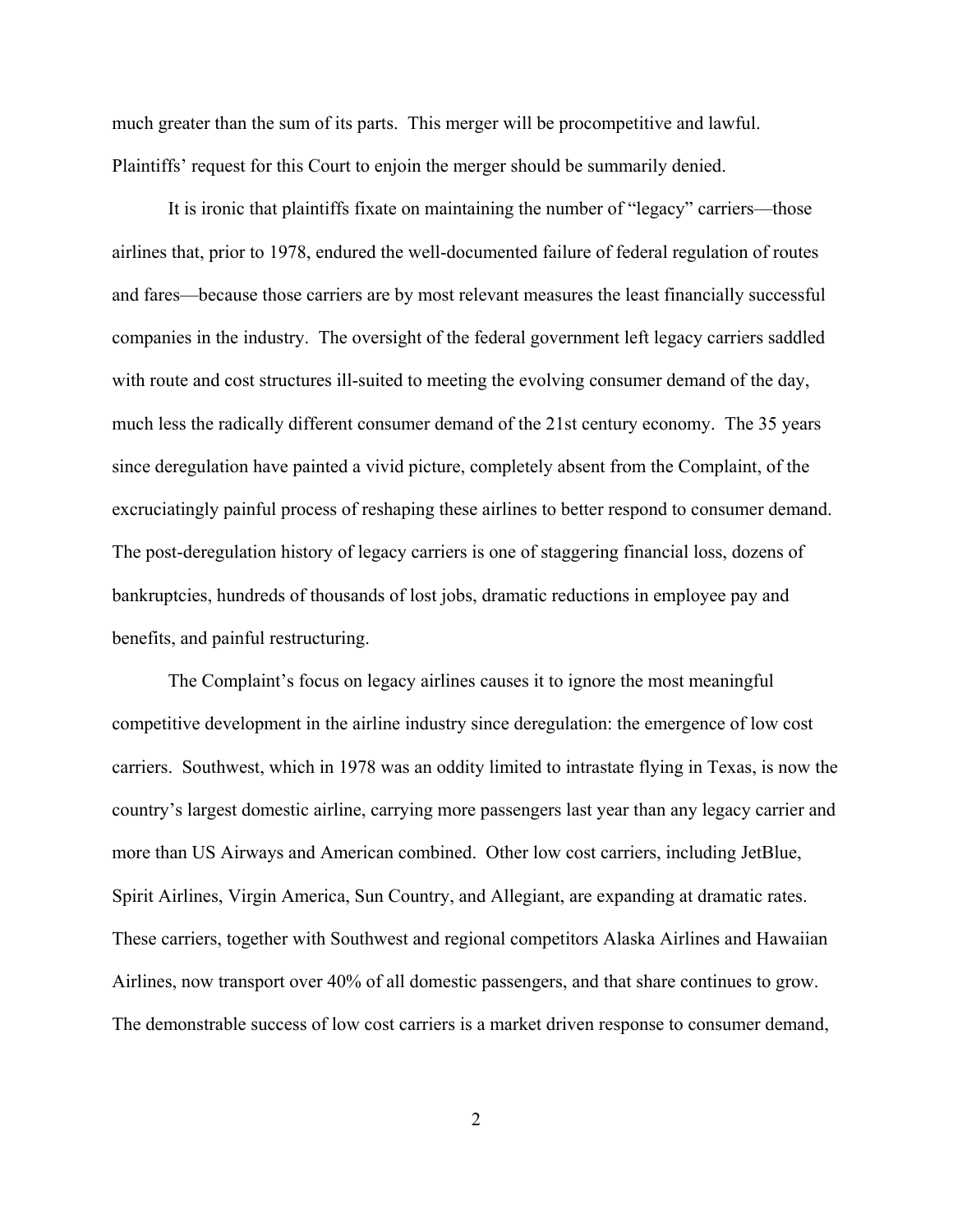much greater than the sum of its parts. This merger will be procompetitive and lawful. Plaintiffs' request for this Court to enjoin the merger should be summarily denied.

It is ironic that plaintiffs fixate on maintaining the number of "legacy" carriers—those airlines that, prior to 1978, endured the well-documented failure of federal regulation of routes and fares—because those carriers are by most relevant measures the least financially successful companies in the industry. The oversight of the federal government left legacy carriers saddled with route and cost structures ill-suited to meeting the evolving consumer demand of the day, much less the radically different consumer demand of the 21st century economy. The 35 years since deregulation have painted a vivid picture, completely absent from the Complaint, of the excruciatingly painful process of reshaping these airlines to better respond to consumer demand. The post-deregulation history of legacy carriers is one of staggering financial loss, dozens of bankruptcies, hundreds of thousands of lost jobs, dramatic reductions in employee pay and benefits, and painful restructuring.

The Complaint's focus on legacy airlines causes it to ignore the most meaningful competitive development in the airline industry since deregulation: the emergence of low cost carriers. Southwest, which in 1978 was an oddity limited to intrastate flying in Texas, is now the country's largest domestic airline, carrying more passengers last year than any legacy carrier and more than US Airways and American combined. Other low cost carriers, including JetBlue, Spirit Airlines, Virgin America, Sun Country, and Allegiant, are expanding at dramatic rates. These carriers, together with Southwest and regional competitors Alaska Airlines and Hawaiian Airlines, now transport over 40% of all domestic passengers, and that share continues to grow. The demonstrable success of low cost carriers is a market driven response to consumer demand,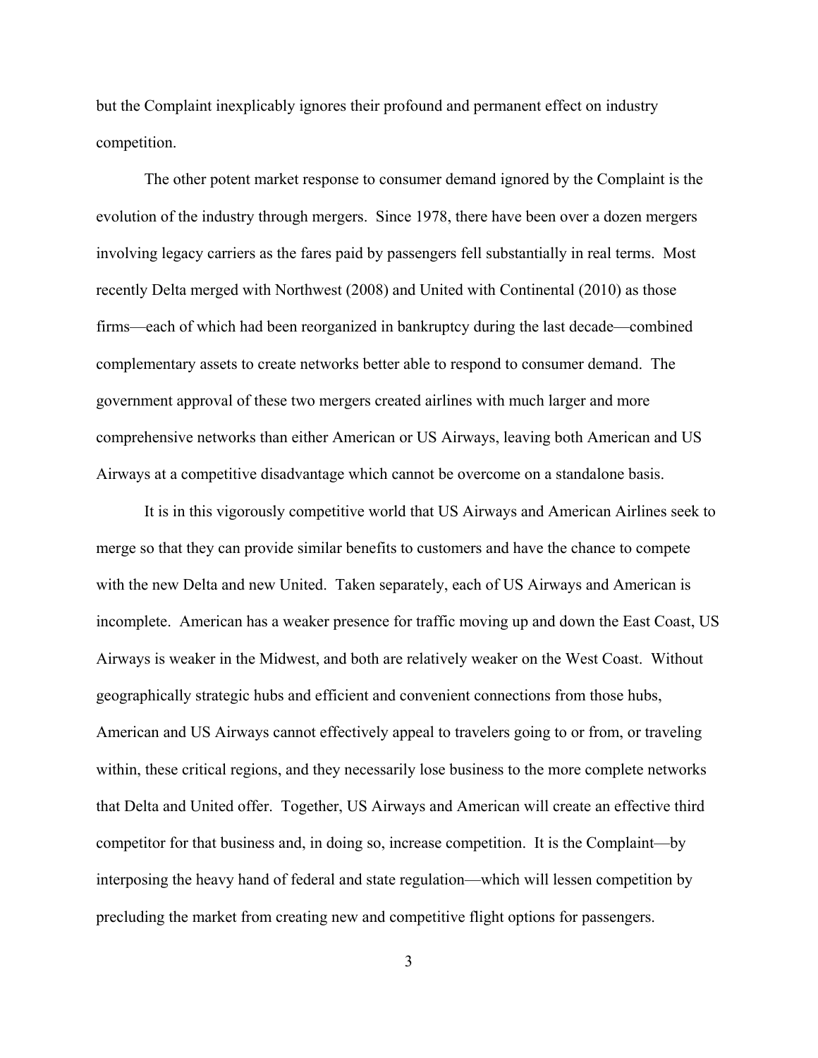but the Complaint inexplicably ignores their profound and permanent effect on industry competition.

The other potent market response to consumer demand ignored by the Complaint is the evolution of the industry through mergers. Since 1978, there have been over a dozen mergers involving legacy carriers as the fares paid by passengers fell substantially in real terms. Most recently Delta merged with Northwest (2008) and United with Continental (2010) as those firms—each of which had been reorganized in bankruptcy during the last decade—combined complementary assets to create networks better able to respond to consumer demand. The government approval of these two mergers created airlines with much larger and more comprehensive networks than either American or US Airways, leaving both American and US Airways at a competitive disadvantage which cannot be overcome on a standalone basis.

It is in this vigorously competitive world that US Airways and American Airlines seek to merge so that they can provide similar benefits to customers and have the chance to compete with the new Delta and new United. Taken separately, each of US Airways and American is incomplete. American has a weaker presence for traffic moving up and down the East Coast, US Airways is weaker in the Midwest, and both are relatively weaker on the West Coast. Without geographically strategic hubs and efficient and convenient connections from those hubs, American and US Airways cannot effectively appeal to travelers going to or from, or traveling within, these critical regions, and they necessarily lose business to the more complete networks that Delta and United offer. Together, US Airways and American will create an effective third competitor for that business and, in doing so, increase competition. It is the Complaint—by interposing the heavy hand of federal and state regulation—which will lessen competition by precluding the market from creating new and competitive flight options for passengers.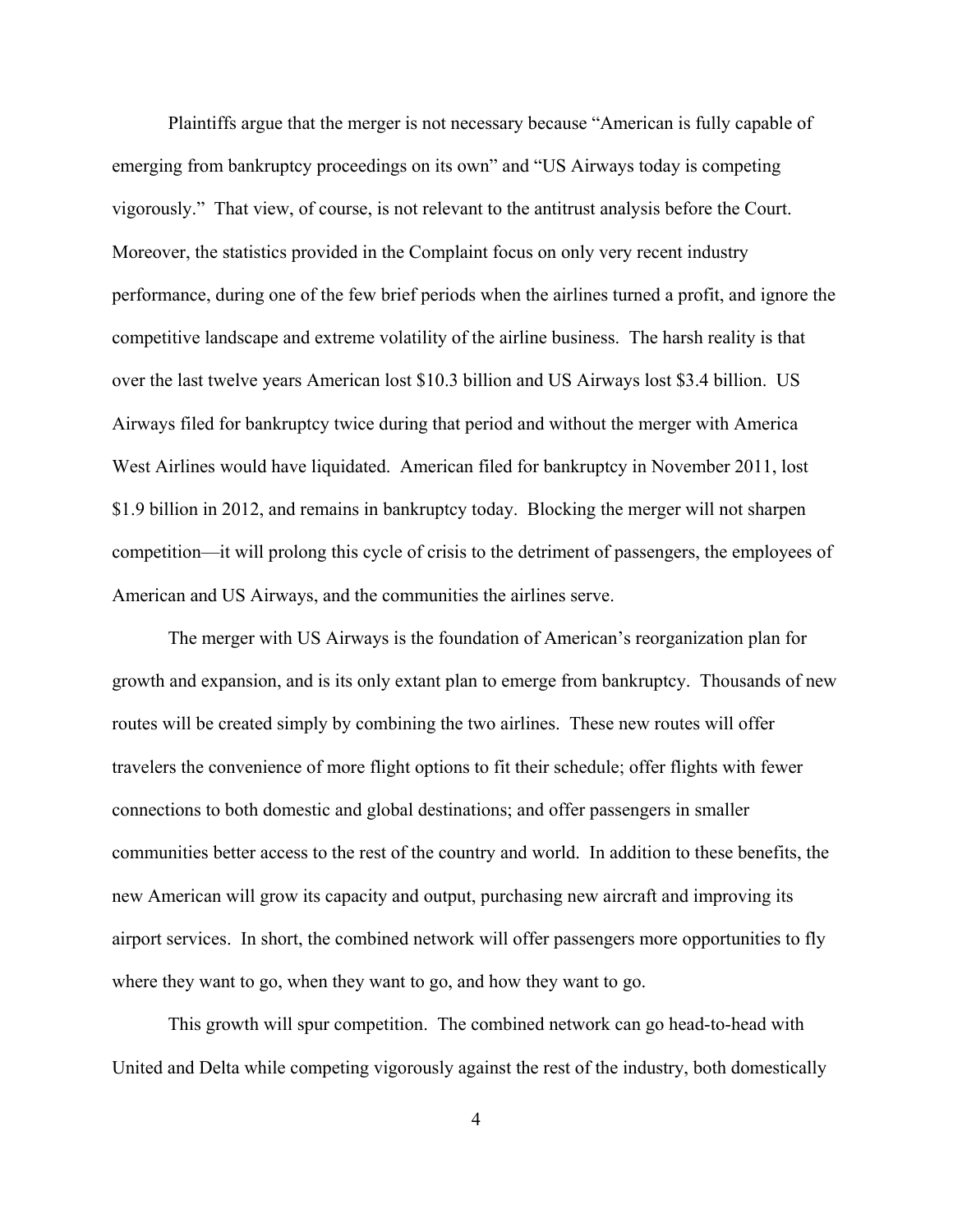Plaintiffs argue that the merger is not necessary because "American is fully capable of emerging from bankruptcy proceedings on its own" and "US Airways today is competing vigorously." That view, of course, is not relevant to the antitrust analysis before the Court. Moreover, the statistics provided in the Complaint focus on only very recent industry performance, during one of the few brief periods when the airlines turned a profit, and ignore the competitive landscape and extreme volatility of the airline business. The harsh reality is that over the last twelve years American lost $10.3 billion and US Airways lost $3.4 billion. US Airways filed for bankruptcy twice during that period and without the merger with America West Airlines would have liquidated. American filed for bankruptcy in November 2011, lost $1.9 billion in 2012, and remains in bankruptcy today. Blocking the merger will not sharpen competition—it will prolong this cycle of crisis to the detriment of passengers, the employees of American and US Airways, and the communities the airlines serve.

The merger with US Airways is the foundation of American's reorganization plan for growth and expansion, and is its only extant plan to emerge from bankruptcy. Thousands of new routes will be created simply by combining the two airlines. These new routes will offer travelers the convenience of more flight options to fit their schedule; offer flights with fewer connections to both domestic and global destinations; and offer passengers in smaller communities better access to the rest of the country and world. In addition to these benefits, the new American will grow its capacity and output, purchasing new aircraft and improving its airport services. In short, the combined network will offer passengers more opportunities to fly where they want to go, when they want to go, and how they want to go.

This growth will spur competition. The combined network can go head-to-head with United and Delta while competing vigorously against the rest of the industry, both domestically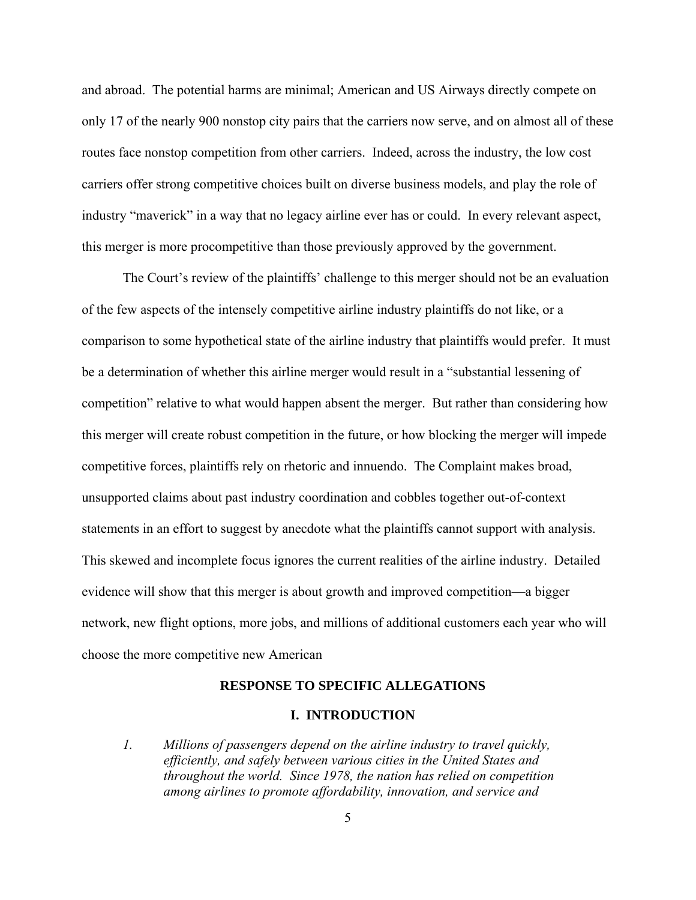and abroad. The potential harms are minimal; American and US Airways directly compete on only 17 of the nearly 900 nonstop city pairs that the carriers now serve, and on almost all of these routes face nonstop competition from other carriers. Indeed, across the industry, the low cost carriers offer strong competitive choices built on diverse business models, and play the role of industry "maverick" in a way that no legacy airline ever has or could. In every relevant aspect, this merger is more procompetitive than those previously approved by the government.

The Court's review of the plaintiffs' challenge to this merger should not be an evaluation of the few aspects of the intensely competitive airline industry plaintiffs do not like, or a comparison to some hypothetical state of the airline industry that plaintiffs would prefer. It must be a determination of whether this airline merger would result in a "substantial lessening of competition" relative to what would happen absent the merger. But rather than considering how this merger will create robust competition in the future, or how blocking the merger will impede competitive forces, plaintiffs rely on rhetoric and innuendo. The Complaint makes broad, unsupported claims about past industry coordination and cobbles together out-of-context statements in an effort to suggest by anecdote what the plaintiffs cannot support with analysis. This skewed and incomplete focus ignores the current realities of the airline industry. Detailed evidence will show that this merger is about growth and improved competition—a bigger network, new flight options, more jobs, and millions of additional customers each year who will choose the more competitive new American

## RESPONSE TO SPECIFIC ALLEGATIONS

### I. INTRODUCTION

*1. Millions of passengers depend on the airline industry to travel quickly, efficiently, and safely between various cities in the United States and throughout the world. Since 1978, the nation has relied on competition among airlines to promote affordability, innovation, and service and*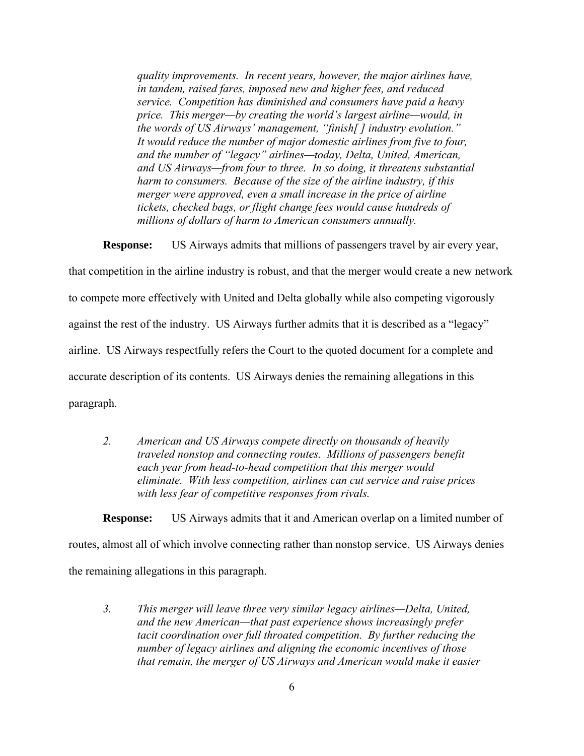*quality improvements. In recent years, however, the major airlines have, in tandem, raised fares, imposed new and higher fees, and reduced service. Competition has diminished and consumers have paid a heavy price. This merger—by creating the world's largest airline—would, in the words of US Airways' management, "finish[ ] industry evolution." It would reduce the number of major domestic airlines from five to four, and the number of "legacy" airlines—today, Delta, United, American, and US Airways—from four to three. In so doing, it threatens substantial harm to consumers. Because of the size of the airline industry, if this merger were approved, even a small increase in the price of airline tickets, checked bags, or flight change fees would cause hundreds of millions of dollars of harm to American consumers annually.*

**Response:** US Airways admits that millions of passengers travel by air every year, that competition in the airline industry is robust, and that the merger would create a new network to compete more effectively with United and Delta globally while also competing vigorously against the rest of the industry. US Airways further admits that it is described as a "legacy" airline. US Airways respectfully refers the Court to the quoted document for a complete and accurate description of its contents. US Airways denies the remaining allegations in this paragraph.

*2. American and US Airways compete directly on thousands of heavily traveled nonstop and connecting routes. Millions of passengers benefit each year from head-to-head competition that this merger would eliminate. With less competition, airlines can cut service and raise prices with less fear of competitive responses from rivals.*

**Response:** US Airways admits that it and American overlap on a limited number of routes, almost all of which involve connecting rather than nonstop service. US Airways denies the remaining allegations in this paragraph.

*3. This merger will leave three very similar legacy airlines—Delta, United, and the new American—that past experience shows increasingly prefer tacit coordination over full throated competition. By further reducing the number of legacy airlines and aligning the economic incentives of those that remain, the merger of US Airways and American would make it easier*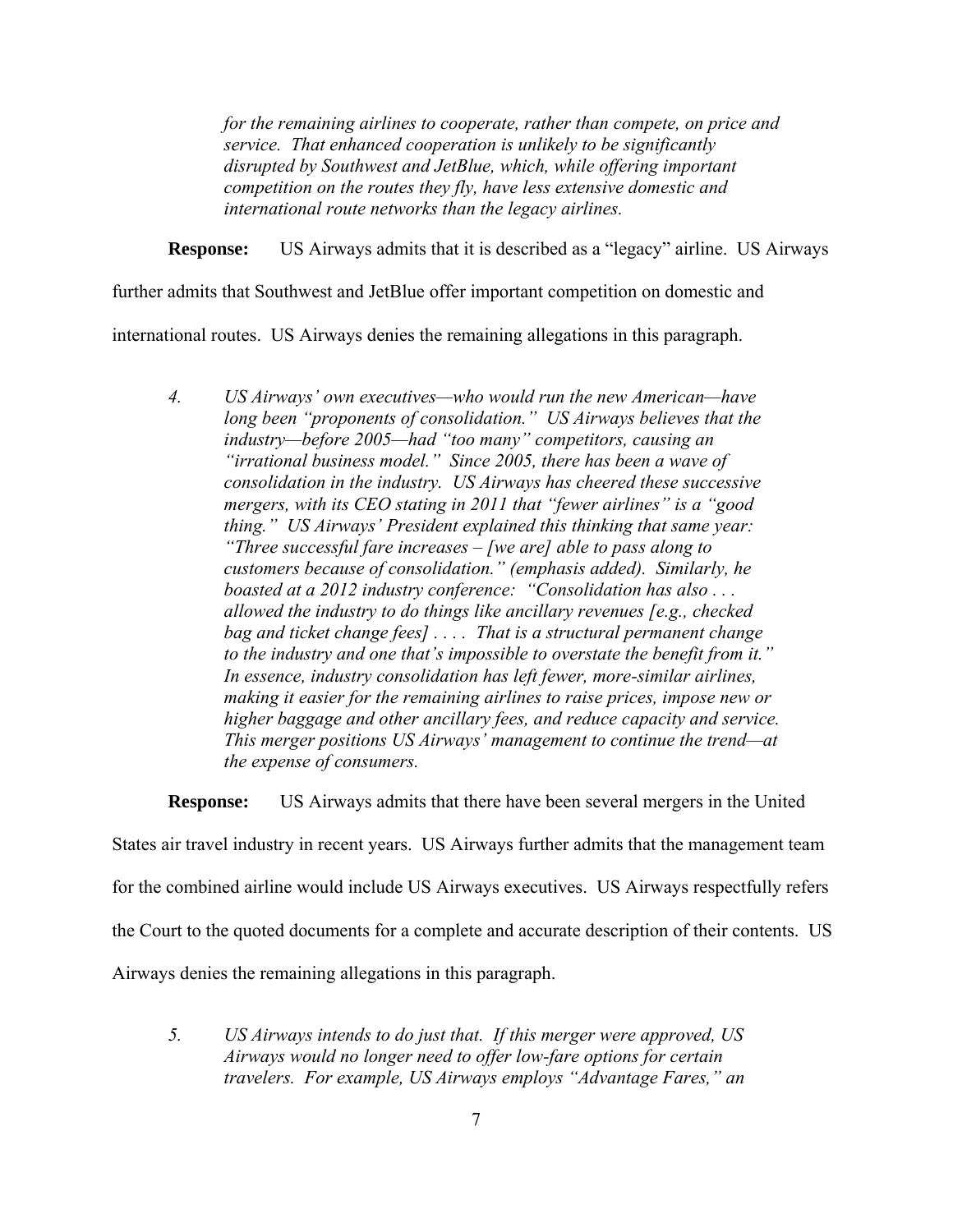*for the remaining airlines to cooperate, rather than compete, on price and service. That enhanced cooperation is unlikely to be significantly disrupted by Southwest and JetBlue, which, while offering important competition on the routes they fly, have less extensive domestic and international route networks than the legacy airlines.*

**Response:** US Airways admits that it is described as a "legacy" airline. US Airways further admits that Southwest and JetBlue offer important competition on domestic and international routes. US Airways denies the remaining allegations in this paragraph.

> *4. US Airways' own executives—who would run the new American—have long been "proponents of consolidation." US Airways believes that the industry—before 2005—had "too many" competitors, causing an "irrational business model." Since 2005, there has been a wave of consolidation in the industry. US Airways has cheered these successive mergers, with its CEO stating in 2011 that "fewer airlines" is a "good thing." US Airways' President explained this thinking that same year: "Three successful fare increases – [we are] able to pass along to customers because of consolidation." (emphasis added). Similarly, he boasted at a 2012 industry conference: "Consolidation has also . . . allowed the industry to do things like ancillary revenues [e.g., checked bag and ticket change fees] . . . . That is a structural permanent change to the industry and one that's impossible to overstate the benefit from it." In essence, industry consolidation has left fewer, more-similar airlines, making it easier for the remaining airlines to raise prices, impose new or higher baggage and other ancillary fees, and reduce capacity and service. This merger positions US Airways' management to continue the trend—at the expense of consumers.*

**Response:** US Airways admits that there have been several mergers in the United States air travel industry in recent years. US Airways further admits that the management team for the combined airline would include US Airways executives. US Airways respectfully refers the Court to the quoted documents for a complete and accurate description of their contents. US Airways denies the remaining allegations in this paragraph.

> *5. US Airways intends to do just that. If this merger were approved, US Airways would no longer need to offer low-fare options for certain travelers. For example, US Airways employs "Advantage Fares," an*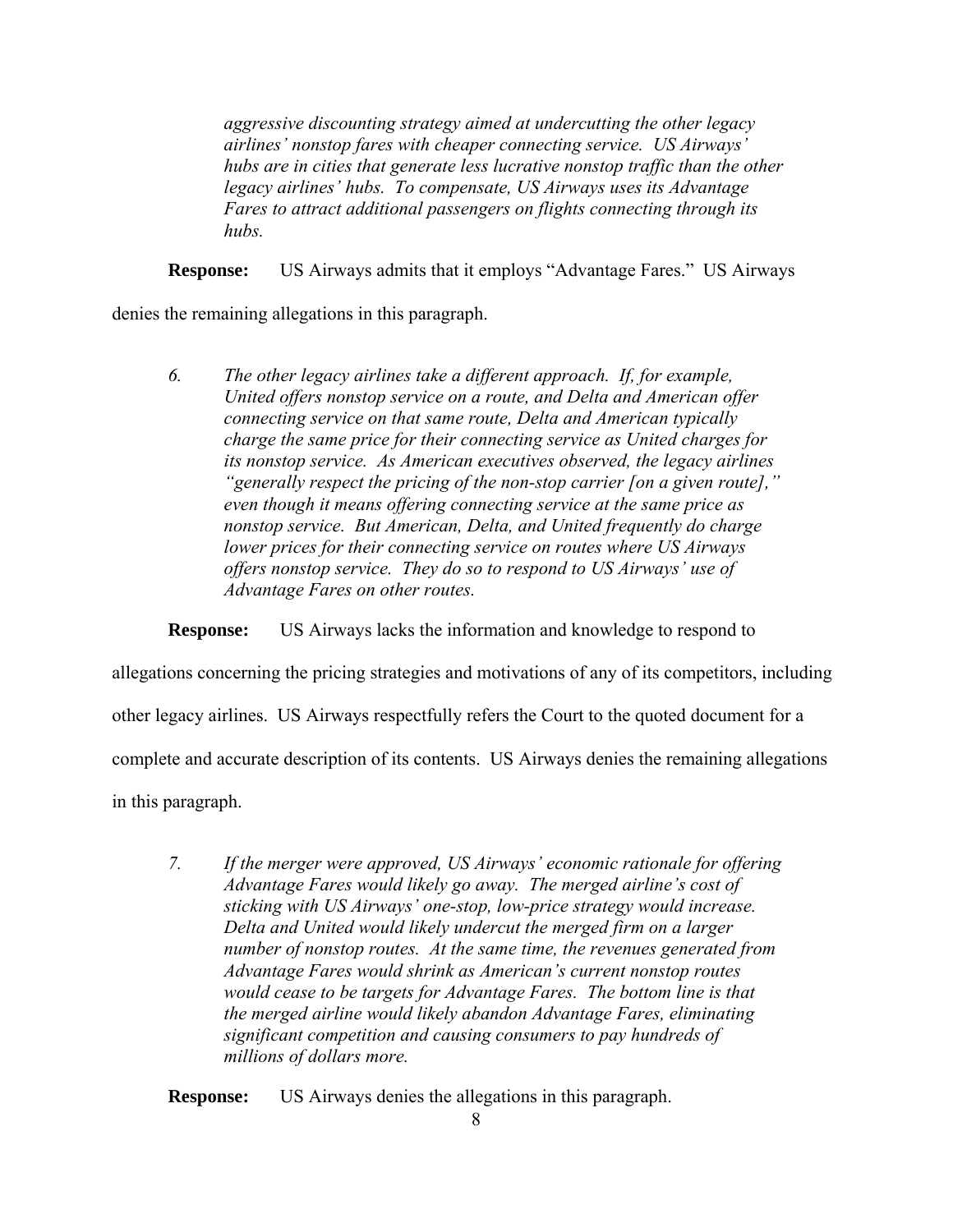> *aggressive discounting strategy aimed at undercutting the other legacy airlines' nonstop fares with cheaper connecting service. US Airways' hubs are in cities that generate less lucrative nonstop traffic than the other legacy airlines' hubs. To compensate, US Airways uses its Advantage Fares to attract additional passengers on flights connecting through its hubs.*

**Response:** US Airways admits that it employs "Advantage Fares." US Airways denies the remaining allegations in this paragraph.

> *6. The other legacy airlines take a different approach. If, for example, United offers nonstop service on a route, and Delta and American offer connecting service on that same route, Delta and American typically charge the same price for their connecting service as United charges for its nonstop service. As American executives observed, the legacy airlines "generally respect the pricing of the non-stop carrier [on a given route]," even though it means offering connecting service at the same price as nonstop service. But American, Delta, and United frequently do charge lower prices for their connecting service on routes where US Airways offers nonstop service. They do so to respond to US Airways' use of Advantage Fares on other routes.*

**Response:** US Airways lacks the information and knowledge to respond to allegations concerning the pricing strategies and motivations of any of its competitors, including other legacy airlines. US Airways respectfully refers the Court to the quoted document for a complete and accurate description of its contents. US Airways denies the remaining allegations in this paragraph.

> *7. If the merger were approved, US Airways' economic rationale for offering Advantage Fares would likely go away. The merged airline's cost of sticking with US Airways' one-stop, low-price strategy would increase. Delta and United would likely undercut the merged firm on a larger number of nonstop routes. At the same time, the revenues generated from Advantage Fares would shrink as American's current nonstop routes would cease to be targets for Advantage Fares. The bottom line is that the merged airline would likely abandon Advantage Fares, eliminating significant competition and causing consumers to pay hundreds of millions of dollars more.*

**Response:** US Airways denies the allegations in this paragraph.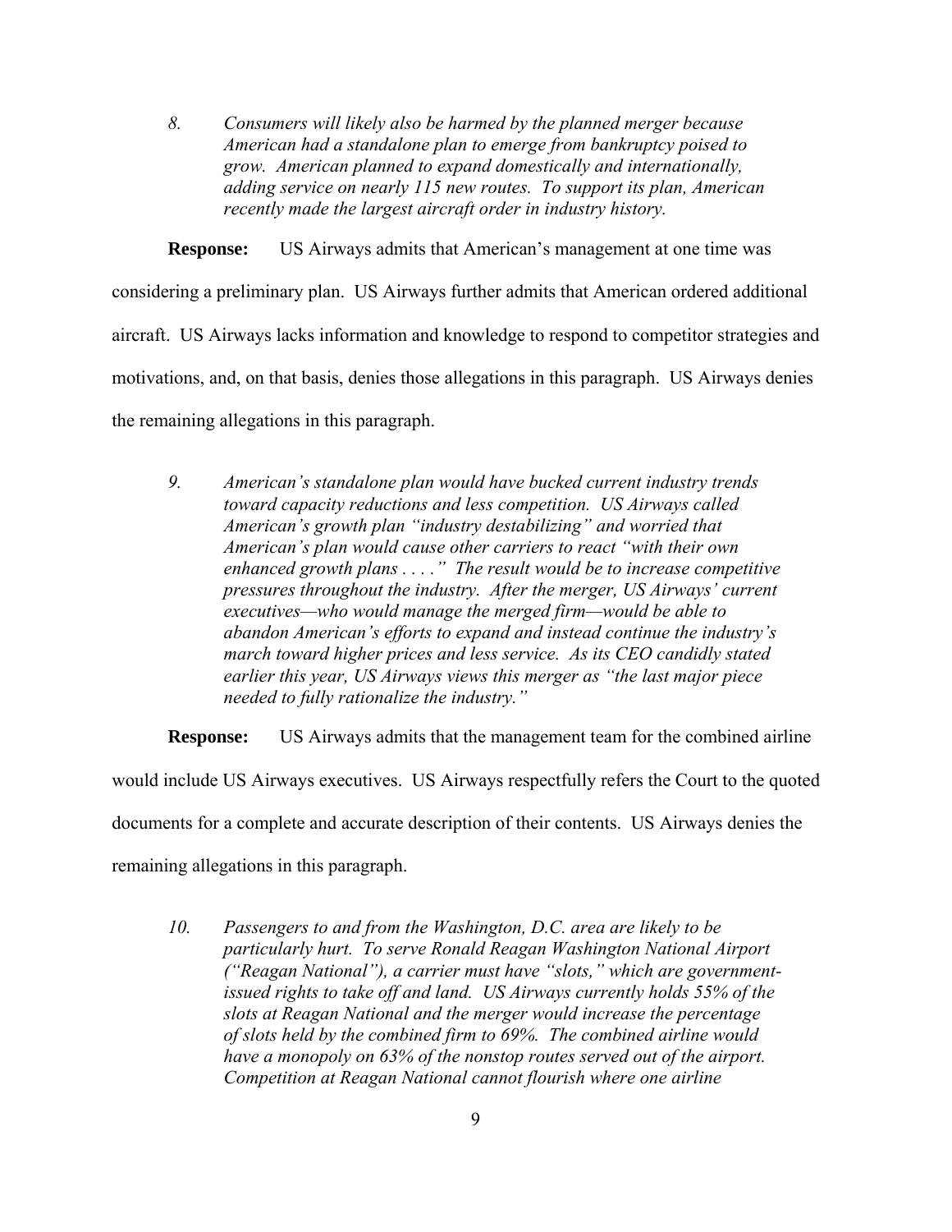*8. Consumers will likely also be harmed by the planned merger because American had a standalone plan to emerge from bankruptcy poised to grow. American planned to expand domestically and internationally, adding service on nearly 115 new routes. To support its plan, American recently made the largest aircraft order in industry history.*

**Response:** US Airways admits that American's management at one time was considering a preliminary plan. US Airways further admits that American ordered additional aircraft. US Airways lacks information and knowledge to respond to competitor strategies and motivations, and, on that basis, denies those allegations in this paragraph. US Airways denies the remaining allegations in this paragraph.

*9. American's standalone plan would have bucked current industry trends toward capacity reductions and less competition. US Airways called American's growth plan "industry destabilizing" and worried that American's plan would cause other carriers to react "with their own enhanced growth plans . . . ." The result would be to increase competitive pressures throughout the industry. After the merger, US Airways' current executives—who would manage the merged firm—would be able to abandon American's efforts to expand and instead continue the industry's march toward higher prices and less service. As its CEO candidly stated earlier this year, US Airways views this merger as "the last major piece needed to fully rationalize the industry."*

**Response:** US Airways admits that the management team for the combined airline would include US Airways executives. US Airways respectfully refers the Court to the quoted documents for a complete and accurate description of their contents. US Airways denies the remaining allegations in this paragraph.

*10. Passengers to and from the Washington, D.C. area are likely to be particularly hurt. To serve Ronald Reagan Washington National Airport ("Reagan National"), a carrier must have "slots," which are government-issued rights to take off and land. US Airways currently holds 55% of the slots at Reagan National and the merger would increase the percentage of slots held by the combined firm to 69%. The combined airline would have a monopoly on 63% of the nonstop routes served out of the airport. Competition at Reagan National cannot flourish where one airline*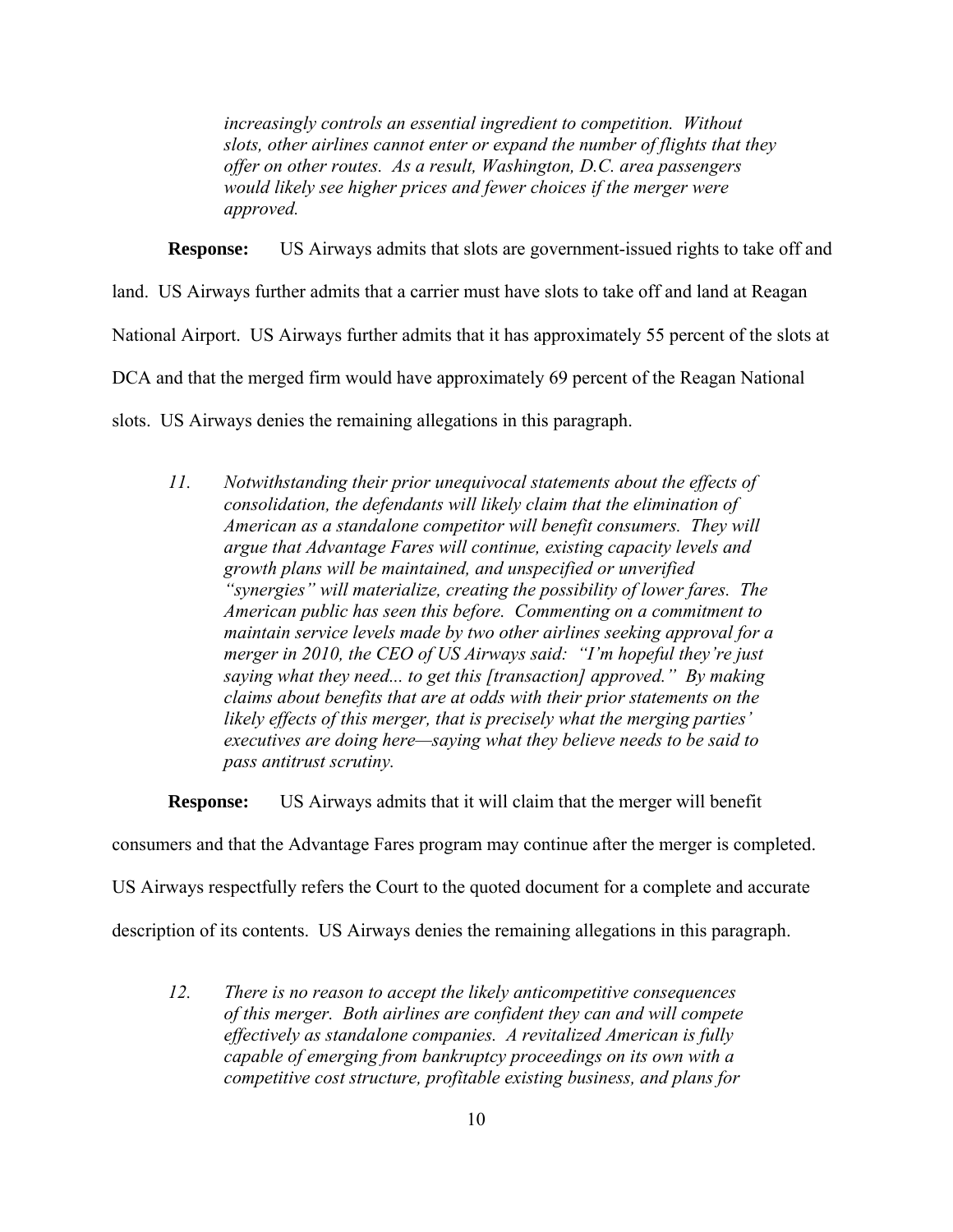*increasingly controls an essential ingredient to competition. Without slots, other airlines cannot enter or expand the number of flights that they offer on other routes. As a result, Washington, D.C. area passengers would likely see higher prices and fewer choices if the merger were approved.*

**Response:** US Airways admits that slots are government-issued rights to take off and land. US Airways further admits that a carrier must have slots to take off and land at Reagan National Airport. US Airways further admits that it has approximately 55 percent of the slots at DCA and that the merged firm would have approximately 69 percent of the Reagan National slots. US Airways denies the remaining allegations in this paragraph.

> *11. Notwithstanding their prior unequivocal statements about the effects of consolidation, the defendants will likely claim that the elimination of American as a standalone competitor will benefit consumers. They will argue that Advantage Fares will continue, existing capacity levels and growth plans will be maintained, and unspecified or unverified "synergies" will materialize, creating the possibility of lower fares. The American public has seen this before. Commenting on a commitment to maintain service levels made by two other airlines seeking approval for a merger in 2010, the CEO of US Airways said: "I'm hopeful they're just saying what they need... to get this [transaction] approved." By making claims about benefits that are at odds with their prior statements on the likely effects of this merger, that is precisely what the merging parties' executives are doing here—saying what they believe needs to be said to pass antitrust scrutiny.*

**Response:** US Airways admits that it will claim that the merger will benefit consumers and that the Advantage Fares program may continue after the merger is completed. US Airways respectfully refers the Court to the quoted document for a complete and accurate description of its contents. US Airways denies the remaining allegations in this paragraph.

> *12. There is no reason to accept the likely anticompetitive consequences of this merger. Both airlines are confident they can and will compete effectively as standalone companies. A revitalized American is fully capable of emerging from bankruptcy proceedings on its own with a competitive cost structure, profitable existing business, and plans for*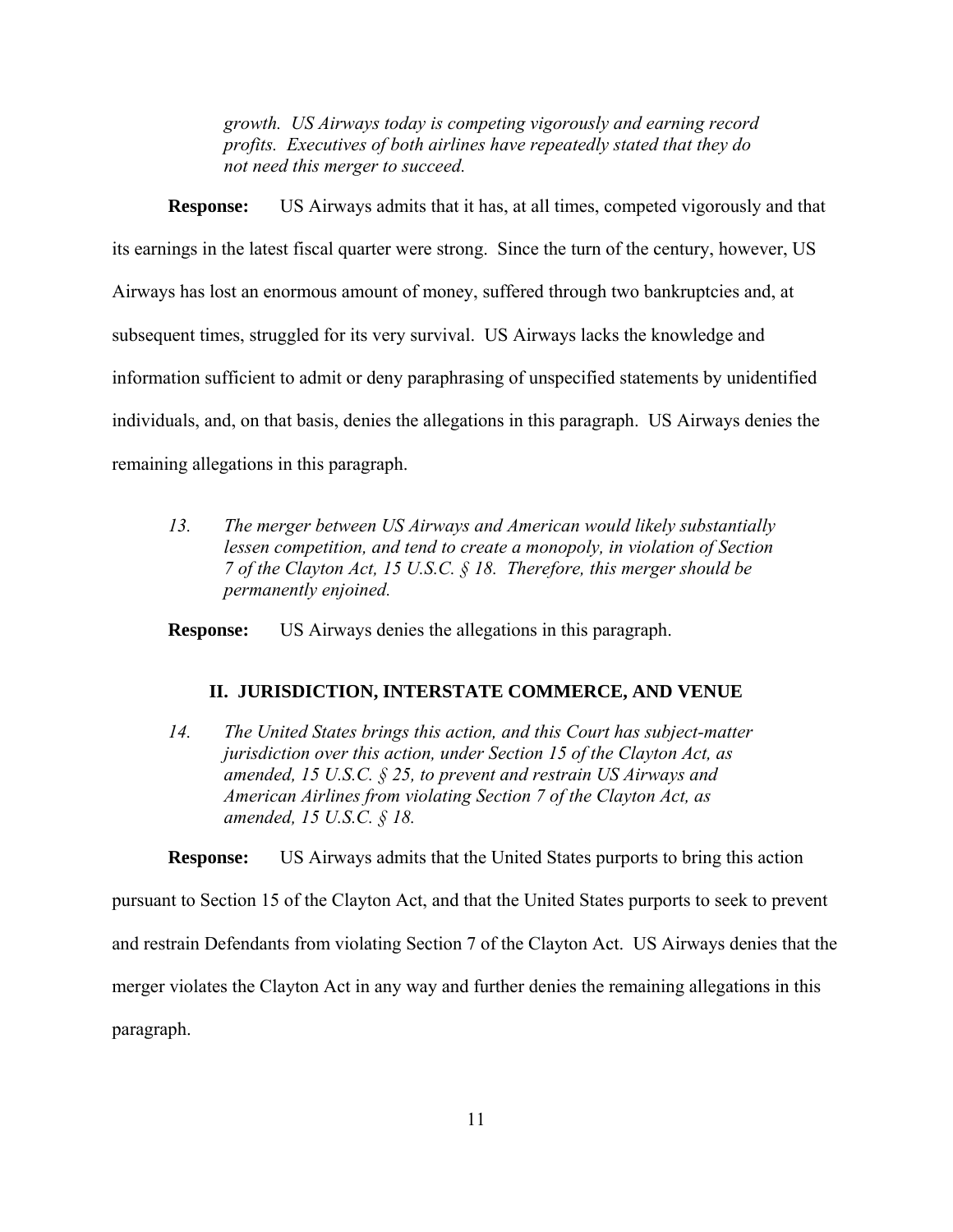> *growth. US Airways today is competing vigorously and earning record profits. Executives of both airlines have repeatedly stated that they do not need this merger to succeed.*

**Response:** US Airways admits that it has, at all times, competed vigorously and that its earnings in the latest fiscal quarter were strong. Since the turn of the century, however, US Airways has lost an enormous amount of money, suffered through two bankruptcies and, at subsequent times, struggled for its very survival. US Airways lacks the knowledge and information sufficient to admit or deny paraphrasing of unspecified statements by unidentified individuals, and, on that basis, denies the allegations in this paragraph. US Airways denies the remaining allegations in this paragraph.

> *13. The merger between US Airways and American would likely substantially lessen competition, and tend to create a monopoly, in violation of Section 7 of the Clayton Act, 15 U.S.C. § 18. Therefore, this merger should be permanently enjoined.*

**Response:** US Airways denies the allegations in this paragraph.

## II. JURISDICTION, INTERSTATE COMMERCE, AND VENUE

> *14. The United States brings this action, and this Court has subject-matter jurisdiction over this action, under Section 15 of the Clayton Act, as amended, 15 U.S.C. § 25, to prevent and restrain US Airways and American Airlines from violating Section 7 of the Clayton Act, as amended, 15 U.S.C. § 18.*

**Response:** US Airways admits that the United States purports to bring this action pursuant to Section 15 of the Clayton Act, and that the United States purports to seek to prevent and restrain Defendants from violating Section 7 of the Clayton Act. US Airways denies that the merger violates the Clayton Act in any way and further denies the remaining allegations in this paragraph.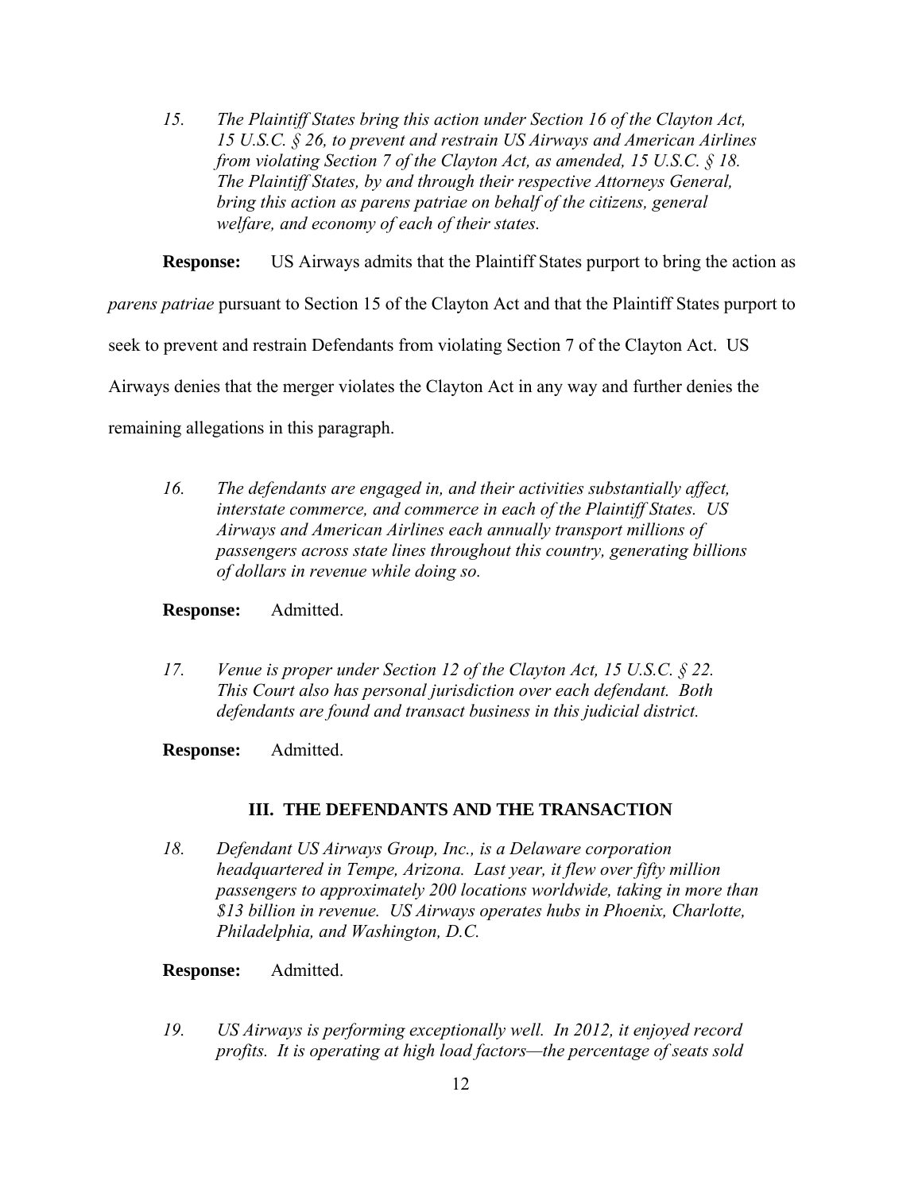*15. The Plaintiff States bring this action under Section 16 of the Clayton Act, 15 U.S.C. § 26, to prevent and restrain US Airways and American Airlines from violating Section 7 of the Clayton Act, as amended, 15 U.S.C. § 18. The Plaintiff States, by and through their respective Attorneys General, bring this action as parens patriae on behalf of the citizens, general welfare, and economy of each of their states.*

**Response:** US Airways admits that the Plaintiff States purport to bring the action as *parens patriae* pursuant to Section 15 of the Clayton Act and that the Plaintiff States purport to seek to prevent and restrain Defendants from violating Section 7 of the Clayton Act. US Airways denies that the merger violates the Clayton Act in any way and further denies the remaining allegations in this paragraph.

*16. The defendants are engaged in, and their activities substantially affect, interstate commerce, and commerce in each of the Plaintiff States. US Airways and American Airlines each annually transport millions of passengers across state lines throughout this country, generating billions of dollars in revenue while doing so.*

**Response:** Admitted.

*17. Venue is proper under Section 12 of the Clayton Act, 15 U.S.C. § 22. This Court also has personal jurisdiction over each defendant. Both defendants are found and transact business in this judicial district.*

**Response:** Admitted.

## III. THE DEFENDANTS AND THE TRANSACTION

*18. Defendant US Airways Group, Inc., is a Delaware corporation headquartered in Tempe, Arizona. Last year, it flew over fifty million passengers to approximately 200 locations worldwide, taking in more than $13 billion in revenue. US Airways operates hubs in Phoenix, Charlotte, Philadelphia, and Washington, D.C.*

**Response:** Admitted.

*19. US Airways is performing exceptionally well. In 2012, it enjoyed record profits. It is operating at high load factors—the percentage of seats sold*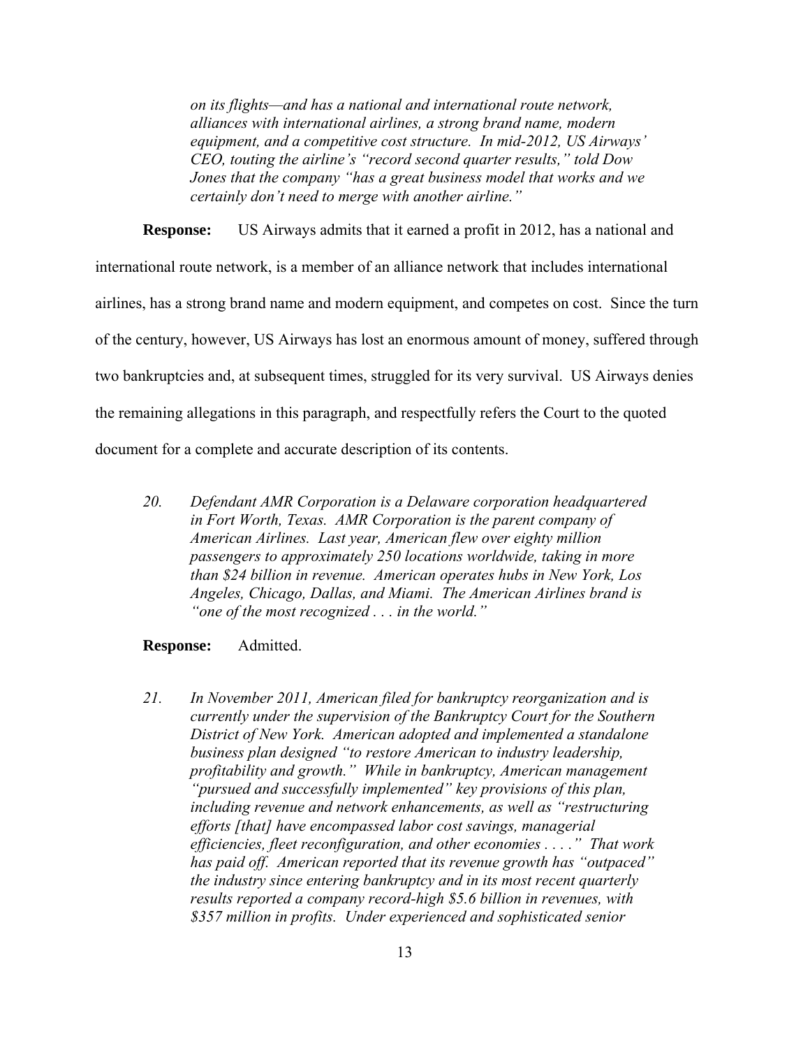*on its flights—and has a national and international route network, alliances with international airlines, a strong brand name, modern equipment, and a competitive cost structure. In mid-2012, US Airways' CEO, touting the airline's "record second quarter results," told Dow Jones that the company "has a great business model that works and we certainly don't need to merge with another airline."*

**Response:** US Airways admits that it earned a profit in 2012, has a national and international route network, is a member of an alliance network that includes international airlines, has a strong brand name and modern equipment, and competes on cost. Since the turn of the century, however, US Airways has lost an enormous amount of money, suffered through two bankruptcies and, at subsequent times, struggled for its very survival. US Airways denies the remaining allegations in this paragraph, and respectfully refers the Court to the quoted document for a complete and accurate description of its contents.

*20. Defendant AMR Corporation is a Delaware corporation headquartered in Fort Worth, Texas. AMR Corporation is the parent company of American Airlines. Last year, American flew over eighty million passengers to approximately 250 locations worldwide, taking in more than $24 billion in revenue. American operates hubs in New York, Los Angeles, Chicago, Dallas, and Miami. The American Airlines brand is "one of the most recognized . . . in the world."*

**Response:** Admitted.

*21. In November 2011, American filed for bankruptcy reorganization and is currently under the supervision of the Bankruptcy Court for the Southern District of New York. American adopted and implemented a standalone business plan designed "to restore American to industry leadership, profitability and growth." While in bankruptcy, American management "pursued and successfully implemented" key provisions of this plan, including revenue and network enhancements, as well as "restructuring efforts [that] have encompassed labor cost savings, managerial efficiencies, fleet reconfiguration, and other economies . . . ." That work has paid off. American reported that its revenue growth has "outpaced" the industry since entering bankruptcy and in its most recent quarterly results reported a company record-high $5.6 billion in revenues, with $357 million in profits. Under experienced and sophisticated senior*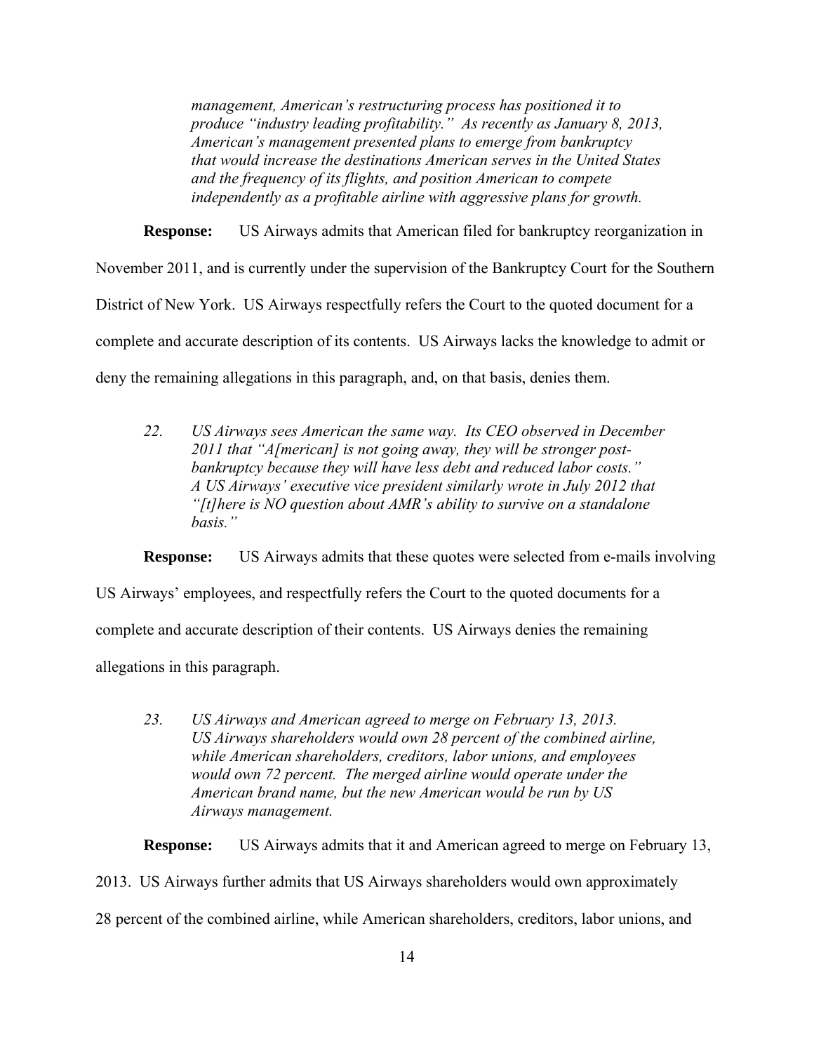*management, American's restructuring process has positioned it to produce "industry leading profitability." As recently as January 8, 2013, American's management presented plans to emerge from bankruptcy that would increase the destinations American serves in the United States and the frequency of its flights, and position American to compete independently as a profitable airline with aggressive plans for growth.*

**Response:** US Airways admits that American filed for bankruptcy reorganization in November 2011, and is currently under the supervision of the Bankruptcy Court for the Southern District of New York. US Airways respectfully refers the Court to the quoted document for a complete and accurate description of its contents. US Airways lacks the knowledge to admit or deny the remaining allegations in this paragraph, and, on that basis, denies them.

> *22. US Airways sees American the same way. Its CEO observed in December 2011 that "A[merican] is not going away, they will be stronger post-bankruptcy because they will have less debt and reduced labor costs." A US Airways' executive vice president similarly wrote in July 2012 that "[t]here is NO question about AMR's ability to survive on a standalone basis."*

**Response:** US Airways admits that these quotes were selected from e-mails involving US Airways' employees, and respectfully refers the Court to the quoted documents for a complete and accurate description of their contents. US Airways denies the remaining allegations in this paragraph.

> *23. US Airways and American agreed to merge on February 13, 2013. US Airways shareholders would own 28 percent of the combined airline, while American shareholders, creditors, labor unions, and employees would own 72 percent. The merged airline would operate under the American brand name, but the new American would be run by US Airways management.*

**Response:** US Airways admits that it and American agreed to merge on February 13, 2013. US Airways further admits that US Airways shareholders would own approximately 28 percent of the combined airline, while American shareholders, creditors, labor unions, and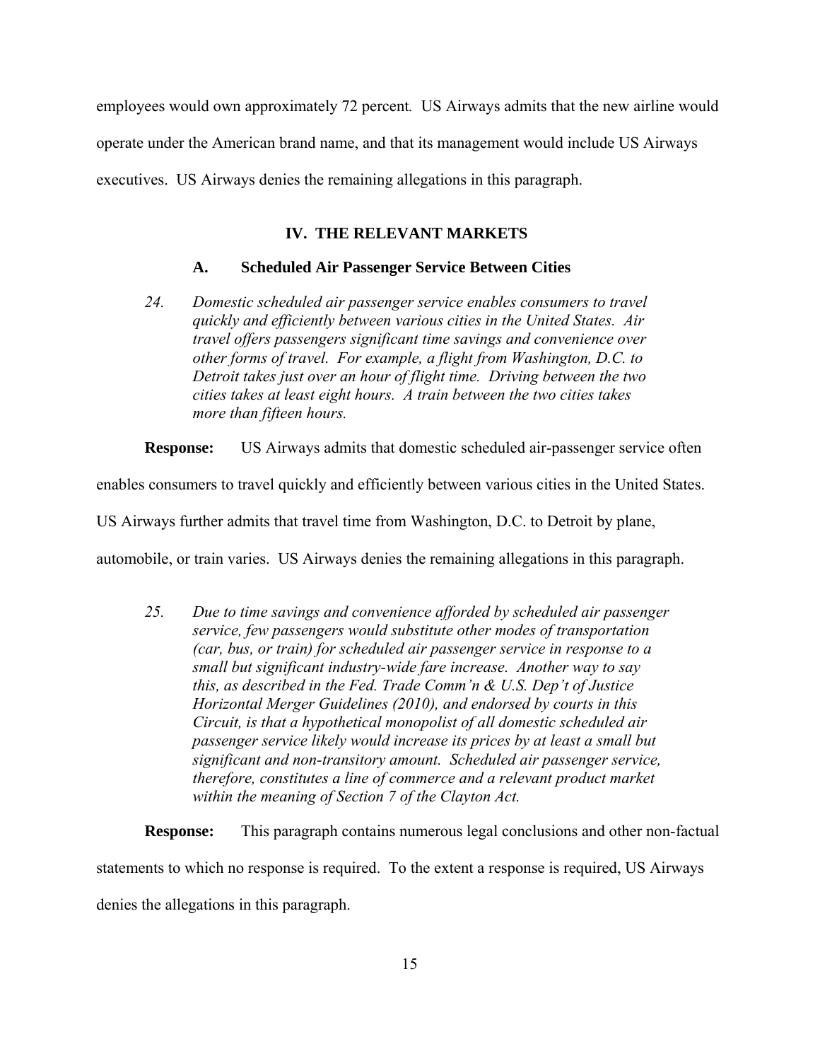employees would own approximately 72 percent*.* US Airways admits that the new airline would operate under the American brand name, and that its management would include US Airways executives. US Airways denies the remaining allegations in this paragraph.

## IV. THE RELEVANT MARKETS

### A. Scheduled Air Passenger Service Between Cities

*24. Domestic scheduled air passenger service enables consumers to travel quickly and efficiently between various cities in the United States. Air travel offers passengers significant time savings and convenience over other forms of travel. For example, a flight from Washington, D.C. to Detroit takes just over an hour of flight time. Driving between the two cities takes at least eight hours. A train between the two cities takes more than fifteen hours.*

**Response:** US Airways admits that domestic scheduled air-passenger service often enables consumers to travel quickly and efficiently between various cities in the United States. US Airways further admits that travel time from Washington, D.C. to Detroit by plane, automobile, or train varies. US Airways denies the remaining allegations in this paragraph.

*25. Due to time savings and convenience afforded by scheduled air passenger service, few passengers would substitute other modes of transportation (car, bus, or train) for scheduled air passenger service in response to a small but significant industry-wide fare increase. Another way to say this, as described in the Fed. Trade Comm'n & U.S. Dep't of Justice Horizontal Merger Guidelines (2010), and endorsed by courts in this Circuit, is that a hypothetical monopolist of all domestic scheduled air passenger service likely would increase its prices by at least a small but significant and non-transitory amount. Scheduled air passenger service, therefore, constitutes a line of commerce and a relevant product market within the meaning of Section 7 of the Clayton Act.*

**Response:** This paragraph contains numerous legal conclusions and other non-factual statements to which no response is required. To the extent a response is required, US Airways denies the allegations in this paragraph.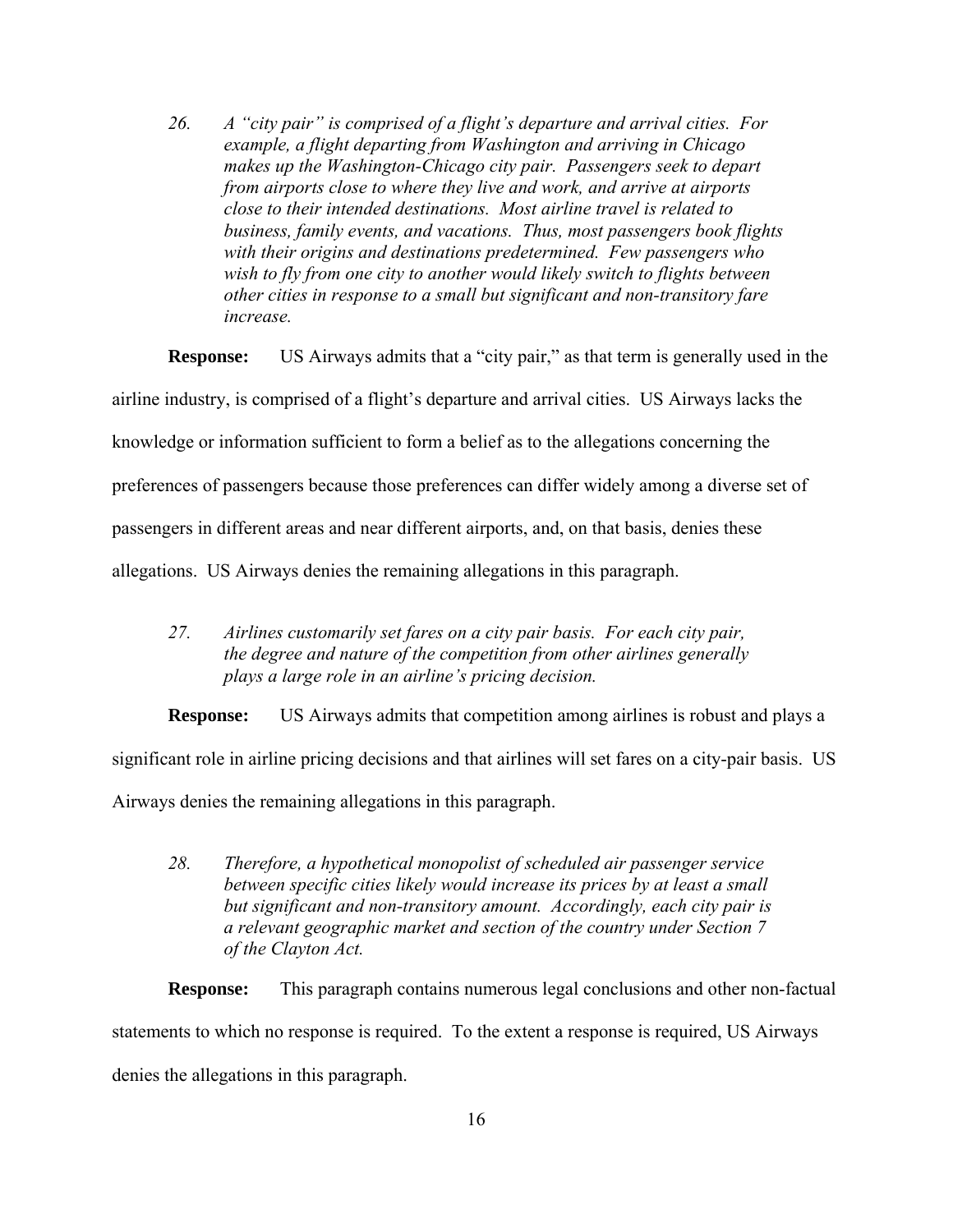*26. A "city pair" is comprised of a flight's departure and arrival cities. For example, a flight departing from Washington and arriving in Chicago makes up the Washington-Chicago city pair. Passengers seek to depart from airports close to where they live and work, and arrive at airports close to their intended destinations. Most airline travel is related to business, family events, and vacations. Thus, most passengers book flights with their origins and destinations predetermined. Few passengers who wish to fly from one city to another would likely switch to flights between other cities in response to a small but significant and non-transitory fare increase.*

**Response:** US Airways admits that a "city pair," as that term is generally used in the airline industry, is comprised of a flight's departure and arrival cities. US Airways lacks the knowledge or information sufficient to form a belief as to the allegations concerning the preferences of passengers because those preferences can differ widely among a diverse set of passengers in different areas and near different airports, and, on that basis, denies these allegations. US Airways denies the remaining allegations in this paragraph.

*27. Airlines customarily set fares on a city pair basis. For each city pair, the degree and nature of the competition from other airlines generally plays a large role in an airline's pricing decision.*

**Response:** US Airways admits that competition among airlines is robust and plays a significant role in airline pricing decisions and that airlines will set fares on a city-pair basis. US Airways denies the remaining allegations in this paragraph.

*28. Therefore, a hypothetical monopolist of scheduled air passenger service between specific cities likely would increase its prices by at least a small but significant and non-transitory amount. Accordingly, each city pair is a relevant geographic market and section of the country under Section 7 of the Clayton Act.*

**Response:** This paragraph contains numerous legal conclusions and other non-factual statements to which no response is required. To the extent a response is required, US Airways denies the allegations in this paragraph.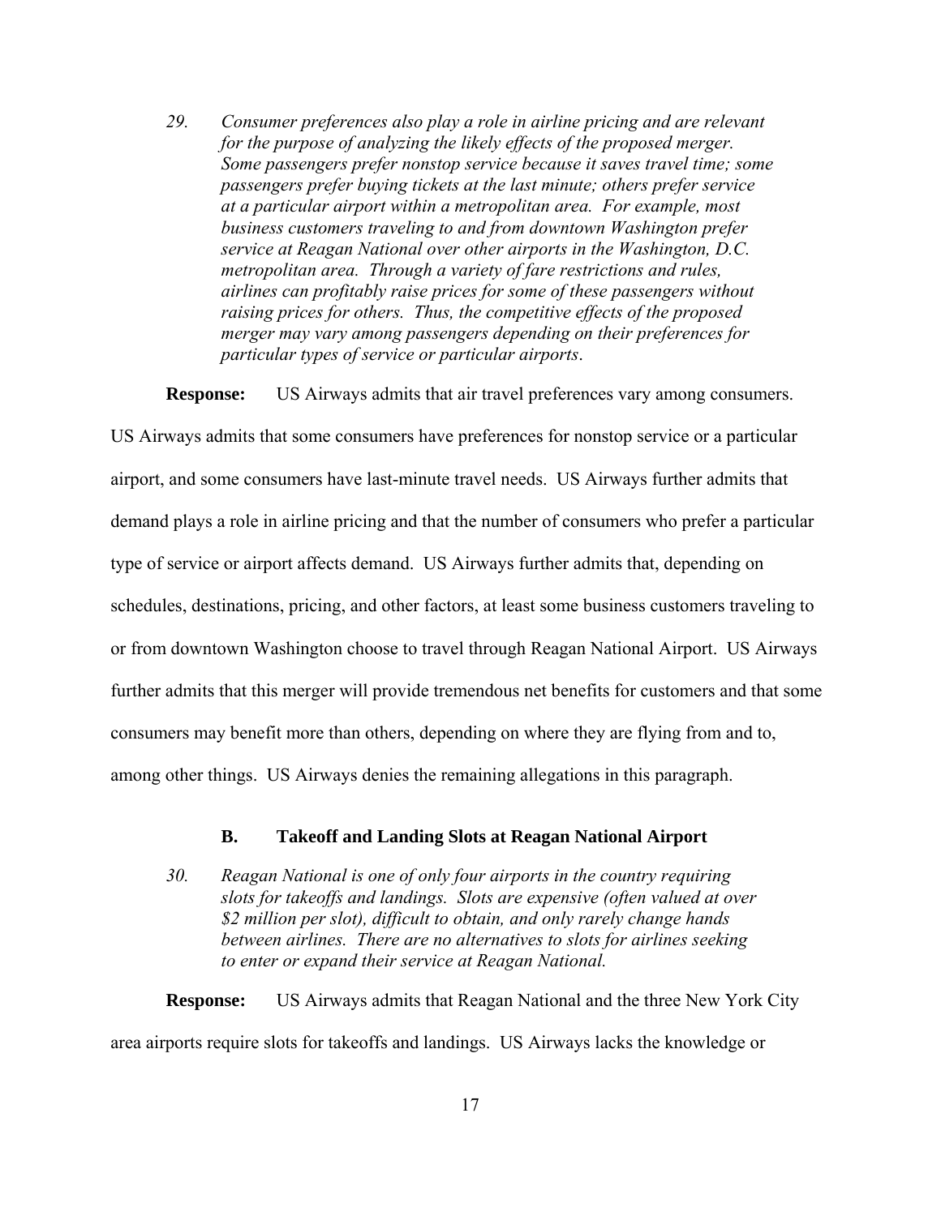*29. Consumer preferences also play a role in airline pricing and are relevant for the purpose of analyzing the likely effects of the proposed merger. Some passengers prefer nonstop service because it saves travel time; some passengers prefer buying tickets at the last minute; others prefer service at a particular airport within a metropolitan area. For example, most business customers traveling to and from downtown Washington prefer service at Reagan National over other airports in the Washington, D.C. metropolitan area. Through a variety of fare restrictions and rules, airlines can profitably raise prices for some of these passengers without raising prices for others. Thus, the competitive effects of the proposed merger may vary among passengers depending on their preferences for particular types of service or particular airports.*

**Response:** US Airways admits that air travel preferences vary among consumers. US Airways admits that some consumers have preferences for nonstop service or a particular airport, and some consumers have last-minute travel needs. US Airways further admits that demand plays a role in airline pricing and that the number of consumers who prefer a particular type of service or airport affects demand. US Airways further admits that, depending on schedules, destinations, pricing, and other factors, at least some business customers traveling to or from downtown Washington choose to travel through Reagan National Airport. US Airways further admits that this merger will provide tremendous net benefits for customers and that some consumers may benefit more than others, depending on where they are flying from and to, among other things. US Airways denies the remaining allegations in this paragraph.

### B. Takeoff and Landing Slots at Reagan National Airport

*30. Reagan National is one of only four airports in the country requiring slots for takeoffs and landings. Slots are expensive (often valued at over $2 million per slot), difficult to obtain, and only rarely change hands between airlines. There are no alternatives to slots for airlines seeking to enter or expand their service at Reagan National.*

**Response:** US Airways admits that Reagan National and the three New York City area airports require slots for takeoffs and landings. US Airways lacks the knowledge or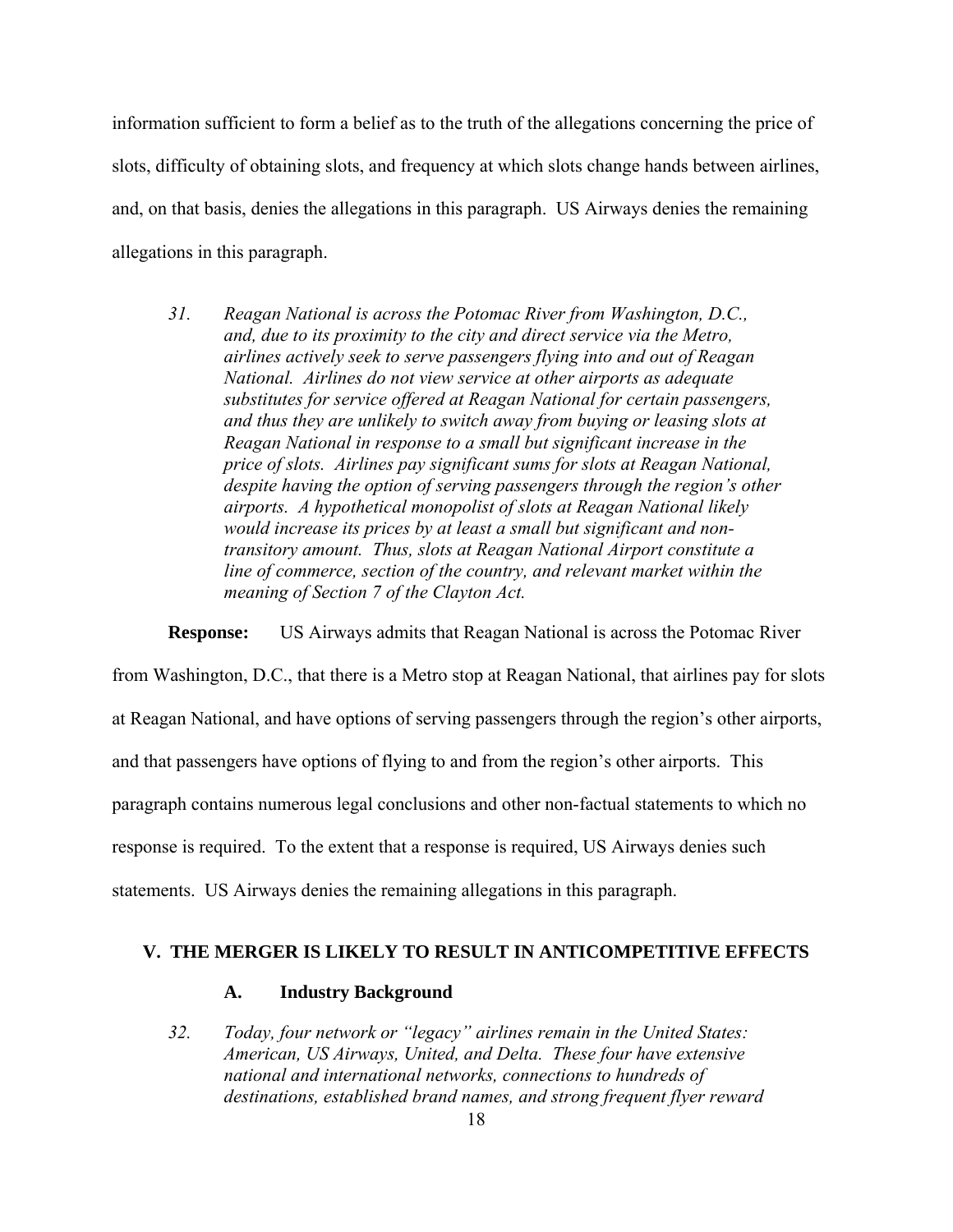information sufficient to form a belief as to the truth of the allegations concerning the price of slots, difficulty of obtaining slots, and frequency at which slots change hands between airlines, and, on that basis, denies the allegations in this paragraph. US Airways denies the remaining allegations in this paragraph.

> *31. Reagan National is across the Potomac River from Washington, D.C., and, due to its proximity to the city and direct service via the Metro, airlines actively seek to serve passengers flying into and out of Reagan National. Airlines do not view service at other airports as adequate substitutes for service offered at Reagan National for certain passengers, and thus they are unlikely to switch away from buying or leasing slots at Reagan National in response to a small but significant increase in the price of slots. Airlines pay significant sums for slots at Reagan National, despite having the option of serving passengers through the region's other airports. A hypothetical monopolist of slots at Reagan National likely would increase its prices by at least a small but significant and non-transitory amount. Thus, slots at Reagan National Airport constitute a line of commerce, section of the country, and relevant market within the meaning of Section 7 of the Clayton Act.*

**Response:** US Airways admits that Reagan National is across the Potomac River from Washington, D.C., that there is a Metro stop at Reagan National, that airlines pay for slots at Reagan National, and have options of serving passengers through the region's other airports, and that passengers have options of flying to and from the region's other airports. This paragraph contains numerous legal conclusions and other non-factual statements to which no response is required. To the extent that a response is required, US Airways denies such statements. US Airways denies the remaining allegations in this paragraph.

## V. THE MERGER IS LIKELY TO RESULT IN ANTICOMPETITIVE EFFECTS

### A. Industry Background

> *32. Today, four network or "legacy" airlines remain in the United States: American, US Airways, United, and Delta. These four have extensive national and international networks, connections to hundreds of destinations, established brand names, and strong frequent flyer reward*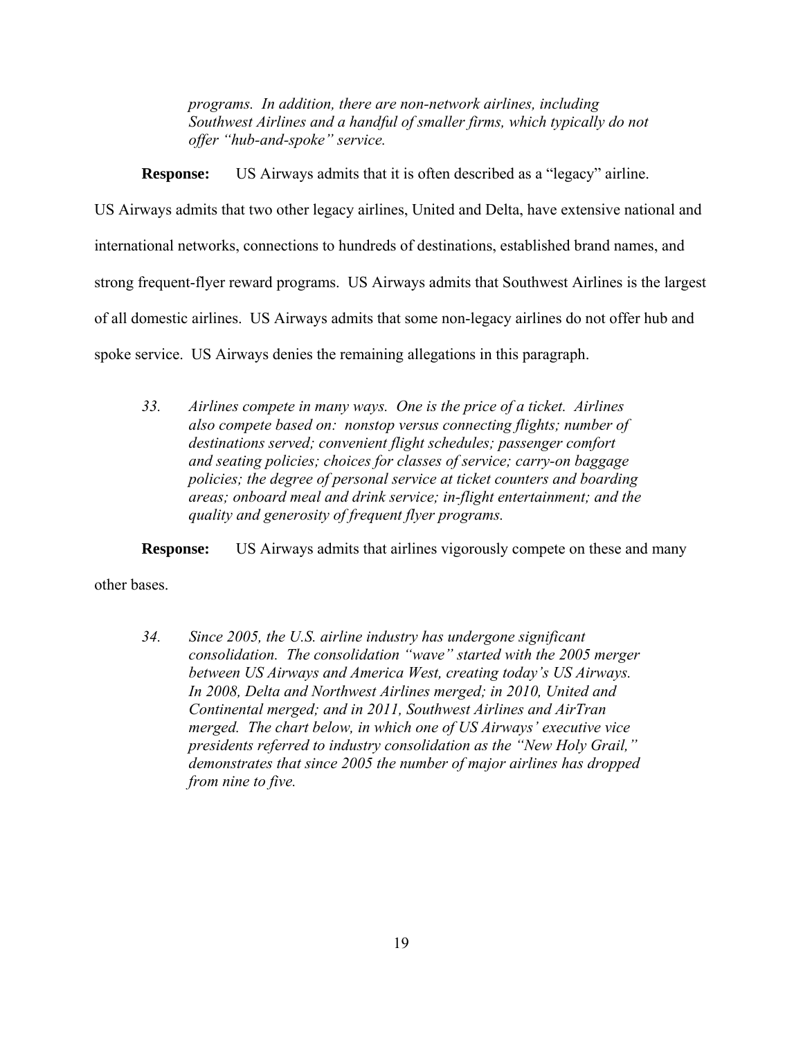*programs. In addition, there are non-network airlines, including Southwest Airlines and a handful of smaller firms, which typically do not offer "hub-and-spoke" service.*

**Response:** US Airways admits that it is often described as a "legacy" airline. US Airways admits that two other legacy airlines, United and Delta, have extensive national and international networks, connections to hundreds of destinations, established brand names, and strong frequent-flyer reward programs. US Airways admits that Southwest Airlines is the largest of all domestic airlines. US Airways admits that some non-legacy airlines do not offer hub and spoke service. US Airways denies the remaining allegations in this paragraph.

*33. Airlines compete in many ways. One is the price of a ticket. Airlines also compete based on: nonstop versus connecting flights; number of destinations served; convenient flight schedules; passenger comfort and seating policies; choices for classes of service; carry-on baggage policies; the degree of personal service at ticket counters and boarding areas; onboard meal and drink service; in-flight entertainment; and the quality and generosity of frequent flyer programs.*

**Response:** US Airways admits that airlines vigorously compete on these and many other bases.

*34. Since 2005, the U.S. airline industry has undergone significant consolidation. The consolidation "wave" started with the 2005 merger between US Airways and America West, creating today's US Airways. In 2008, Delta and Northwest Airlines merged; in 2010, United and Continental merged; and in 2011, Southwest Airlines and AirTran merged. The chart below, in which one of US Airways' executive vice presidents referred to industry consolidation as the "New Holy Grail," demonstrates that since 2005 the number of major airlines has dropped from nine to five.*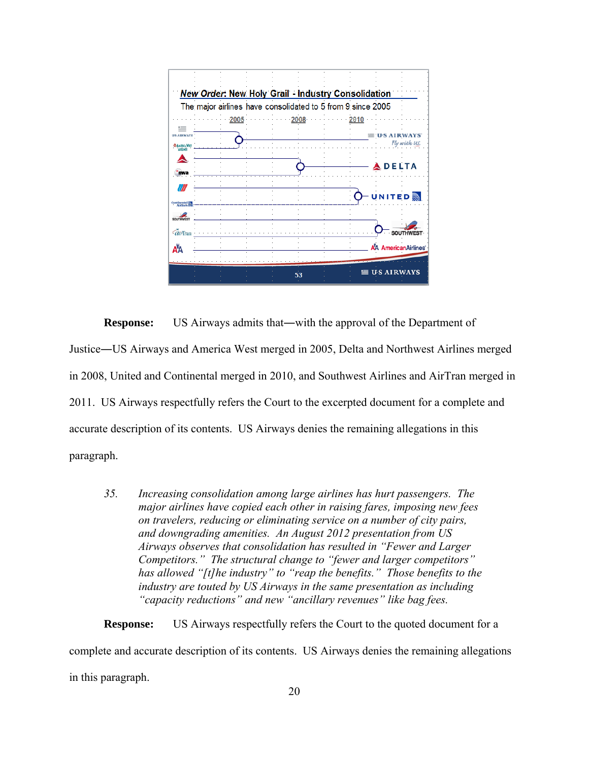**Response:** US Airways admits that—with the approval of the Department of Justice—US Airways and America West merged in 2005, Delta and Northwest Airlines merged in 2008, United and Continental merged in 2010, and Southwest Airlines and AirTran merged in 2011. US Airways respectfully refers the Court to the excerpted document for a complete and accurate description of its contents. US Airways denies the remaining allegations in this paragraph.

> *35. Increasing consolidation among large airlines has hurt passengers. The major airlines have copied each other in raising fares, imposing new fees on travelers, reducing or eliminating service on a number of city pairs, and downgrading amenities. An August 2012 presentation from US Airways observes that consolidation has resulted in "Fewer and Larger Competitors." The structural change to "fewer and larger competitors" has allowed "[t]he industry" to "reap the benefits." Those benefits to the industry are touted by US Airways in the same presentation as including "capacity reductions" and new "ancillary revenues" like bag fees.*

**Response:** US Airways respectfully refers the Court to the quoted document for a complete and accurate description of its contents. US Airways denies the remaining allegations in this paragraph.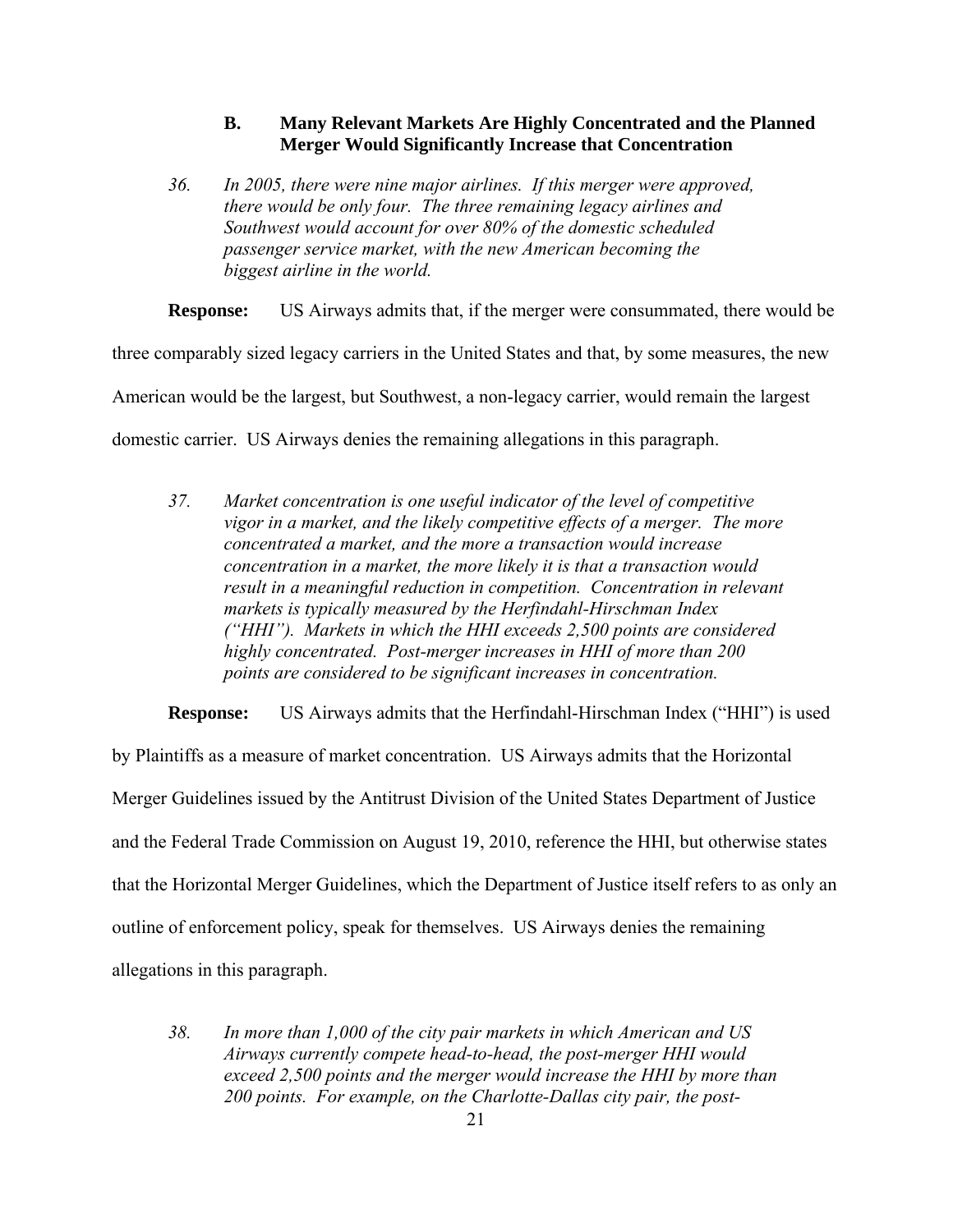### B. Many Relevant Markets Are Highly Concentrated and the Planned Merger Would Significantly Increase that Concentration

> *36. In 2005, there were nine major airlines. If this merger were approved, there would be only four. The three remaining legacy airlines and Southwest would account for over 80% of the domestic scheduled passenger service market, with the new American becoming the biggest airline in the world.*

**Response:** US Airways admits that, if the merger were consummated, there would be three comparably sized legacy carriers in the United States and that, by some measures, the new American would be the largest, but Southwest, a non-legacy carrier, would remain the largest domestic carrier. US Airways denies the remaining allegations in this paragraph.

> *37. Market concentration is one useful indicator of the level of competitive vigor in a market, and the likely competitive effects of a merger. The more concentrated a market, and the more a transaction would increase concentration in a market, the more likely it is that a transaction would result in a meaningful reduction in competition. Concentration in relevant markets is typically measured by the Herfindahl-Hirschman Index ("HHI"). Markets in which the HHI exceeds 2,500 points are considered highly concentrated. Post-merger increases in HHI of more than 200 points are considered to be significant increases in concentration.*

**Response:** US Airways admits that the Herfindahl-Hirschman Index ("HHI") is used by Plaintiffs as a measure of market concentration. US Airways admits that the Horizontal Merger Guidelines issued by the Antitrust Division of the United States Department of Justice and the Federal Trade Commission on August 19, 2010, reference the HHI, but otherwise states that the Horizontal Merger Guidelines, which the Department of Justice itself refers to as only an outline of enforcement policy, speak for themselves. US Airways denies the remaining allegations in this paragraph.

> *38. In more than 1,000 of the city pair markets in which American and US Airways currently compete head-to-head, the post-merger HHI would exceed 2,500 points and the merger would increase the HHI by more than 200 points. For example, on the Charlotte-Dallas city pair, the post-*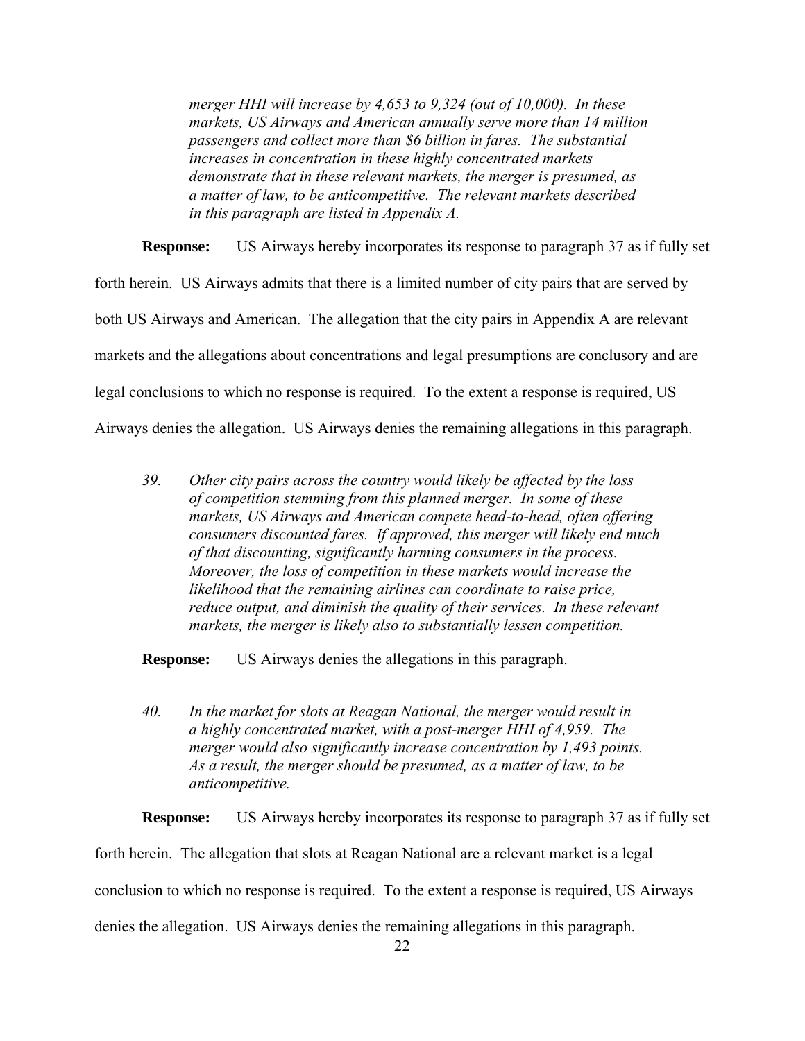*merger HHI will increase by 4,653 to 9,324 (out of 10,000). In these markets, US Airways and American annually serve more than 14 million passengers and collect more than $6 billion in fares. The substantial increases in concentration in these highly concentrated markets demonstrate that in these relevant markets, the merger is presumed, as a matter of law, to be anticompetitive. The relevant markets described in this paragraph are listed in Appendix A.*

**Response:** US Airways hereby incorporates its response to paragraph 37 as if fully set forth herein. US Airways admits that there is a limited number of city pairs that are served by both US Airways and American. The allegation that the city pairs in Appendix A are relevant markets and the allegations about concentrations and legal presumptions are conclusory and are legal conclusions to which no response is required. To the extent a response is required, US Airways denies the allegation. US Airways denies the remaining allegations in this paragraph.

*39. Other city pairs across the country would likely be affected by the loss of competition stemming from this planned merger. In some of these markets, US Airways and American compete head-to-head, often offering consumers discounted fares. If approved, this merger will likely end much of that discounting, significantly harming consumers in the process. Moreover, the loss of competition in these markets would increase the likelihood that the remaining airlines can coordinate to raise price, reduce output, and diminish the quality of their services. In these relevant markets, the merger is likely also to substantially lessen competition.*

**Response:** US Airways denies the allegations in this paragraph.

*40. In the market for slots at Reagan National, the merger would result in a highly concentrated market, with a post-merger HHI of 4,959. The merger would also significantly increase concentration by 1,493 points. As a result, the merger should be presumed, as a matter of law, to be anticompetitive.*

**Response:** US Airways hereby incorporates its response to paragraph 37 as if fully set forth herein. The allegation that slots at Reagan National are a relevant market is a legal conclusion to which no response is required. To the extent a response is required, US Airways denies the allegation. US Airways denies the remaining allegations in this paragraph.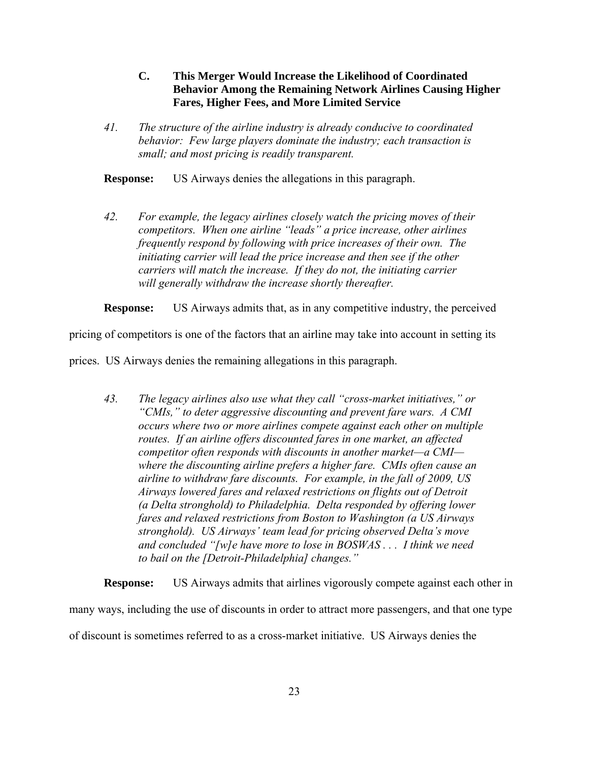### C. This Merger Would Increase the Likelihood of Coordinated Behavior Among the Remaining Network Airlines Causing Higher Fares, Higher Fees, and More Limited Service

*41. The structure of the airline industry is already conducive to coordinated behavior: Few large players dominate the industry; each transaction is small; and most pricing is readily transparent.*

**Response:** US Airways denies the allegations in this paragraph.

*42. For example, the legacy airlines closely watch the pricing moves of their competitors. When one airline "leads" a price increase, other airlines frequently respond by following with price increases of their own. The initiating carrier will lead the price increase and then see if the other carriers will match the increase. If they do not, the initiating carrier will generally withdraw the increase shortly thereafter.*

**Response:** US Airways admits that, as in any competitive industry, the perceived pricing of competitors is one of the factors that an airline may take into account in setting its prices. US Airways denies the remaining allegations in this paragraph.

*43. The legacy airlines also use what they call "cross-market initiatives," or "CMIs," to deter aggressive discounting and prevent fare wars. A CMI occurs where two or more airlines compete against each other on multiple routes. If an airline offers discounted fares in one market, an affected competitor often responds with discounts in another market—a CMI—where the discounting airline prefers a higher fare. CMIs often cause an airline to withdraw fare discounts. For example, in the fall of 2009, US Airways lowered fares and relaxed restrictions on flights out of Detroit (a Delta stronghold) to Philadelphia. Delta responded by offering lower fares and relaxed restrictions from Boston to Washington (a US Airways stronghold). US Airways' team lead for pricing observed Delta's move and concluded "[w]e have more to lose in BOSWAS . . . I think we need to bail on the [Detroit-Philadelphia] changes."*

**Response:** US Airways admits that airlines vigorously compete against each other in many ways, including the use of discounts in order to attract more passengers, and that one type of discount is sometimes referred to as a cross-market initiative. US Airways denies the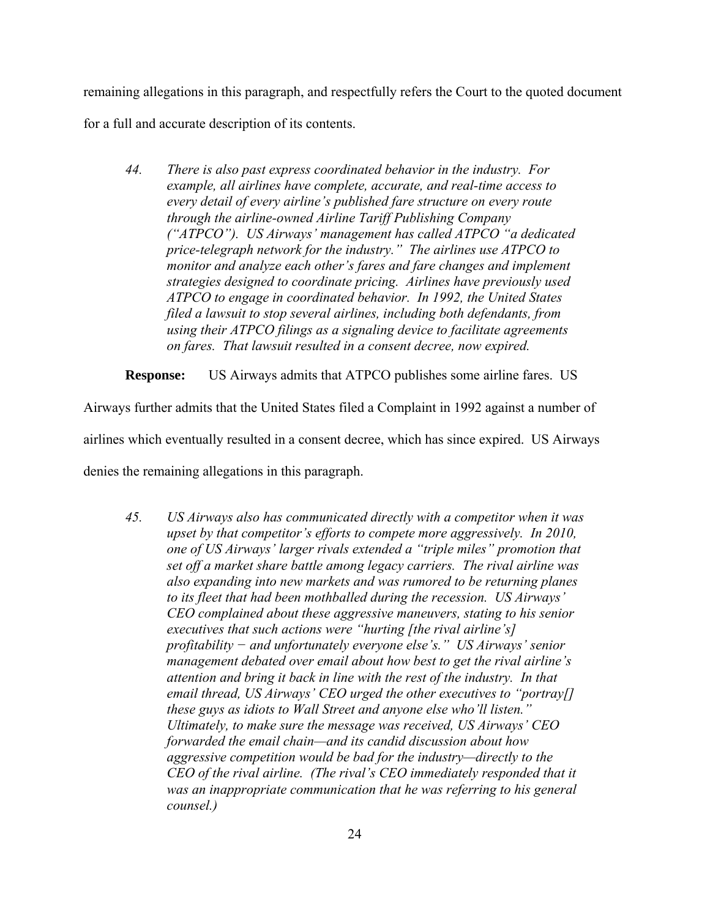remaining allegations in this paragraph, and respectfully refers the Court to the quoted document for a full and accurate description of its contents.

> *44. There is also past express coordinated behavior in the industry. For example, all airlines have complete, accurate, and real-time access to every detail of every airline's published fare structure on every route through the airline-owned Airline Tariff Publishing Company ("ATPCO"). US Airways' management has called ATPCO "a dedicated price-telegraph network for the industry." The airlines use ATPCO to monitor and analyze each other's fares and fare changes and implement strategies designed to coordinate pricing. Airlines have previously used ATPCO to engage in coordinated behavior. In 1992, the United States filed a lawsuit to stop several airlines, including both defendants, from using their ATPCO filings as a signaling device to facilitate agreements on fares. That lawsuit resulted in a consent decree, now expired.*

**Response:** US Airways admits that ATPCO publishes some airline fares. US Airways further admits that the United States filed a Complaint in 1992 against a number of airlines which eventually resulted in a consent decree, which has since expired. US Airways denies the remaining allegations in this paragraph.

> *45. US Airways also has communicated directly with a competitor when it was upset by that competitor's efforts to compete more aggressively. In 2010, one of US Airways' larger rivals extended a "triple miles" promotion that set off a market share battle among legacy carriers. The rival airline was also expanding into new markets and was rumored to be returning planes to its fleet that had been mothballed during the recession. US Airways' CEO complained about these aggressive maneuvers, stating to his senior executives that such actions were "hurting [the rival airline's] profitability − and unfortunately everyone else's." US Airways' senior management debated over email about how best to get the rival airline's attention and bring it back in line with the rest of the industry. In that email thread, US Airways' CEO urged the other executives to "portray[] these guys as idiots to Wall Street and anyone else who'll listen." Ultimately, to make sure the message was received, US Airways' CEO forwarded the email chain—and its candid discussion about how aggressive competition would be bad for the industry—directly to the CEO of the rival airline. (The rival's CEO immediately responded that it was an inappropriate communication that he was referring to his general counsel.)*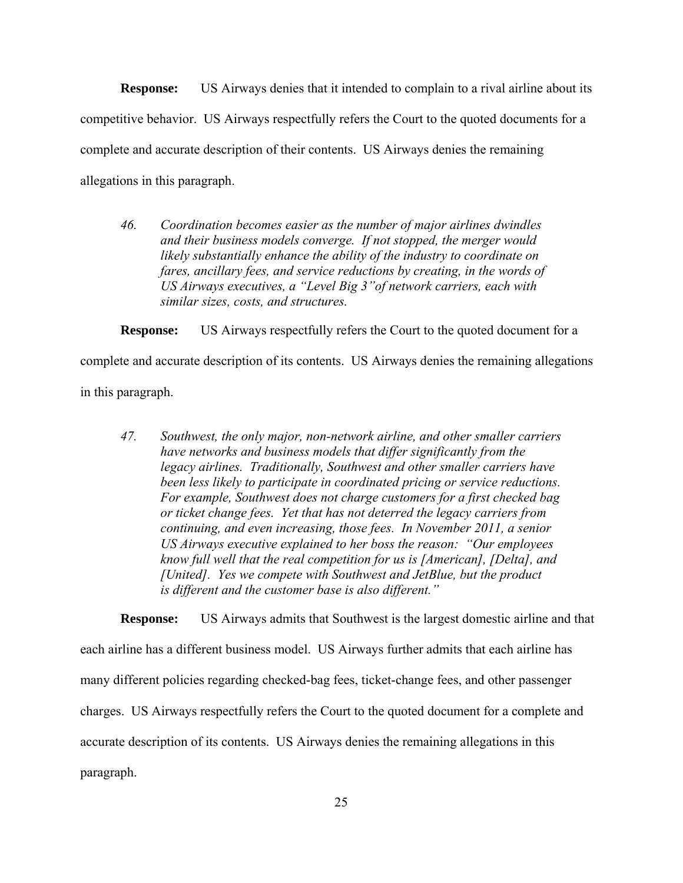**Response:** US Airways denies that it intended to complain to a rival airline about its competitive behavior. US Airways respectfully refers the Court to the quoted documents for a complete and accurate description of their contents. US Airways denies the remaining allegations in this paragraph.

> *46. Coordination becomes easier as the number of major airlines dwindles and their business models converge. If not stopped, the merger would likely substantially enhance the ability of the industry to coordinate on fares, ancillary fees, and service reductions by creating, in the words of US Airways executives, a "Level Big 3" of network carriers, each with similar sizes, costs, and structures.*

**Response:** US Airways respectfully refers the Court to the quoted document for a complete and accurate description of its contents. US Airways denies the remaining allegations in this paragraph.

> *47. Southwest, the only major, non-network airline, and other smaller carriers have networks and business models that differ significantly from the legacy airlines. Traditionally, Southwest and other smaller carriers have been less likely to participate in coordinated pricing or service reductions. For example, Southwest does not charge customers for a first checked bag or ticket change fees. Yet that has not deterred the legacy carriers from continuing, and even increasing, those fees. In November 2011, a senior US Airways executive explained to her boss the reason: "Our employees know full well that the real competition for us is [American], [Delta], and [United]. Yes we compete with Southwest and JetBlue, but the product is different and the customer base is also different."*

**Response:** US Airways admits that Southwest is the largest domestic airline and that each airline has a different business model. US Airways further admits that each airline has many different policies regarding checked-bag fees, ticket-change fees, and other passenger charges. US Airways respectfully refers the Court to the quoted document for a complete and accurate description of its contents. US Airways denies the remaining allegations in this paragraph.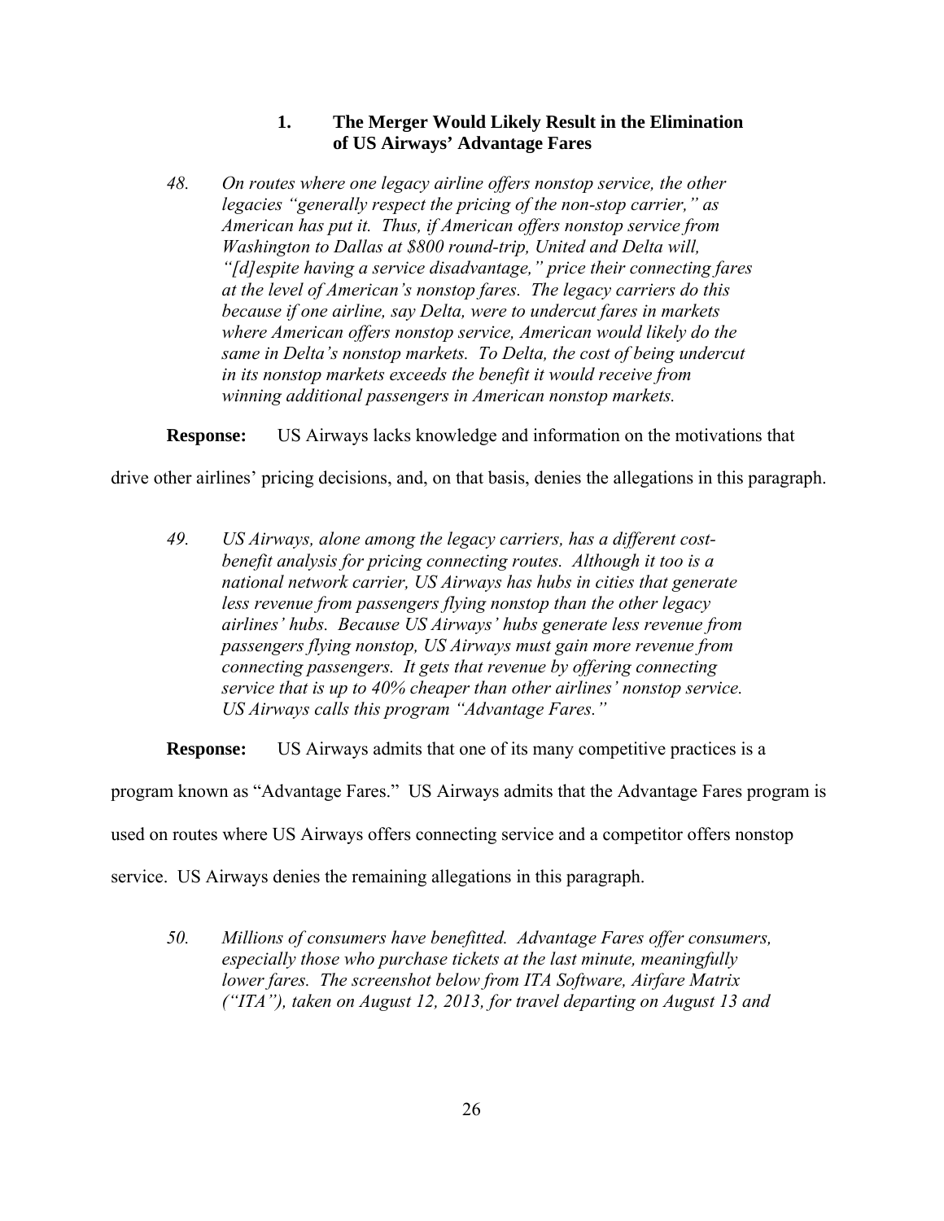### 1. The Merger Would Likely Result in the Elimination of US Airways' Advantage Fares

*48. On routes where one legacy airline offers nonstop service, the other legacies "generally respect the pricing of the non-stop carrier," as American has put it. Thus, if American offers nonstop service from Washington to Dallas at $800 round-trip, United and Delta will, "[d]espite having a service disadvantage," price their connecting fares at the level of American's nonstop fares. The legacy carriers do this because if one airline, say Delta, were to undercut fares in markets where American offers nonstop service, American would likely do the same in Delta's nonstop markets. To Delta, the cost of being undercut in its nonstop markets exceeds the benefit it would receive from winning additional passengers in American nonstop markets.*

**Response:** US Airways lacks knowledge and information on the motivations that drive other airlines' pricing decisions, and, on that basis, denies the allegations in this paragraph.

*49. US Airways, alone among the legacy carriers, has a different cost-benefit analysis for pricing connecting routes. Although it too is a national network carrier, US Airways has hubs in cities that generate less revenue from passengers flying nonstop than the other legacy airlines' hubs. Because US Airways' hubs generate less revenue from passengers flying nonstop, US Airways must gain more revenue from connecting passengers. It gets that revenue by offering connecting service that is up to 40% cheaper than other airlines' nonstop service. US Airways calls this program "Advantage Fares."*

**Response:** US Airways admits that one of its many competitive practices is a program known as "Advantage Fares." US Airways admits that the Advantage Fares program is used on routes where US Airways offers connecting service and a competitor offers nonstop service. US Airways denies the remaining allegations in this paragraph.

*50. Millions of consumers have benefitted. Advantage Fares offer consumers, especially those who purchase tickets at the last minute, meaningfully lower fares. The screenshot below from ITA Software, Airfare Matrix ("ITA"), taken on August 12, 2013, for travel departing on August 13 and*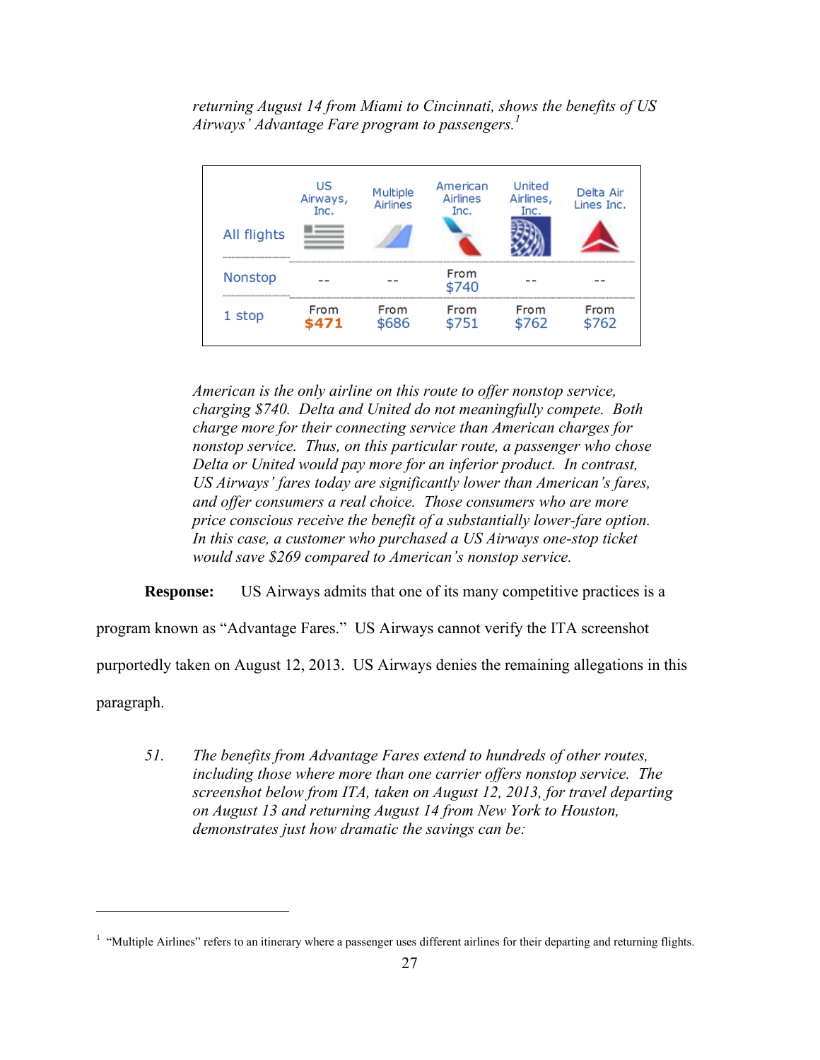*returning August 14 from Miami to Cincinnati, shows the benefits of US Airways' Advantage Fare program to passengers.*[1]

| | US Airways, Inc. | Multiple Airlines | American Airlines Inc. | United Airlines, Inc. | Delta Air Lines Inc. |
|---|---|---|---|---|---|
| All flights | | | | | |
| Nonstop | -- | -- | From $740 | -- | -- |
| 1 stop | From **$471** | From $686 | From $751 | From $762 | From $762 |

*American is the only airline on this route to offer nonstop service, charging $740. Delta and United do not meaningfully compete. Both charge more for their connecting service than American charges for nonstop service. Thus, on this particular route, a passenger who chose Delta or United would pay more for an inferior product. In contrast, US Airways' fares today are significantly lower than American's fares, and offer consumers a real choice. Those consumers who are more price conscious receive the benefit of a substantially lower-fare option. In this case, a customer who purchased a US Airways one-stop ticket would save $269 compared to American's nonstop service.*

**Response:** US Airways admits that one of its many competitive practices is a program known as "Advantage Fares." US Airways cannot verify the ITA screenshot purportedly taken on August 12, 2013. US Airways denies the remaining allegations in this paragraph.

*51. The benefits from Advantage Fares extend to hundreds of other routes, including those where more than one carrier offers nonstop service. The screenshot below from ITA, taken on August 12, 2013, for travel departing on August 13 and returning August 14 from New York to Houston, demonstrates just how dramatic the savings can be:*

[1] "Multiple Airlines" refers to an itinerary where a passenger uses different airlines for their departing and returning flights.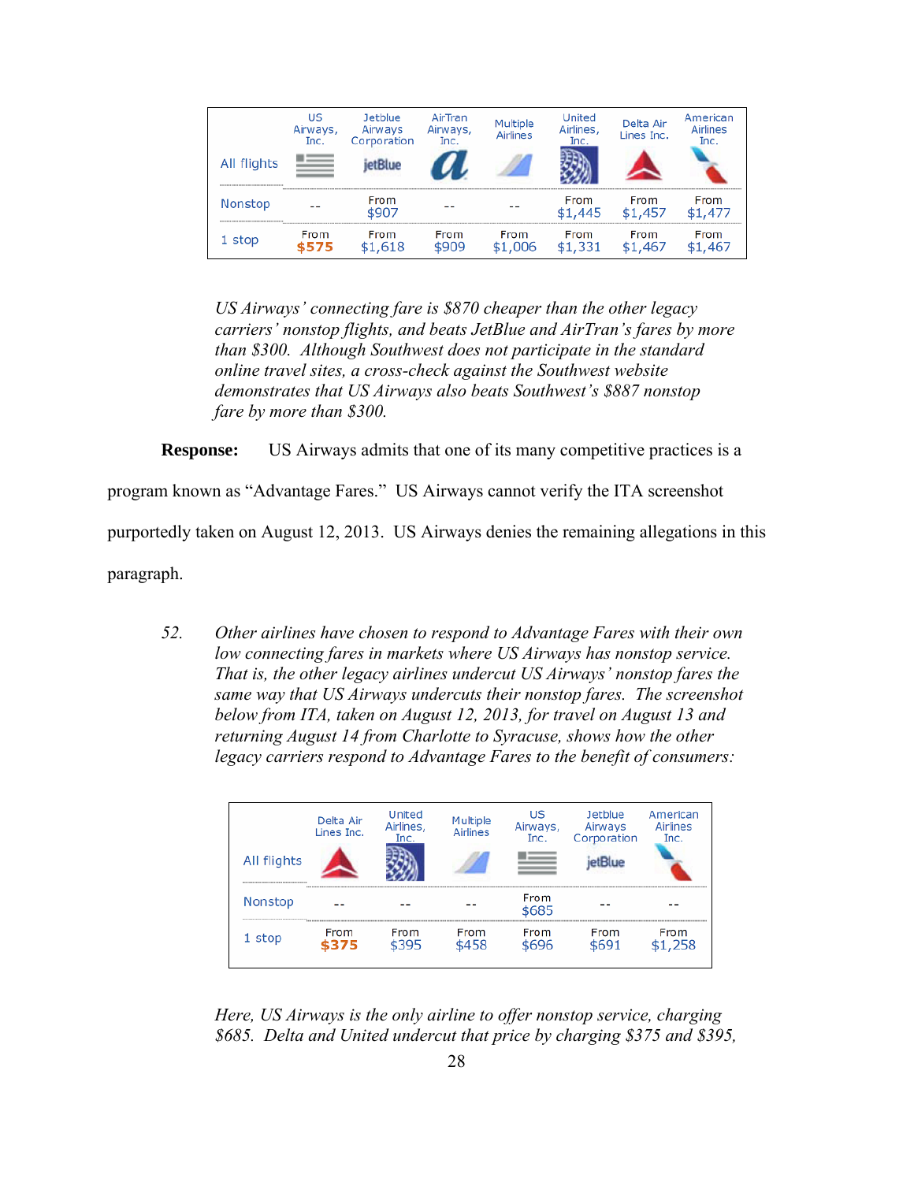| | US Airways, Inc. | Jetblue Airways Corporation | AirTran Airways, Inc. | Multiple Airlines | United Airlines, Inc. | Delta Air Lines Inc. | American Airlines Inc. |
|---|---|---|---|---|---|---|---|
| All flights | | | | | | | |
| Nonstop | -- | From $907 | -- | -- | From $1,445 | From $1,457 | From $1,477 |
| 1 stop | From **$575** | From $1,618 | From $909 | From $1,006 | From $1,331 | From $1,467 | From $1,467 |

*US Airways' connecting fare is $870 cheaper than the other legacy carriers' nonstop flights, and beats JetBlue and AirTran's fares by more than $300. Although Southwest does not participate in the standard online travel sites, a cross-check against the Southwest website demonstrates that US Airways also beats Southwest's $887 nonstop fare by more than $300.*

**Response:** US Airways admits that one of its many competitive practices is a program known as "Advantage Fares." US Airways cannot verify the ITA screenshot purportedly taken on August 12, 2013. US Airways denies the remaining allegations in this paragraph.

52. *Other airlines have chosen to respond to Advantage Fares with their own low connecting fares in markets where US Airways has nonstop service. That is, the other legacy airlines undercut US Airways' nonstop fares the same way that US Airways undercuts their nonstop fares. The screenshot below from ITA, taken on August 12, 2013, for travel on August 13 and returning August 14 from Charlotte to Syracuse, shows how the other legacy carriers respond to Advantage Fares to the benefit of consumers:*

| | Delta Air Lines Inc. | United Airlines, Inc. | Multiple Airlines | US Airways, Inc. | Jetblue Airways Corporation | American Airlines Inc. |
|---|---|---|---|---|---|---|
| All flights | | | | | | |
| Nonstop | -- | -- | -- | From $685 | -- | -- |
| 1 stop | From **$375** | From $395 | From $458 | From $696 | From $691 | From $1,258 |

*Here, US Airways is the only airline to offer nonstop service, charging $685. Delta and United undercut that price by charging $375 and $395,*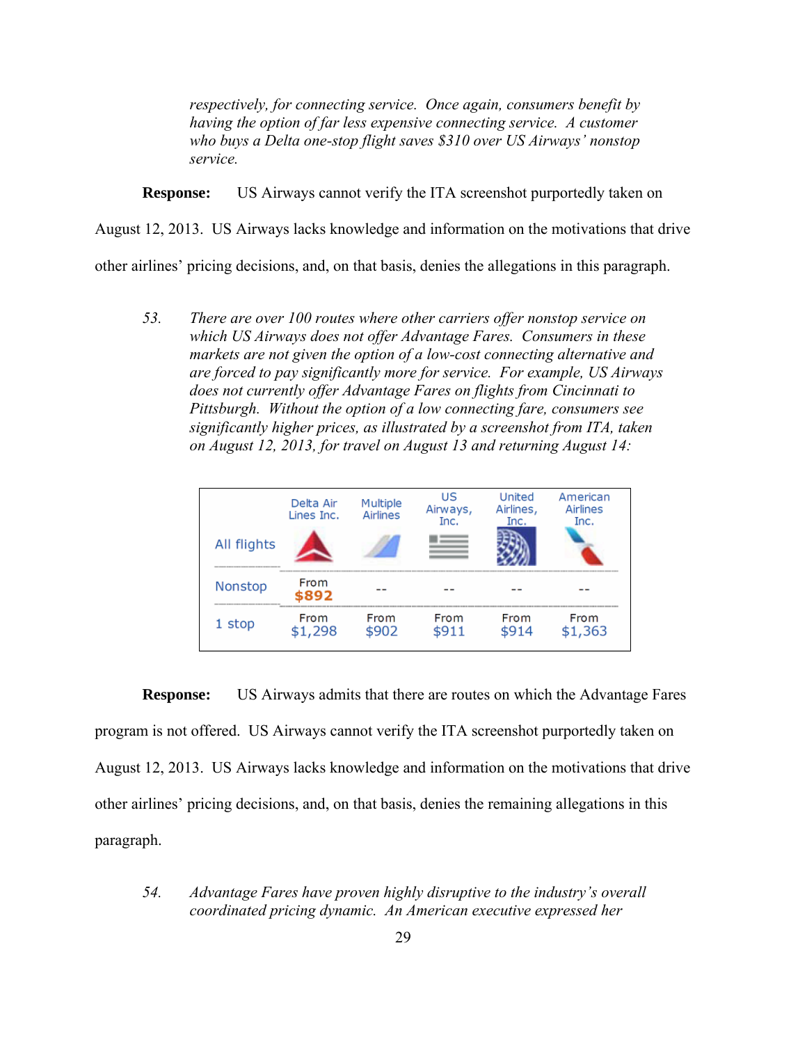*respectively, for connecting service. Once again, consumers benefit by having the option of far less expensive connecting service. A customer who buys a Delta one-stop flight saves $310 over US Airways' nonstop service.*

**Response:** US Airways cannot verify the ITA screenshot purportedly taken on August 12, 2013. US Airways lacks knowledge and information on the motivations that drive other airlines' pricing decisions, and, on that basis, denies the allegations in this paragraph.

*53. There are over 100 routes where other carriers offer nonstop service on which US Airways does not offer Advantage Fares. Consumers in these markets are not given the option of a low-cost connecting alternative and are forced to pay significantly more for service. For example, US Airways does not currently offer Advantage Fares on flights from Cincinnati to Pittsburgh. Without the option of a low connecting fare, consumers see significantly higher prices, as illustrated by a screenshot from ITA, taken on August 12, 2013, for travel on August 13 and returning August 14:*

| All flights | Delta Air Lines Inc. | Multiple Airlines | US Airways, Inc. | United Airlines, Inc. | American Airlines Inc. |
|---|---|---|---|---|---|
| Nonstop | From $892 | -- | -- | -- | -- |
| 1 stop | From $1,298 | From $902 | From $911 | From $914 | From $1,363 |

**Response:** US Airways admits that there are routes on which the Advantage Fares program is not offered. US Airways cannot verify the ITA screenshot purportedly taken on August 12, 2013. US Airways lacks knowledge and information on the motivations that drive other airlines' pricing decisions, and, on that basis, denies the remaining allegations in this paragraph.

*54. Advantage Fares have proven highly disruptive to the industry's overall coordinated pricing dynamic. An American executive expressed her*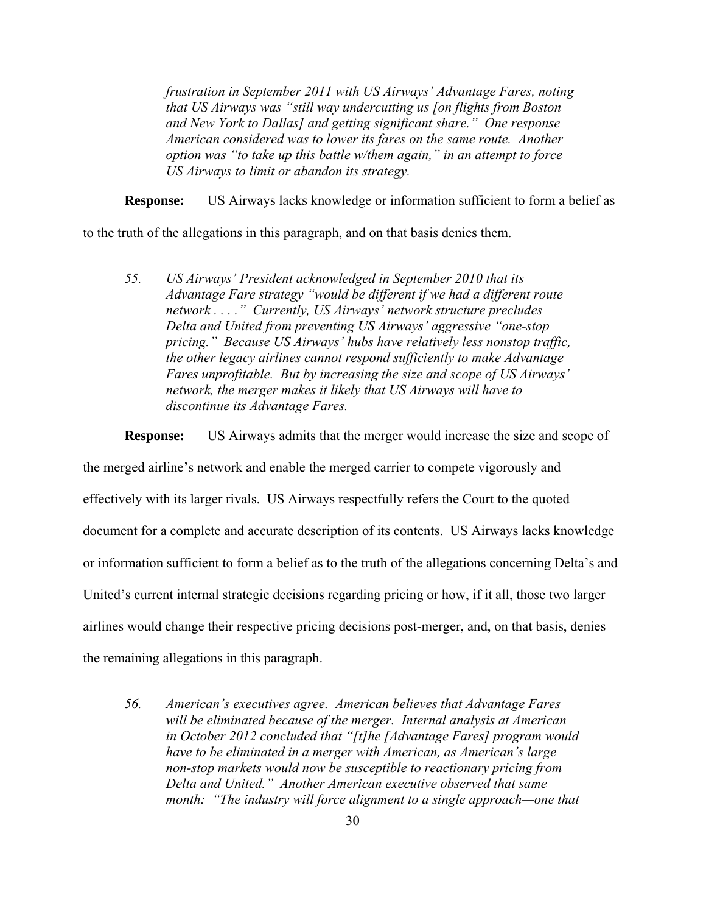*frustration in September 2011 with US Airways' Advantage Fares, noting that US Airways was "still way undercutting us [on flights from Boston and New York to Dallas] and getting significant share." One response American considered was to lower its fares on the same route. Another option was "to take up this battle w/them again," in an attempt to force US Airways to limit or abandon its strategy.*

**Response:** US Airways lacks knowledge or information sufficient to form a belief as to the truth of the allegations in this paragraph, and on that basis denies them.

*55. US Airways' President acknowledged in September 2010 that its Advantage Fare strategy "would be different if we had a different route network . . . ." Currently, US Airways' network structure precludes Delta and United from preventing US Airways' aggressive "one-stop pricing." Because US Airways' hubs have relatively less nonstop traffic, the other legacy airlines cannot respond sufficiently to make Advantage Fares unprofitable. But by increasing the size and scope of US Airways' network, the merger makes it likely that US Airways will have to discontinue its Advantage Fares.*

**Response:** US Airways admits that the merger would increase the size and scope of the merged airline's network and enable the merged carrier to compete vigorously and effectively with its larger rivals. US Airways respectfully refers the Court to the quoted document for a complete and accurate description of its contents. US Airways lacks knowledge or information sufficient to form a belief as to the truth of the allegations concerning Delta's and United's current internal strategic decisions regarding pricing or how, if it all, those two larger airlines would change their respective pricing decisions post-merger, and, on that basis, denies the remaining allegations in this paragraph.

*56. American's executives agree. American believes that Advantage Fares will be eliminated because of the merger. Internal analysis at American in October 2012 concluded that "[t]he [Advantage Fares] program would have to be eliminated in a merger with American, as American's large non-stop markets would now be susceptible to reactionary pricing from Delta and United." Another American executive observed that same month: "The industry will force alignment to a single approach—one that*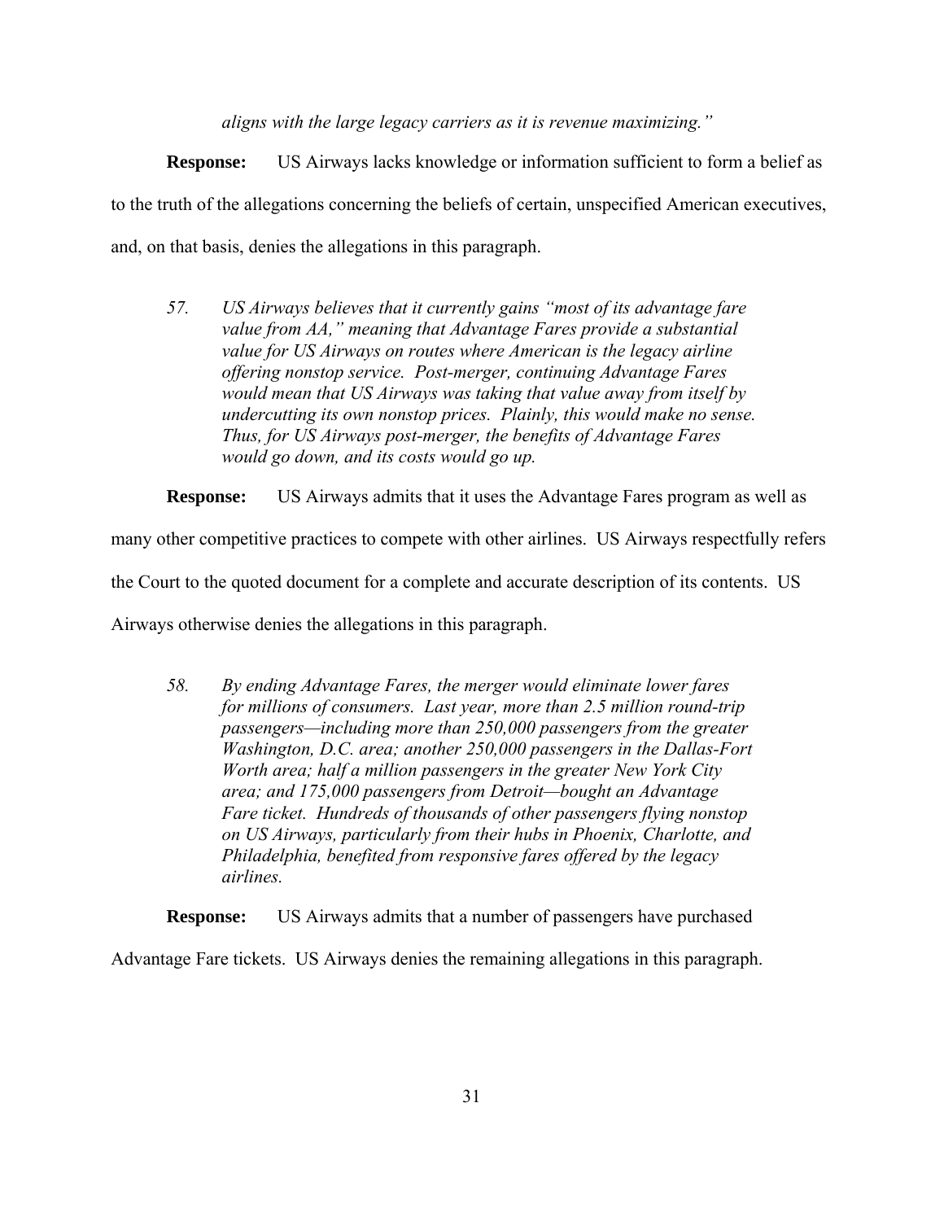*aligns with the large legacy carriers as it is revenue maximizing."*

**Response:** US Airways lacks knowledge or information sufficient to form a belief as to the truth of the allegations concerning the beliefs of certain, unspecified American executives, and, on that basis, denies the allegations in this paragraph.

> *57. US Airways believes that it currently gains "most of its advantage fare value from AA," meaning that Advantage Fares provide a substantial value for US Airways on routes where American is the legacy airline offering nonstop service. Post-merger, continuing Advantage Fares would mean that US Airways was taking that value away from itself by undercutting its own nonstop prices. Plainly, this would make no sense. Thus, for US Airways post-merger, the benefits of Advantage Fares would go down, and its costs would go up.*

**Response:** US Airways admits that it uses the Advantage Fares program as well as many other competitive practices to compete with other airlines. US Airways respectfully refers the Court to the quoted document for a complete and accurate description of its contents. US Airways otherwise denies the allegations in this paragraph.

> *58. By ending Advantage Fares, the merger would eliminate lower fares for millions of consumers. Last year, more than 2.5 million round-trip passengers—including more than 250,000 passengers from the greater Washington, D.C. area; another 250,000 passengers in the Dallas-Fort Worth area; half a million passengers in the greater New York City area; and 175,000 passengers from Detroit—bought an Advantage Fare ticket. Hundreds of thousands of other passengers flying nonstop on US Airways, particularly from their hubs in Phoenix, Charlotte, and Philadelphia, benefited from responsive fares offered by the legacy airlines.*

**Response:** US Airways admits that a number of passengers have purchased Advantage Fare tickets. US Airways denies the remaining allegations in this paragraph.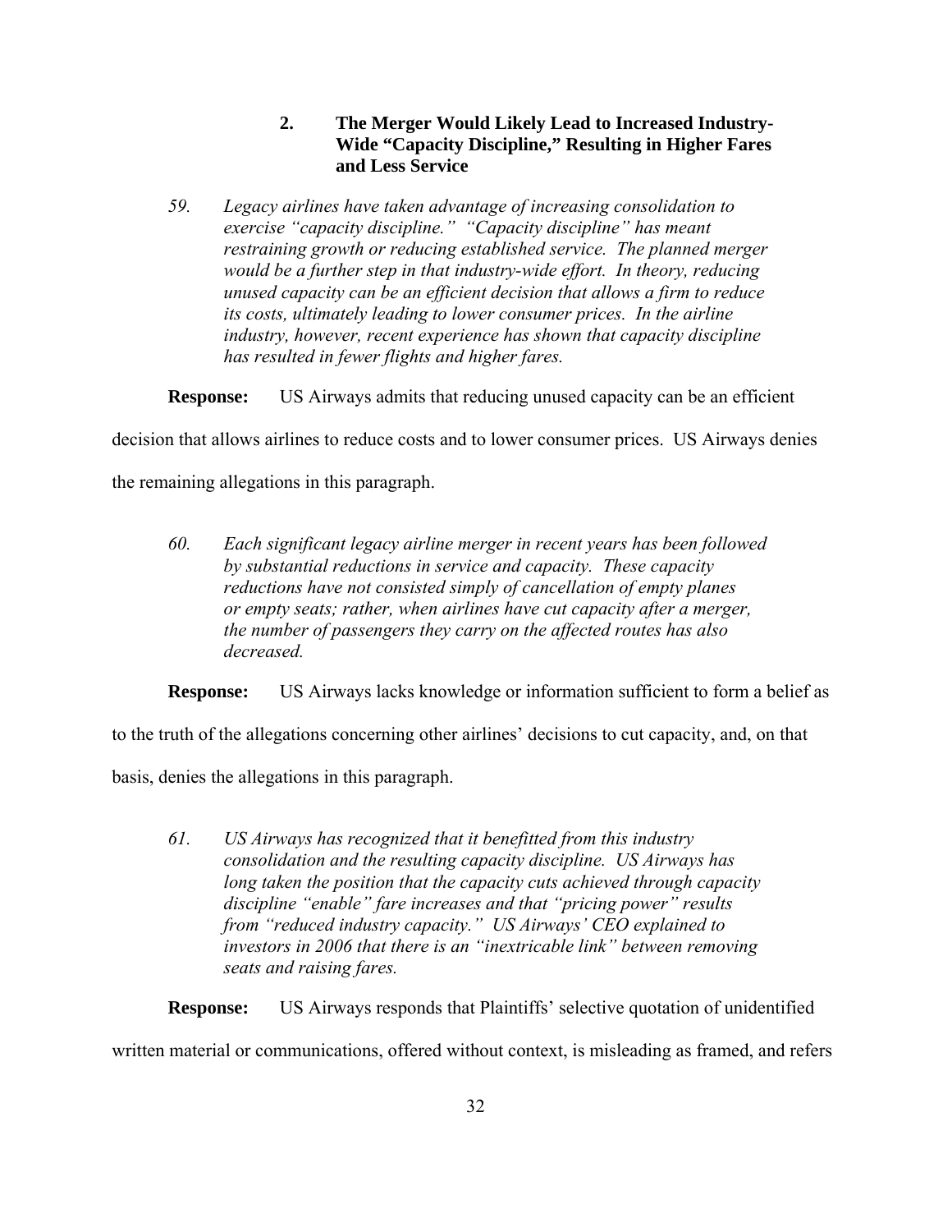### 2. The Merger Would Likely Lead to Increased Industry-Wide "Capacity Discipline," Resulting in Higher Fares and Less Service

*59. Legacy airlines have taken advantage of increasing consolidation to exercise "capacity discipline." "Capacity discipline" has meant restraining growth or reducing established service. The planned merger would be a further step in that industry-wide effort. In theory, reducing unused capacity can be an efficient decision that allows a firm to reduce its costs, ultimately leading to lower consumer prices. In the airline industry, however, recent experience has shown that capacity discipline has resulted in fewer flights and higher fares.*

**Response:** US Airways admits that reducing unused capacity can be an efficient decision that allows airlines to reduce costs and to lower consumer prices. US Airways denies the remaining allegations in this paragraph.

*60. Each significant legacy airline merger in recent years has been followed by substantial reductions in service and capacity. These capacity reductions have not consisted simply of cancellation of empty planes or empty seats; rather, when airlines have cut capacity after a merger, the number of passengers they carry on the affected routes has also decreased.*

**Response:** US Airways lacks knowledge or information sufficient to form a belief as to the truth of the allegations concerning other airlines' decisions to cut capacity, and, on that basis, denies the allegations in this paragraph.

*61. US Airways has recognized that it benefitted from this industry consolidation and the resulting capacity discipline. US Airways has long taken the position that the capacity cuts achieved through capacity discipline "enable" fare increases and that "pricing power" results from "reduced industry capacity." US Airways' CEO explained to investors in 2006 that there is an "inextricable link" between removing seats and raising fares.*

**Response:** US Airways responds that Plaintiffs' selective quotation of unidentified written material or communications, offered without context, is misleading as framed, and refers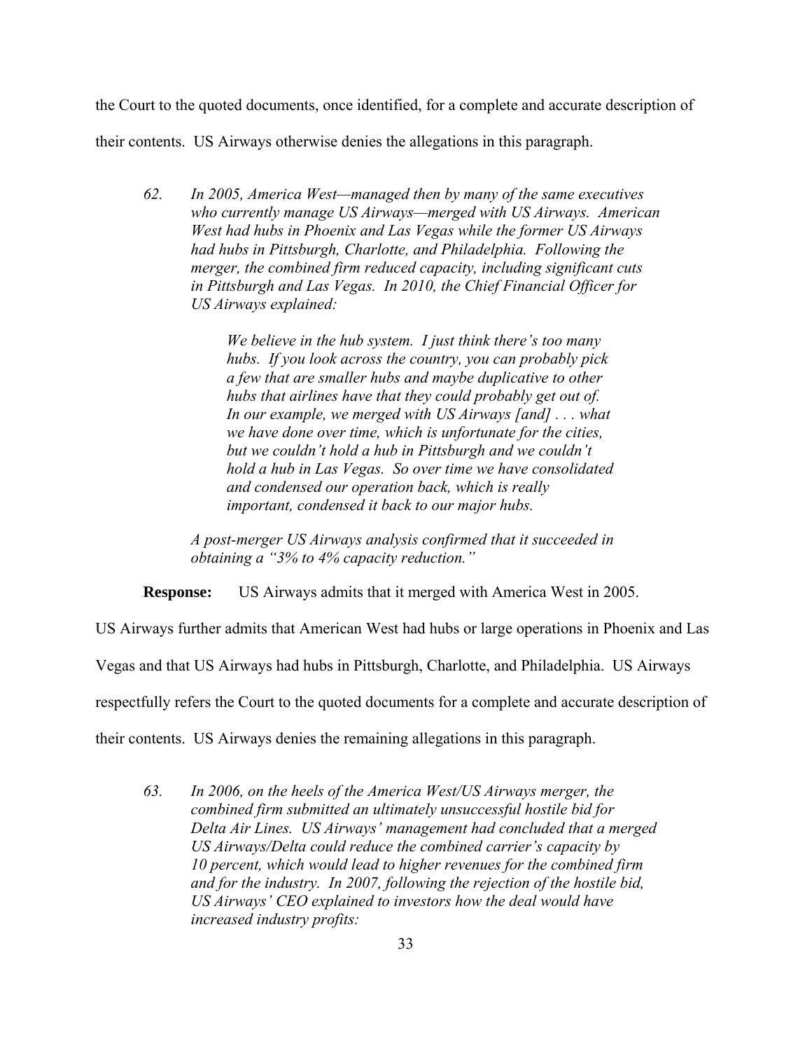the Court to the quoted documents, once identified, for a complete and accurate description of their contents. US Airways otherwise denies the allegations in this paragraph.

> *62. In 2005, America West—managed then by many of the same executives who currently manage US Airways—merged with US Airways. American West had hubs in Phoenix and Las Vegas while the former US Airways had hubs in Pittsburgh, Charlotte, and Philadelphia. Following the merger, the combined firm reduced capacity, including significant cuts in Pittsburgh and Las Vegas. In 2010, the Chief Financial Officer for US Airways explained:*
>
> > *We believe in the hub system. I just think there's too many hubs. If you look across the country, you can probably pick a few that are smaller hubs and maybe duplicative to other hubs that airlines have that they could probably get out of. In our example, we merged with US Airways [and] . . . what we have done over time, which is unfortunate for the cities, but we couldn't hold a hub in Pittsburgh and we couldn't hold a hub in Las Vegas. So over time we have consolidated and condensed our operation back, which is really important, condensed it back to our major hubs.*
>
> *A post-merger US Airways analysis confirmed that it succeeded in obtaining a "3% to 4% capacity reduction."*

**Response:** US Airways admits that it merged with America West in 2005. US Airways further admits that American West had hubs or large operations in Phoenix and Las Vegas and that US Airways had hubs in Pittsburgh, Charlotte, and Philadelphia. US Airways respectfully refers the Court to the quoted documents for a complete and accurate description of their contents. US Airways denies the remaining allegations in this paragraph.

> *63. In 2006, on the heels of the America West/US Airways merger, the combined firm submitted an ultimately unsuccessful hostile bid for Delta Air Lines. US Airways' management had concluded that a merged US Airways/Delta could reduce the combined carrier's capacity by 10 percent, which would lead to higher revenues for the combined firm and for the industry. In 2007, following the rejection of the hostile bid, US Airways' CEO explained to investors how the deal would have increased industry profits:*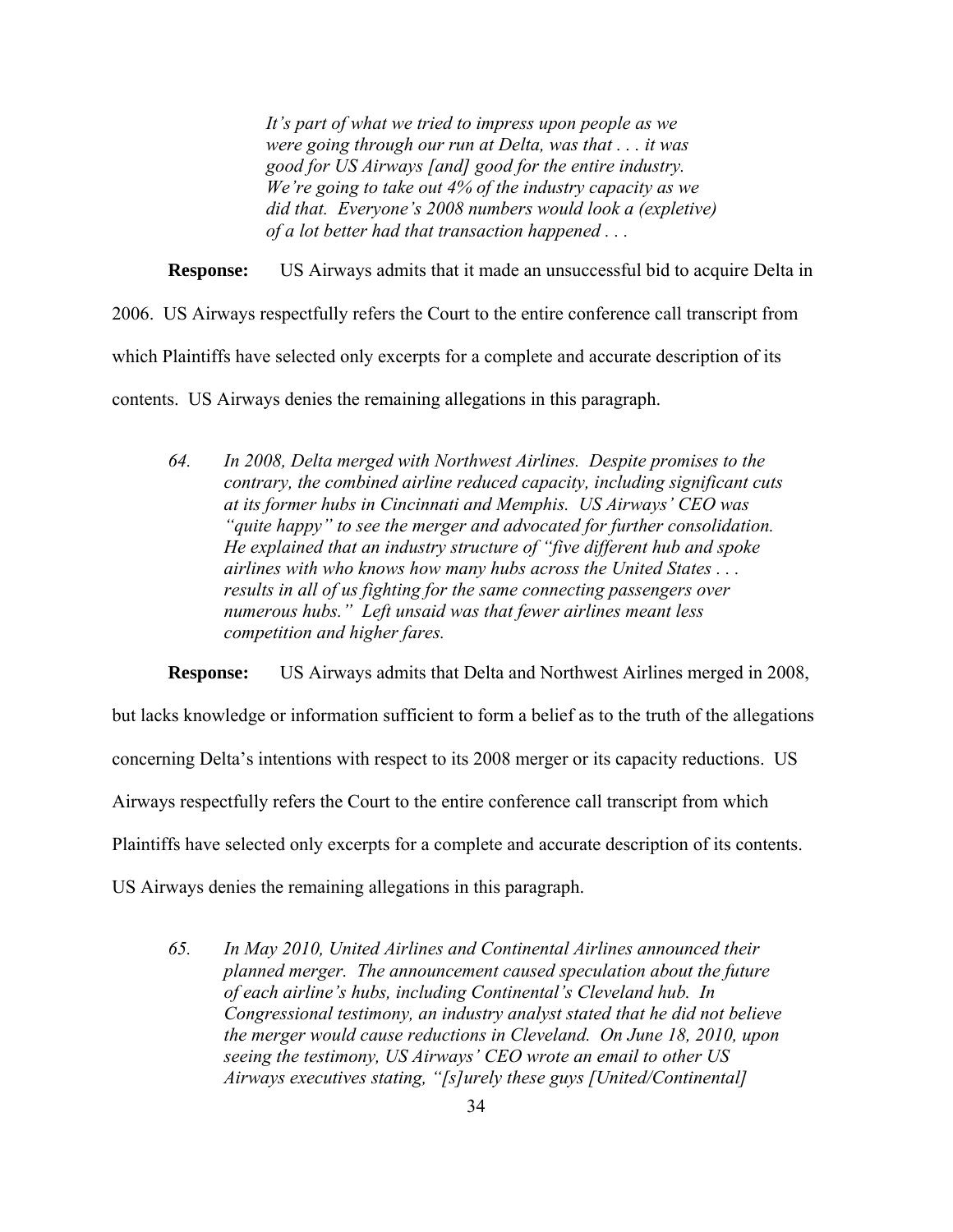> *It's part of what we tried to impress upon people as we were going through our run at Delta, was that . . . it was good for US Airways [and] good for the entire industry. We're going to take out 4% of the industry capacity as we did that. Everyone's 2008 numbers would look a (expletive) of a lot better had that transaction happened . . .*

**Response:** US Airways admits that it made an unsuccessful bid to acquire Delta in 2006. US Airways respectfully refers the Court to the entire conference call transcript from which Plaintiffs have selected only excerpts for a complete and accurate description of its contents. US Airways denies the remaining allegations in this paragraph.

> *64. In 2008, Delta merged with Northwest Airlines. Despite promises to the contrary, the combined airline reduced capacity, including significant cuts at its former hubs in Cincinnati and Memphis. US Airways' CEO was "quite happy" to see the merger and advocated for further consolidation. He explained that an industry structure of "five different hub and spoke airlines with who knows how many hubs across the United States . . . results in all of us fighting for the same connecting passengers over numerous hubs." Left unsaid was that fewer airlines meant less competition and higher fares.*

**Response:** US Airways admits that Delta and Northwest Airlines merged in 2008, but lacks knowledge or information sufficient to form a belief as to the truth of the allegations concerning Delta's intentions with respect to its 2008 merger or its capacity reductions. US Airways respectfully refers the Court to the entire conference call transcript from which Plaintiffs have selected only excerpts for a complete and accurate description of its contents. US Airways denies the remaining allegations in this paragraph.

> *65. In May 2010, United Airlines and Continental Airlines announced their planned merger. The announcement caused speculation about the future of each airline's hubs, including Continental's Cleveland hub. In Congressional testimony, an industry analyst stated that he did not believe the merger would cause reductions in Cleveland. On June 18, 2010, upon seeing the testimony, US Airways' CEO wrote an email to other US Airways executives stating, "[s]urely these guys [United/Continental]*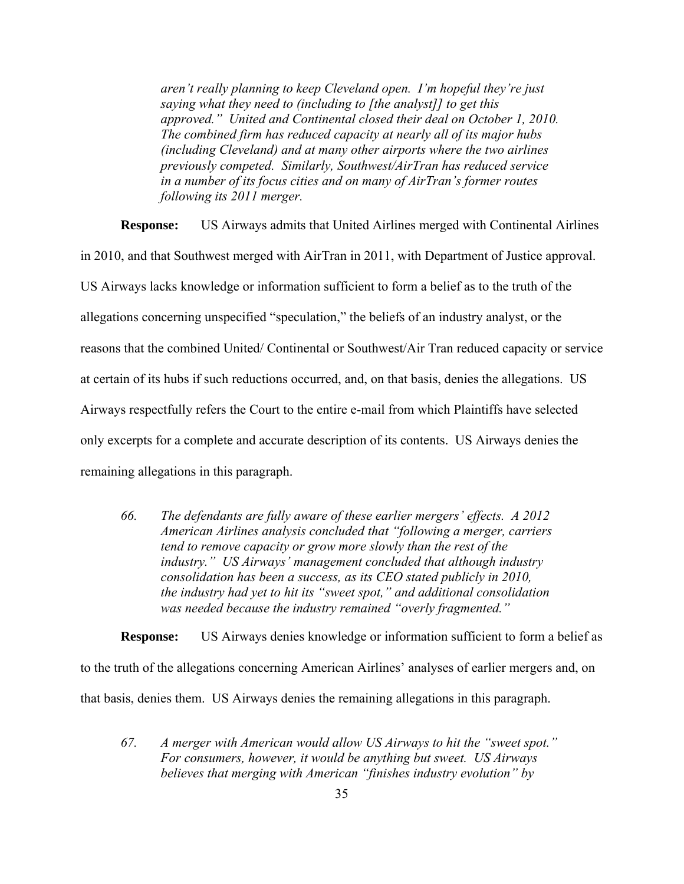> *aren't really planning to keep Cleveland open. I'm hopeful they're just saying what they need to (including to [the analyst]] to get this approved." United and Continental closed their deal on October 1, 2010. The combined firm has reduced capacity at nearly all of its major hubs (including Cleveland) and at many other airports where the two airlines previously competed. Similarly, Southwest/AirTran has reduced service in a number of its focus cities and on many of AirTran's former routes following its 2011 merger.*

**Response:** US Airways admits that United Airlines merged with Continental Airlines in 2010, and that Southwest merged with AirTran in 2011, with Department of Justice approval. US Airways lacks knowledge or information sufficient to form a belief as to the truth of the allegations concerning unspecified "speculation," the beliefs of an industry analyst, or the reasons that the combined United/ Continental or Southwest/Air Tran reduced capacity or service at certain of its hubs if such reductions occurred, and, on that basis, denies the allegations. US Airways respectfully refers the Court to the entire e-mail from which Plaintiffs have selected only excerpts for a complete and accurate description of its contents. US Airways denies the remaining allegations in this paragraph.

> *66. The defendants are fully aware of these earlier mergers' effects. A 2012 American Airlines analysis concluded that "following a merger, carriers tend to remove capacity or grow more slowly than the rest of the industry." US Airways' management concluded that although industry consolidation has been a success, as its CEO stated publicly in 2010, the industry had yet to hit its "sweet spot," and additional consolidation was needed because the industry remained "overly fragmented."*

**Response:** US Airways denies knowledge or information sufficient to form a belief as to the truth of the allegations concerning American Airlines' analyses of earlier mergers and, on that basis, denies them. US Airways denies the remaining allegations in this paragraph.

> *67. A merger with American would allow US Airways to hit the "sweet spot." For consumers, however, it would be anything but sweet. US Airways believes that merging with American "finishes industry evolution" by*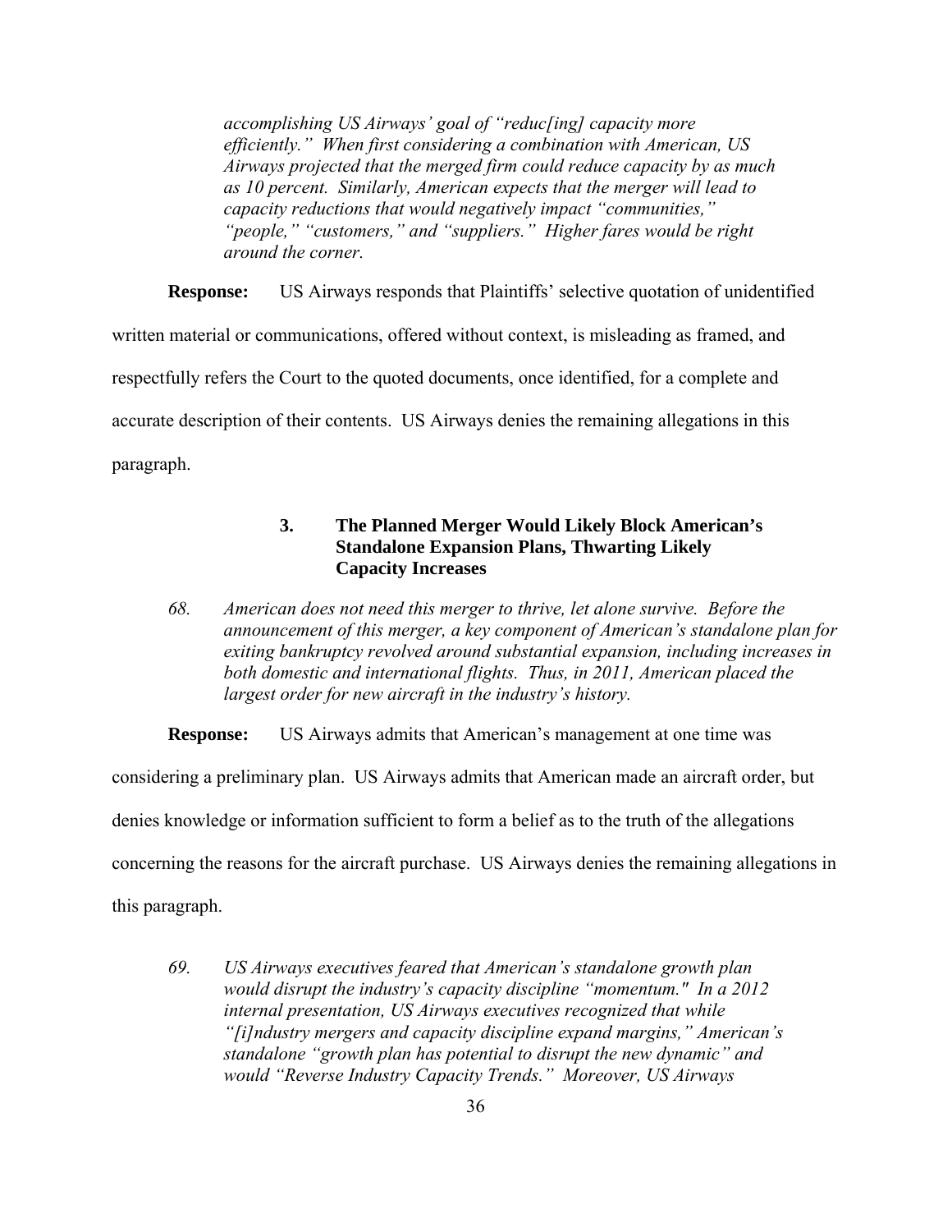*accomplishing US Airways' goal of "reduc[ing] capacity more efficiently." When first considering a combination with American, US Airways projected that the merged firm could reduce capacity by as much as 10 percent. Similarly, American expects that the merger will lead to capacity reductions that would negatively impact "communities," "people," "customers," and "suppliers." Higher fares would be right around the corner.*

**Response:** US Airways responds that Plaintiffs' selective quotation of unidentified written material or communications, offered without context, is misleading as framed, and respectfully refers the Court to the quoted documents, once identified, for a complete and accurate description of their contents. US Airways denies the remaining allegations in this paragraph.

### 3. The Planned Merger Would Likely Block American's Standalone Expansion Plans, Thwarting Likely Capacity Increases

*68. American does not need this merger to thrive, let alone survive. Before the announcement of this merger, a key component of American's standalone plan for exiting bankruptcy revolved around substantial expansion, including increases in both domestic and international flights. Thus, in 2011, American placed the largest order for new aircraft in the industry's history.*

**Response:** US Airways admits that American's management at one time was considering a preliminary plan. US Airways admits that American made an aircraft order, but denies knowledge or information sufficient to form a belief as to the truth of the allegations concerning the reasons for the aircraft purchase. US Airways denies the remaining allegations in this paragraph.

*69. US Airways executives feared that American's standalone growth plan would disrupt the industry's capacity discipline "momentum." In a 2012 internal presentation, US Airways executives recognized that while "[i]ndustry mergers and capacity discipline expand margins," American's standalone "growth plan has potential to disrupt the new dynamic" and would "Reverse Industry Capacity Trends." Moreover, US Airways*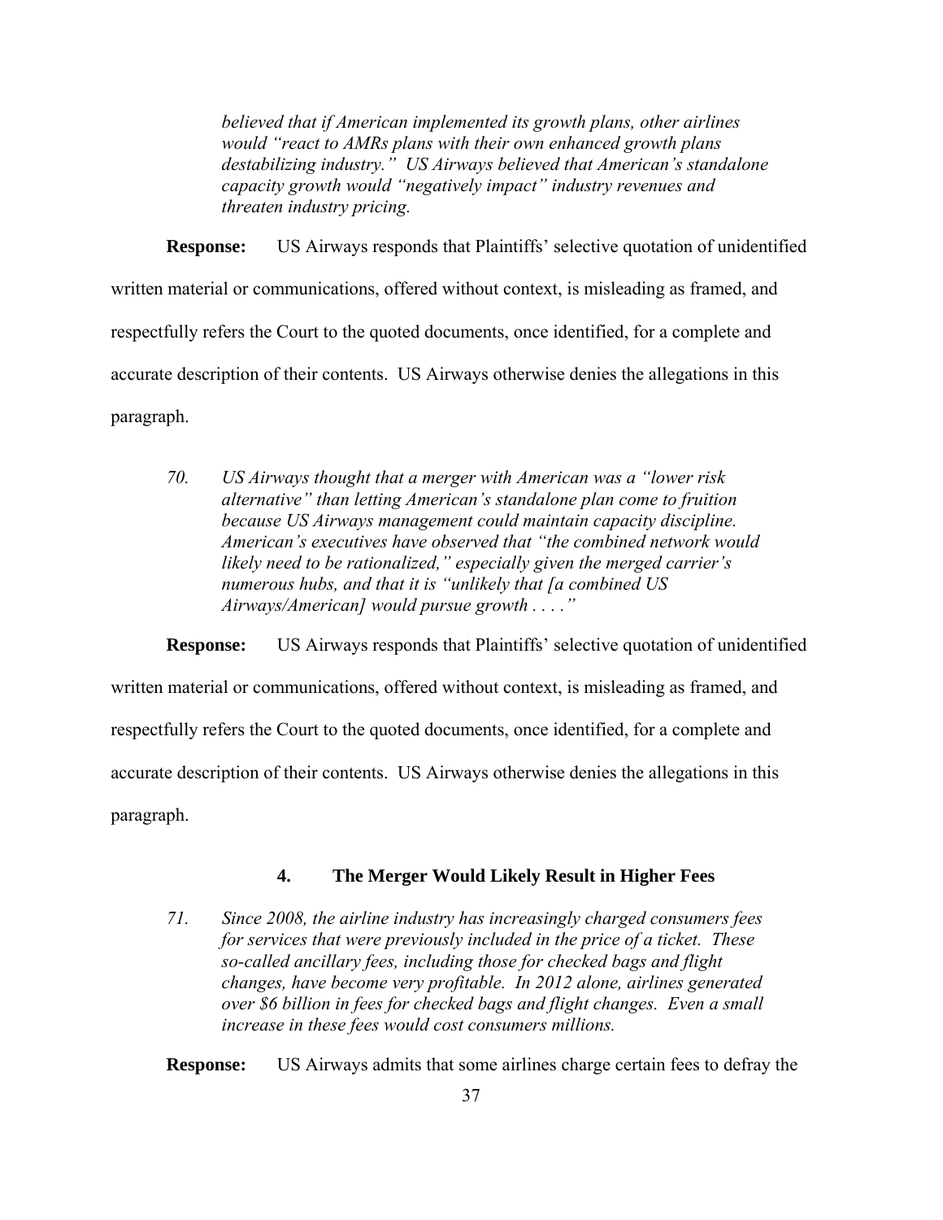*believed that if American implemented its growth plans, other airlines would "react to AMRs plans with their own enhanced growth plans destabilizing industry." US Airways believed that American's standalone capacity growth would "negatively impact" industry revenues and threaten industry pricing.*

**Response:** US Airways responds that Plaintiffs' selective quotation of unidentified written material or communications, offered without context, is misleading as framed, and respectfully refers the Court to the quoted documents, once identified, for a complete and accurate description of their contents. US Airways otherwise denies the allegations in this paragraph.

*70. US Airways thought that a merger with American was a "lower risk alternative" than letting American's standalone plan come to fruition because US Airways management could maintain capacity discipline. American's executives have observed that "the combined network would likely need to be rationalized," especially given the merged carrier's numerous hubs, and that it is "unlikely that [a combined US Airways/American] would pursue growth . . . ."*

**Response:** US Airways responds that Plaintiffs' selective quotation of unidentified written material or communications, offered without context, is misleading as framed, and respectfully refers the Court to the quoted documents, once identified, for a complete and accurate description of their contents. US Airways otherwise denies the allegations in this paragraph.

### 4. The Merger Would Likely Result in Higher Fees

*71. Since 2008, the airline industry has increasingly charged consumers fees for services that were previously included in the price of a ticket. These so-called ancillary fees, including those for checked bags and flight changes, have become very profitable. In 2012 alone, airlines generated over $6 billion in fees for checked bags and flight changes. Even a small increase in these fees would cost consumers millions.*

**Response:** US Airways admits that some airlines charge certain fees to defray the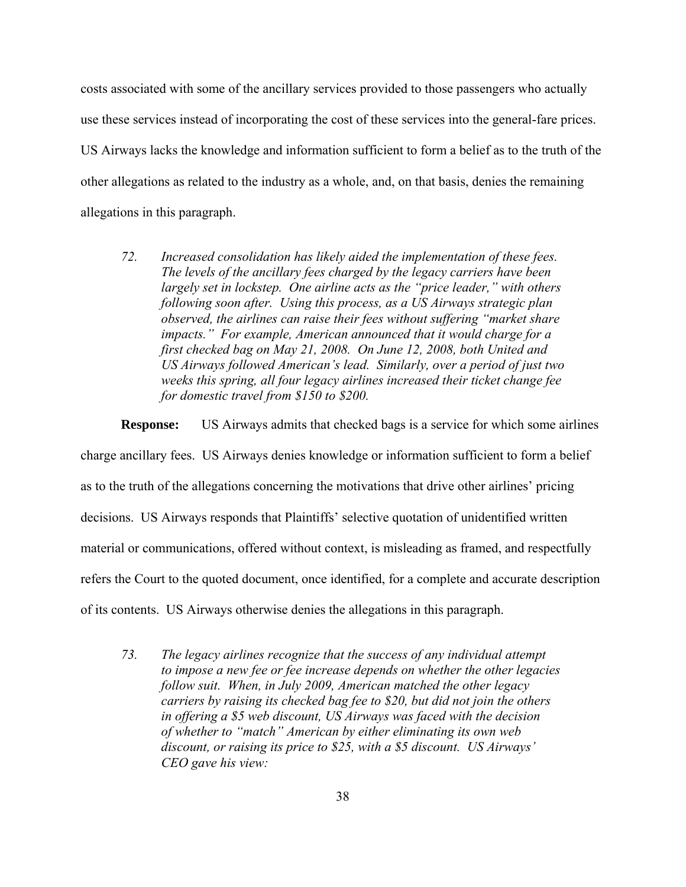costs associated with some of the ancillary services provided to those passengers who actually use these services instead of incorporating the cost of these services into the general-fare prices. US Airways lacks the knowledge and information sufficient to form a belief as to the truth of the other allegations as related to the industry as a whole, and, on that basis, denies the remaining allegations in this paragraph.

> *72. Increased consolidation has likely aided the implementation of these fees. The levels of the ancillary fees charged by the legacy carriers have been largely set in lockstep. One airline acts as the "price leader," with others following soon after. Using this process, as a US Airways strategic plan observed, the airlines can raise their fees without suffering "market share impacts." For example, American announced that it would charge for a first checked bag on May 21, 2008. On June 12, 2008, both United and US Airways followed American's lead. Similarly, over a period of just two weeks this spring, all four legacy airlines increased their ticket change fee for domestic travel from $150 to $200.*

**Response:** US Airways admits that checked bags is a service for which some airlines charge ancillary fees. US Airways denies knowledge or information sufficient to form a belief as to the truth of the allegations concerning the motivations that drive other airlines' pricing decisions. US Airways responds that Plaintiffs' selective quotation of unidentified written material or communications, offered without context, is misleading as framed, and respectfully refers the Court to the quoted document, once identified, for a complete and accurate description of its contents. US Airways otherwise denies the allegations in this paragraph.

> *73. The legacy airlines recognize that the success of any individual attempt to impose a new fee or fee increase depends on whether the other legacies follow suit. When, in July 2009, American matched the other legacy carriers by raising its checked bag fee to $20, but did not join the others in offering a $5 web discount, US Airways was faced with the decision of whether to "match" American by either eliminating its own web discount, or raising its price to $25, with a $5 discount. US Airways' CEO gave his view:*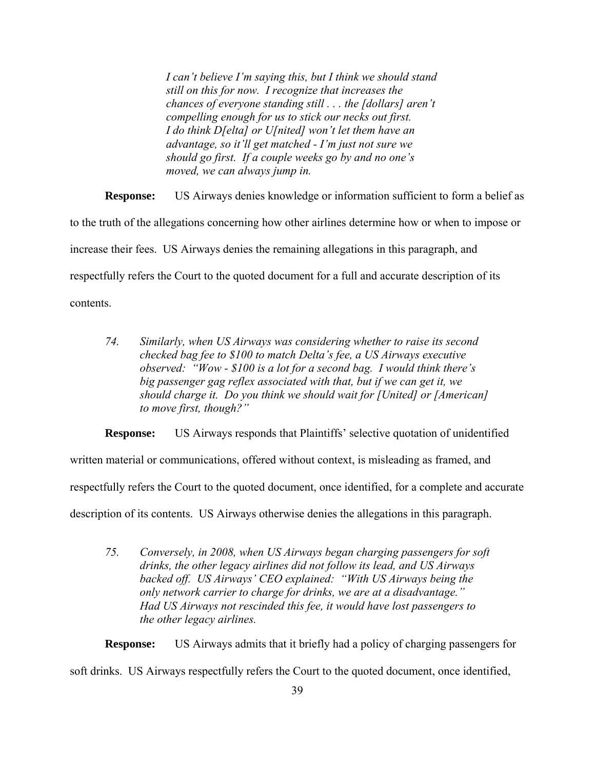> *I can't believe I'm saying this, but I think we should stand still on this for now. I recognize that increases the chances of everyone standing still . . . the [dollars] aren't compelling enough for us to stick our necks out first. I do think D[elta] or U[nited] won't let them have an advantage, so it'll get matched - I'm just not sure we should go first. If a couple weeks go by and no one's moved, we can always jump in.*

**Response:** US Airways denies knowledge or information sufficient to form a belief as to the truth of the allegations concerning how other airlines determine how or when to impose or increase their fees. US Airways denies the remaining allegations in this paragraph, and respectfully refers the Court to the quoted document for a full and accurate description of its contents.

> *74. Similarly, when US Airways was considering whether to raise its second checked bag fee to $100 to match Delta's fee, a US Airways executive observed: "Wow - $100 is a lot for a second bag. I would think there's big passenger gag reflex associated with that, but if we can get it, we should charge it. Do you think we should wait for [United] or [American] to move first, though?"*

**Response:** US Airways responds that Plaintiffs' selective quotation of unidentified written material or communications, offered without context, is misleading as framed, and respectfully refers the Court to the quoted document, once identified, for a complete and accurate description of its contents. US Airways otherwise denies the allegations in this paragraph.

> *75. Conversely, in 2008, when US Airways began charging passengers for soft drinks, the other legacy airlines did not follow its lead, and US Airways backed off. US Airways' CEO explained: "With US Airways being the only network carrier to charge for drinks, we are at a disadvantage." Had US Airways not rescinded this fee, it would have lost passengers to the other legacy airlines.*

**Response:** US Airways admits that it briefly had a policy of charging passengers for soft drinks. US Airways respectfully refers the Court to the quoted document, once identified,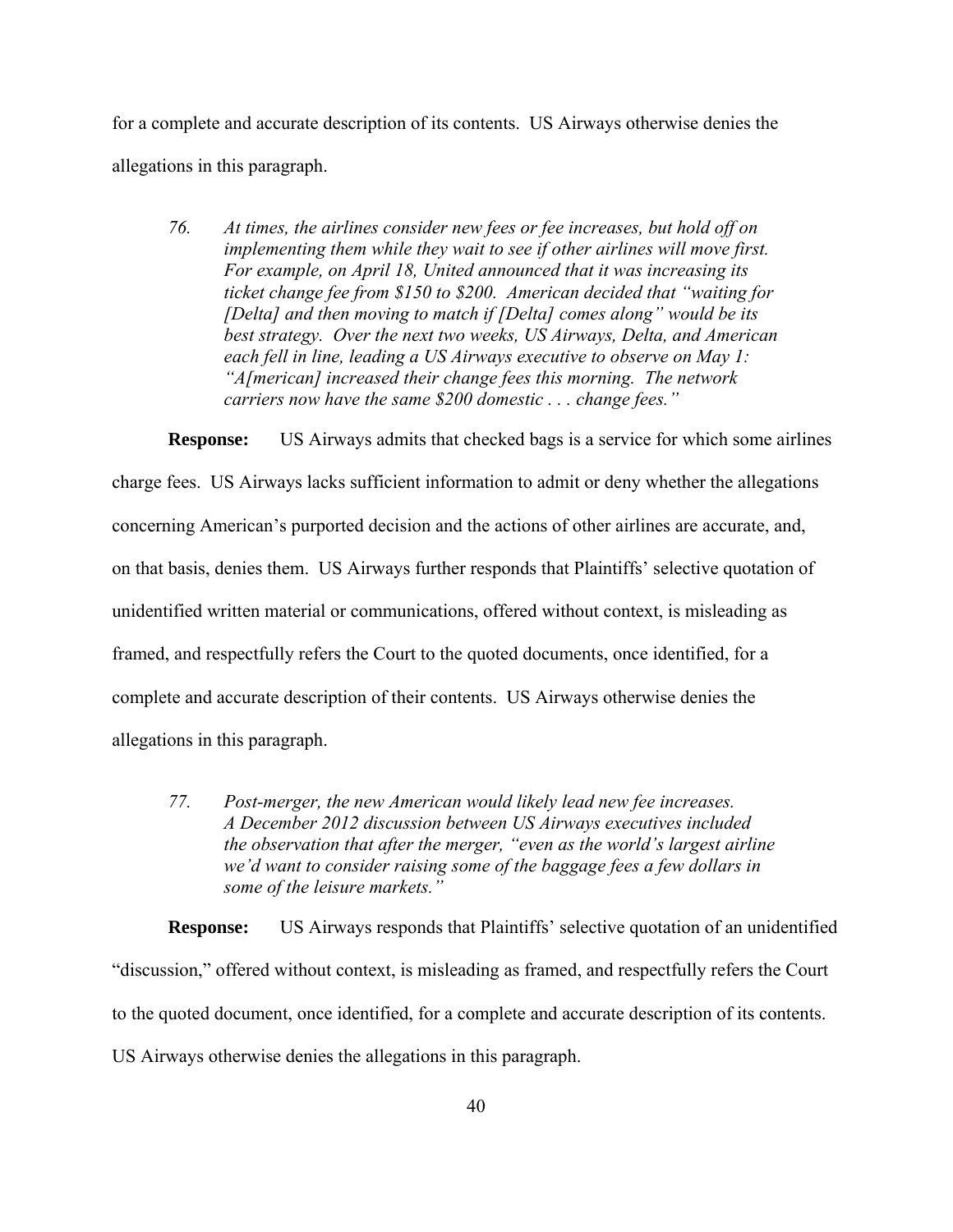for a complete and accurate description of its contents. US Airways otherwise denies the allegations in this paragraph.

> *76. At times, the airlines consider new fees or fee increases, but hold off on implementing them while they wait to see if other airlines will move first. For example, on April 18, United announced that it was increasing its ticket change fee from $150 to $200. American decided that "waiting for [Delta] and then moving to match if [Delta] comes along" would be its best strategy. Over the next two weeks, US Airways, Delta, and American each fell in line, leading a US Airways executive to observe on May 1: "A[merican] increased their change fees this morning. The network carriers now have the same $200 domestic . . . change fees."*

**Response:** US Airways admits that checked bags is a service for which some airlines charge fees. US Airways lacks sufficient information to admit or deny whether the allegations concerning American's purported decision and the actions of other airlines are accurate, and, on that basis, denies them. US Airways further responds that Plaintiffs' selective quotation of unidentified written material or communications, offered without context, is misleading as framed, and respectfully refers the Court to the quoted documents, once identified, for a complete and accurate description of their contents. US Airways otherwise denies the allegations in this paragraph.

> *77. Post-merger, the new American would likely lead new fee increases. A December 2012 discussion between US Airways executives included the observation that after the merger, "even as the world's largest airline we'd want to consider raising some of the baggage fees a few dollars in some of the leisure markets."*

**Response:** US Airways responds that Plaintiffs' selective quotation of an unidentified "discussion," offered without context, is misleading as framed, and respectfully refers the Court to the quoted document, once identified, for a complete and accurate description of its contents. US Airways otherwise denies the allegations in this paragraph.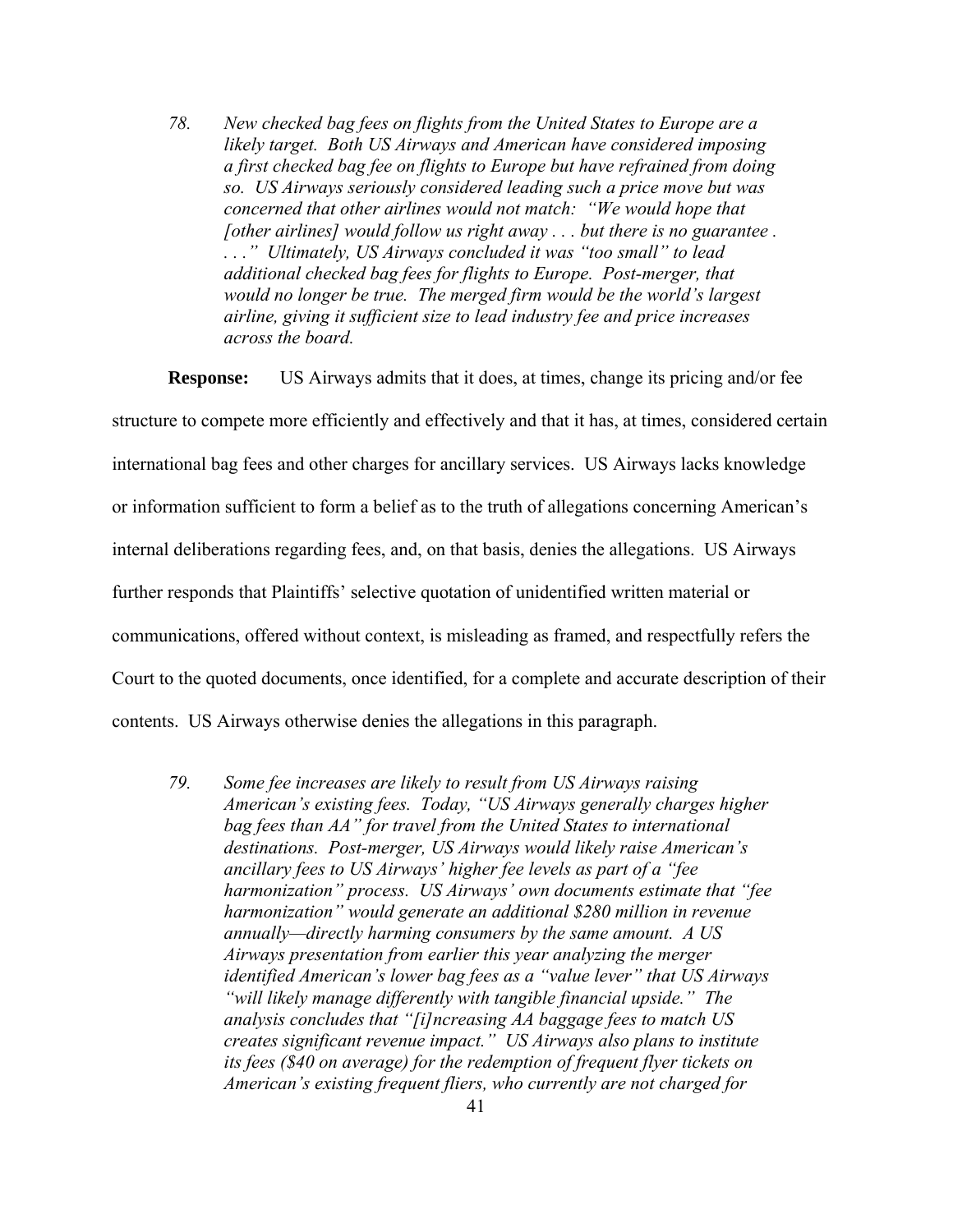*78. New checked bag fees on flights from the United States to Europe are a likely target. Both US Airways and American have considered imposing a first checked bag fee on flights to Europe but have refrained from doing so. US Airways seriously considered leading such a price move but was concerned that other airlines would not match: "We would hope that [other airlines] would follow us right away . . . but there is no guarantee . . . ." Ultimately, US Airways concluded it was "too small" to lead additional checked bag fees for flights to Europe. Post-merger, that would no longer be true. The merged firm would be the world's largest airline, giving it sufficient size to lead industry fee and price increases across the board.*

**Response:** US Airways admits that it does, at times, change its pricing and/or fee structure to compete more efficiently and effectively and that it has, at times, considered certain international bag fees and other charges for ancillary services. US Airways lacks knowledge or information sufficient to form a belief as to the truth of allegations concerning American's internal deliberations regarding fees, and, on that basis, denies the allegations. US Airways further responds that Plaintiffs' selective quotation of unidentified written material or communications, offered without context, is misleading as framed, and respectfully refers the Court to the quoted documents, once identified, for a complete and accurate description of their contents. US Airways otherwise denies the allegations in this paragraph.

*79. Some fee increases are likely to result from US Airways raising American's existing fees. Today, "US Airways generally charges higher bag fees than AA" for travel from the United States to international destinations. Post-merger, US Airways would likely raise American's ancillary fees to US Airways' higher fee levels as part of a "fee harmonization" process. US Airways' own documents estimate that "fee harmonization" would generate an additional $280 million in revenue annually—directly harming consumers by the same amount. A US Airways presentation from earlier this year analyzing the merger identified American's lower bag fees as a "value lever" that US Airways "will likely manage differently with tangible financial upside." The analysis concludes that "[i]ncreasing AA baggage fees to match US creates significant revenue impact." US Airways also plans to institute its fees ($40 on average) for the redemption of frequent flyer tickets on American's existing frequent fliers, who currently are not charged for*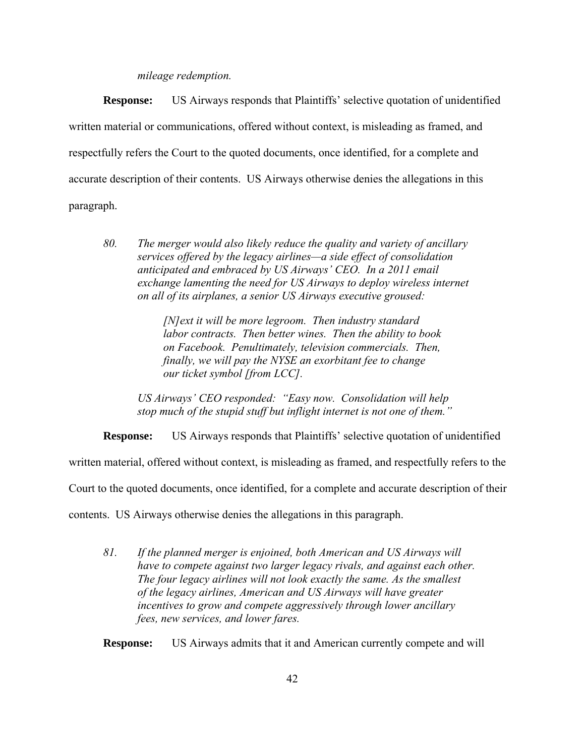*mileage redemption.*

**Response:** US Airways responds that Plaintiffs' selective quotation of unidentified written material or communications, offered without context, is misleading as framed, and respectfully refers the Court to the quoted documents, once identified, for a complete and accurate description of their contents. US Airways otherwise denies the allegations in this paragraph.

> *80. The merger would also likely reduce the quality and variety of ancillary services offered by the legacy airlines—a side effect of consolidation anticipated and embraced by US Airways' CEO. In a 2011 email exchange lamenting the need for US Airways to deploy wireless internet on all of its airplanes, a senior US Airways executive groused:*
>
> > *[N]ext it will be more legroom. Then industry standard labor contracts. Then better wines. Then the ability to book on Facebook. Penultimately, television commercials. Then, finally, we will pay the NYSE an exorbitant fee to change our ticket symbol [from LCC].*
>
> *US Airways' CEO responded: "Easy now. Consolidation will help stop much of the stupid stuff but inflight internet is not one of them."*

**Response:** US Airways responds that Plaintiffs' selective quotation of unidentified written material, offered without context, is misleading as framed, and respectfully refers to the Court to the quoted documents, once identified, for a complete and accurate description of their contents. US Airways otherwise denies the allegations in this paragraph.

> *81. If the planned merger is enjoined, both American and US Airways will have to compete against two larger legacy rivals, and against each other. The four legacy airlines will not look exactly the same. As the smallest of the legacy airlines, American and US Airways will have greater incentives to grow and compete aggressively through lower ancillary fees, new services, and lower fares.*

**Response:** US Airways admits that it and American currently compete and will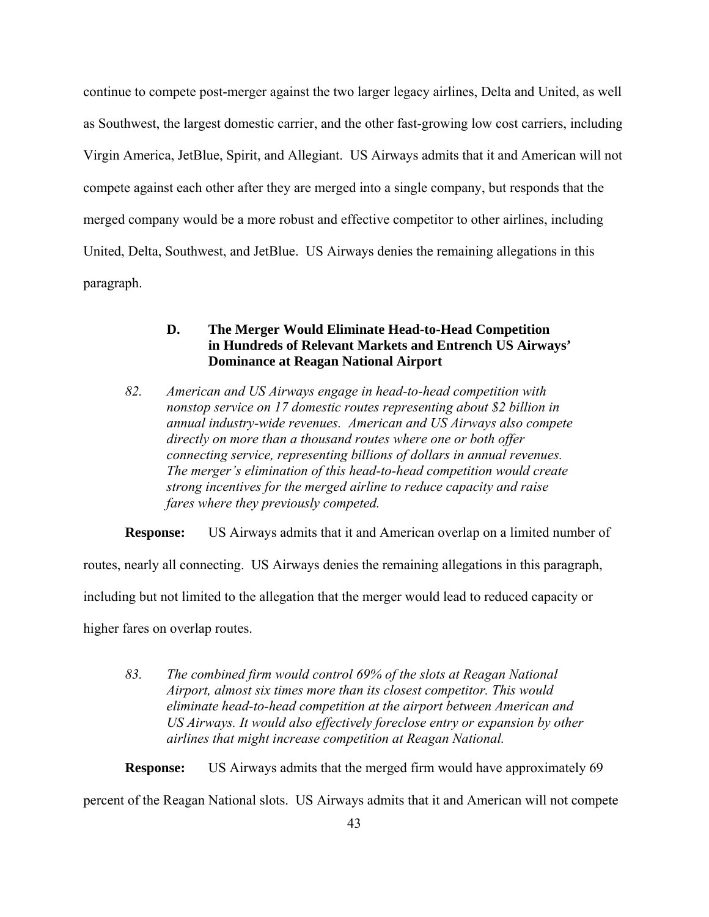continue to compete post-merger against the two larger legacy airlines, Delta and United, as well as Southwest, the largest domestic carrier, and the other fast-growing low cost carriers, including Virgin America, JetBlue, Spirit, and Allegiant. US Airways admits that it and American will not compete against each other after they are merged into a single company, but responds that the merged company would be a more robust and effective competitor to other airlines, including United, Delta, Southwest, and JetBlue. US Airways denies the remaining allegations in this paragraph.

### D. The Merger Would Eliminate Head-to-Head Competition in Hundreds of Relevant Markets and Entrench US Airways' Dominance at Reagan National Airport

*82. American and US Airways engage in head-to-head competition with nonstop service on 17 domestic routes representing about $2 billion in annual industry-wide revenues. American and US Airways also compete directly on more than a thousand routes where one or both offer connecting service, representing billions of dollars in annual revenues. The merger's elimination of this head-to-head competition would create strong incentives for the merged airline to reduce capacity and raise fares where they previously competed.*

**Response:** US Airways admits that it and American overlap on a limited number of routes, nearly all connecting. US Airways denies the remaining allegations in this paragraph, including but not limited to the allegation that the merger would lead to reduced capacity or higher fares on overlap routes.

*83. The combined firm would control 69% of the slots at Reagan National Airport, almost six times more than its closest competitor. This would eliminate head-to-head competition at the airport between American and US Airways. It would also effectively foreclose entry or expansion by other airlines that might increase competition at Reagan National.*

**Response:** US Airways admits that the merged firm would have approximately 69 percent of the Reagan National slots. US Airways admits that it and American will not compete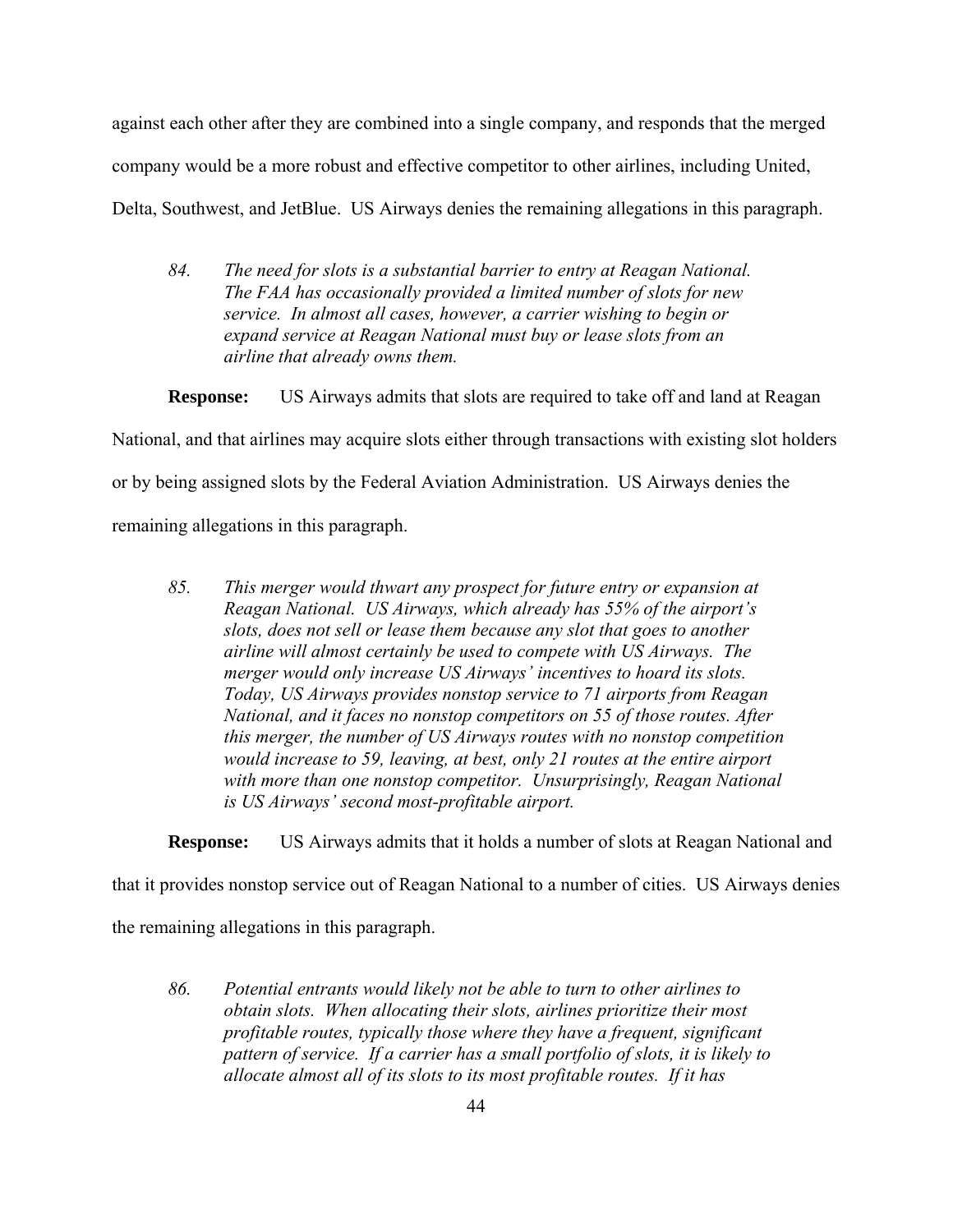against each other after they are combined into a single company, and responds that the merged company would be a more robust and effective competitor to other airlines, including United, Delta, Southwest, and JetBlue. US Airways denies the remaining allegations in this paragraph.

> *84. The need for slots is a substantial barrier to entry at Reagan National. The FAA has occasionally provided a limited number of slots for new service. In almost all cases, however, a carrier wishing to begin or expand service at Reagan National must buy or lease slots from an airline that already owns them.*

**Response:** US Airways admits that slots are required to take off and land at Reagan National, and that airlines may acquire slots either through transactions with existing slot holders or by being assigned slots by the Federal Aviation Administration. US Airways denies the remaining allegations in this paragraph.

> *85. This merger would thwart any prospect for future entry or expansion at Reagan National. US Airways, which already has 55% of the airport's slots, does not sell or lease them because any slot that goes to another airline will almost certainly be used to compete with US Airways. The merger would only increase US Airways' incentives to hoard its slots. Today, US Airways provides nonstop service to 71 airports from Reagan National, and it faces no nonstop competitors on 55 of those routes. After this merger, the number of US Airways routes with no nonstop competition would increase to 59, leaving, at best, only 21 routes at the entire airport with more than one nonstop competitor. Unsurprisingly, Reagan National is US Airways' second most-profitable airport.*

**Response:** US Airways admits that it holds a number of slots at Reagan National and that it provides nonstop service out of Reagan National to a number of cities. US Airways denies the remaining allegations in this paragraph.

> *86. Potential entrants would likely not be able to turn to other airlines to obtain slots. When allocating their slots, airlines prioritize their most profitable routes, typically those where they have a frequent, significant pattern of service. If a carrier has a small portfolio of slots, it is likely to allocate almost all of its slots to its most profitable routes. If it has*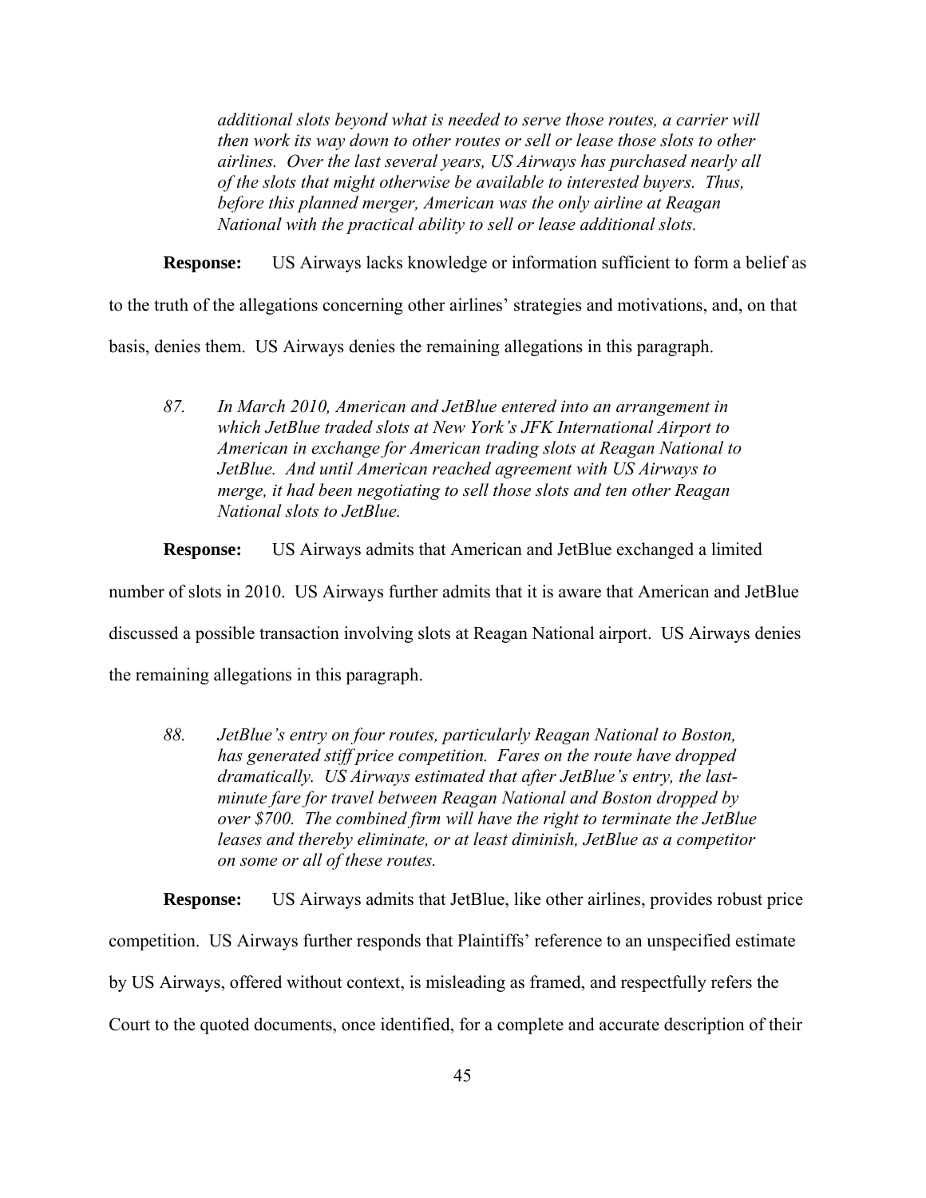*additional slots beyond what is needed to serve those routes, a carrier will then work its way down to other routes or sell or lease those slots to other airlines. Over the last several years, US Airways has purchased nearly all of the slots that might otherwise be available to interested buyers. Thus, before this planned merger, American was the only airline at Reagan National with the practical ability to sell or lease additional slots.*

**Response:** US Airways lacks knowledge or information sufficient to form a belief as to the truth of the allegations concerning other airlines' strategies and motivations, and, on that basis, denies them. US Airways denies the remaining allegations in this paragraph.

> *87. In March 2010, American and JetBlue entered into an arrangement in which JetBlue traded slots at New York's JFK International Airport to American in exchange for American trading slots at Reagan National to JetBlue. And until American reached agreement with US Airways to merge, it had been negotiating to sell those slots and ten other Reagan National slots to JetBlue.*

**Response:** US Airways admits that American and JetBlue exchanged a limited number of slots in 2010. US Airways further admits that it is aware that American and JetBlue discussed a possible transaction involving slots at Reagan National airport. US Airways denies the remaining allegations in this paragraph.

> *88. JetBlue's entry on four routes, particularly Reagan National to Boston, has generated stiff price competition. Fares on the route have dropped dramatically. US Airways estimated that after JetBlue's entry, the last-minute fare for travel between Reagan National and Boston dropped by over $700. The combined firm will have the right to terminate the JetBlue leases and thereby eliminate, or at least diminish, JetBlue as a competitor on some or all of these routes.*

**Response:** US Airways admits that JetBlue, like other airlines, provides robust price competition. US Airways further responds that Plaintiffs' reference to an unspecified estimate by US Airways, offered without context, is misleading as framed, and respectfully refers the Court to the quoted documents, once identified, for a complete and accurate description of their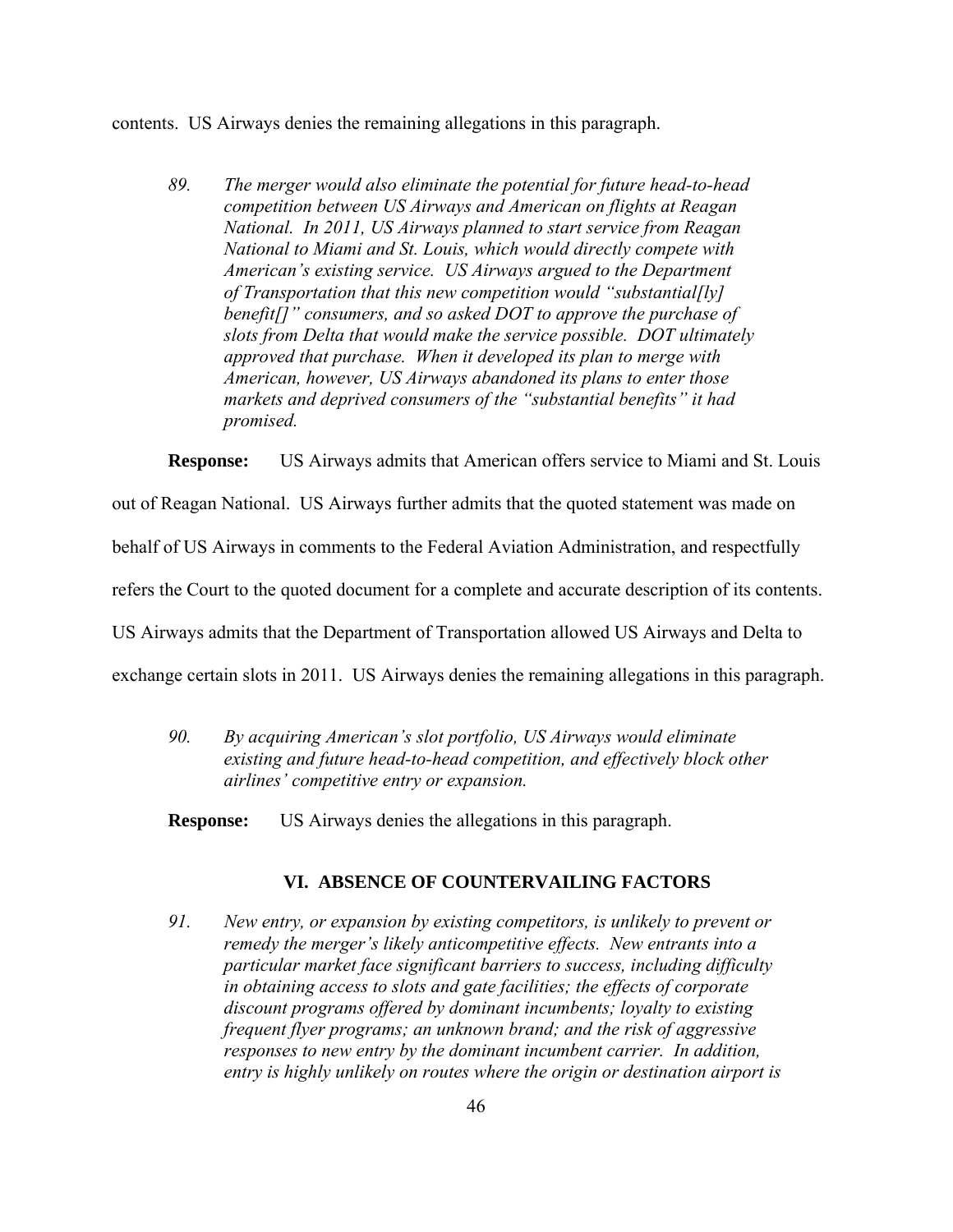contents. US Airways denies the remaining allegations in this paragraph.

> *89. The merger would also eliminate the potential for future head-to-head competition between US Airways and American on flights at Reagan National. In 2011, US Airways planned to start service from Reagan National to Miami and St. Louis, which would directly compete with American's existing service. US Airways argued to the Department of Transportation that this new competition would "substantial[ly] benefit[]" consumers, and so asked DOT to approve the purchase of slots from Delta that would make the service possible. DOT ultimately approved that purchase. When it developed its plan to merge with American, however, US Airways abandoned its plans to enter those markets and deprived consumers of the "substantial benefits" it had promised.*

**Response:** US Airways admits that American offers service to Miami and St. Louis out of Reagan National. US Airways further admits that the quoted statement was made on behalf of US Airways in comments to the Federal Aviation Administration, and respectfully refers the Court to the quoted document for a complete and accurate description of its contents. US Airways admits that the Department of Transportation allowed US Airways and Delta to exchange certain slots in 2011. US Airways denies the remaining allegations in this paragraph.

> *90. By acquiring American's slot portfolio, US Airways would eliminate existing and future head-to-head competition, and effectively block other airlines' competitive entry or expansion.*

**Response:** US Airways denies the allegations in this paragraph.

## VI. ABSENCE OF COUNTERVAILING FACTORS

> *91. New entry, or expansion by existing competitors, is unlikely to prevent or remedy the merger's likely anticompetitive effects. New entrants into a particular market face significant barriers to success, including difficulty in obtaining access to slots and gate facilities; the effects of corporate discount programs offered by dominant incumbents; loyalty to existing frequent flyer programs; an unknown brand; and the risk of aggressive responses to new entry by the dominant incumbent carrier. In addition, entry is highly unlikely on routes where the origin or destination airport is*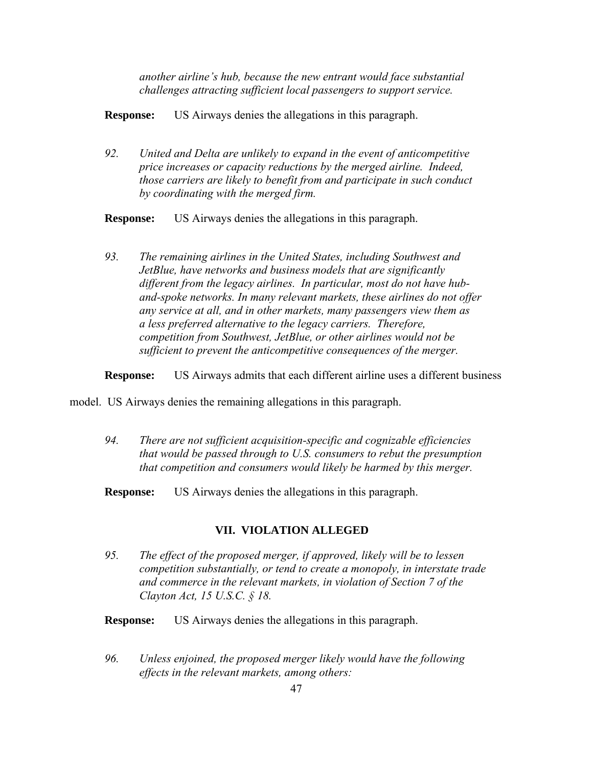*another airline's hub, because the new entrant would face substantial challenges attracting sufficient local passengers to support service.*

**Response:** US Airways denies the allegations in this paragraph.

*92. United and Delta are unlikely to expand in the event of anticompetitive price increases or capacity reductions by the merged airline. Indeed, those carriers are likely to benefit from and participate in such conduct by coordinating with the merged firm.*

**Response:** US Airways denies the allegations in this paragraph.

*93. The remaining airlines in the United States, including Southwest and JetBlue, have networks and business models that are significantly different from the legacy airlines. In particular, most do not have hub-and-spoke networks. In many relevant markets, these airlines do not offer any service at all, and in other markets, many passengers view them as a less preferred alternative to the legacy carriers. Therefore, competition from Southwest, JetBlue, or other airlines would not be sufficient to prevent the anticompetitive consequences of the merger.*

**Response:** US Airways admits that each different airline uses a different business model. US Airways denies the remaining allegations in this paragraph.

*94. There are not sufficient acquisition-specific and cognizable efficiencies that would be passed through to U.S. consumers to rebut the presumption that competition and consumers would likely be harmed by this merger.*

**Response:** US Airways denies the allegations in this paragraph.

## VII. VIOLATION ALLEGED

*95. The effect of the proposed merger, if approved, likely will be to lessen competition substantially, or tend to create a monopoly, in interstate trade and commerce in the relevant markets, in violation of Section 7 of the Clayton Act, 15 U.S.C. § 18.*

**Response:** US Airways denies the allegations in this paragraph.

*96. Unless enjoined, the proposed merger likely would have the following effects in the relevant markets, among others:*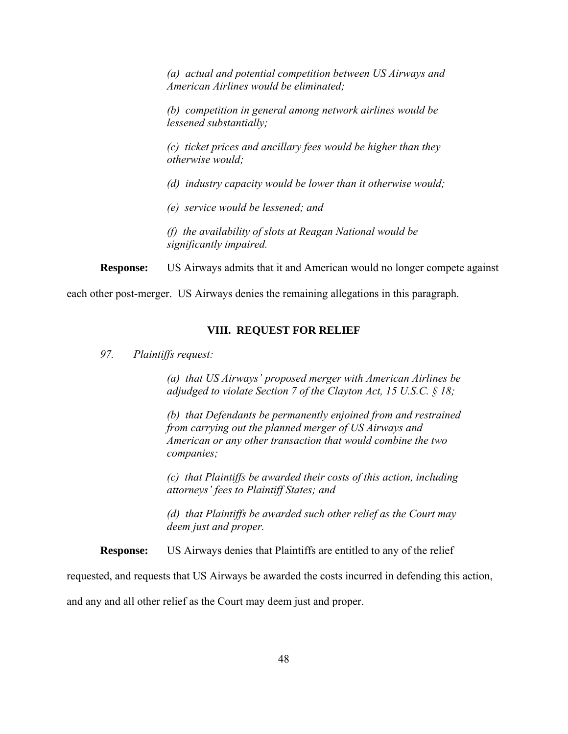*(a) actual and potential competition between US Airways and American Airlines would be eliminated;*

*(b) competition in general among network airlines would be lessened substantially;*

*(c) ticket prices and ancillary fees would be higher than they otherwise would;*

*(d) industry capacity would be lower than it otherwise would;*

*(e) service would be lessened; and*

*(f) the availability of slots at Reagan National would be significantly impaired.*

**Response:** US Airways admits that it and American would no longer compete against each other post-merger. US Airways denies the remaining allegations in this paragraph.

## VIII. REQUEST FOR RELIEF

*97. Plaintiffs request:*

*(a) that US Airways' proposed merger with American Airlines be adjudged to violate Section 7 of the Clayton Act, 15 U.S.C. § 18;*

*(b) that Defendants be permanently enjoined from and restrained from carrying out the planned merger of US Airways and American or any other transaction that would combine the two companies;*

*(c) that Plaintiffs be awarded their costs of this action, including attorneys' fees to Plaintiff States; and*

*(d) that Plaintiffs be awarded such other relief as the Court may deem just and proper.*

**Response:** US Airways denies that Plaintiffs are entitled to any of the relief requested, and requests that US Airways be awarded the costs incurred in defending this action, and any and all other relief as the Court may deem just and proper.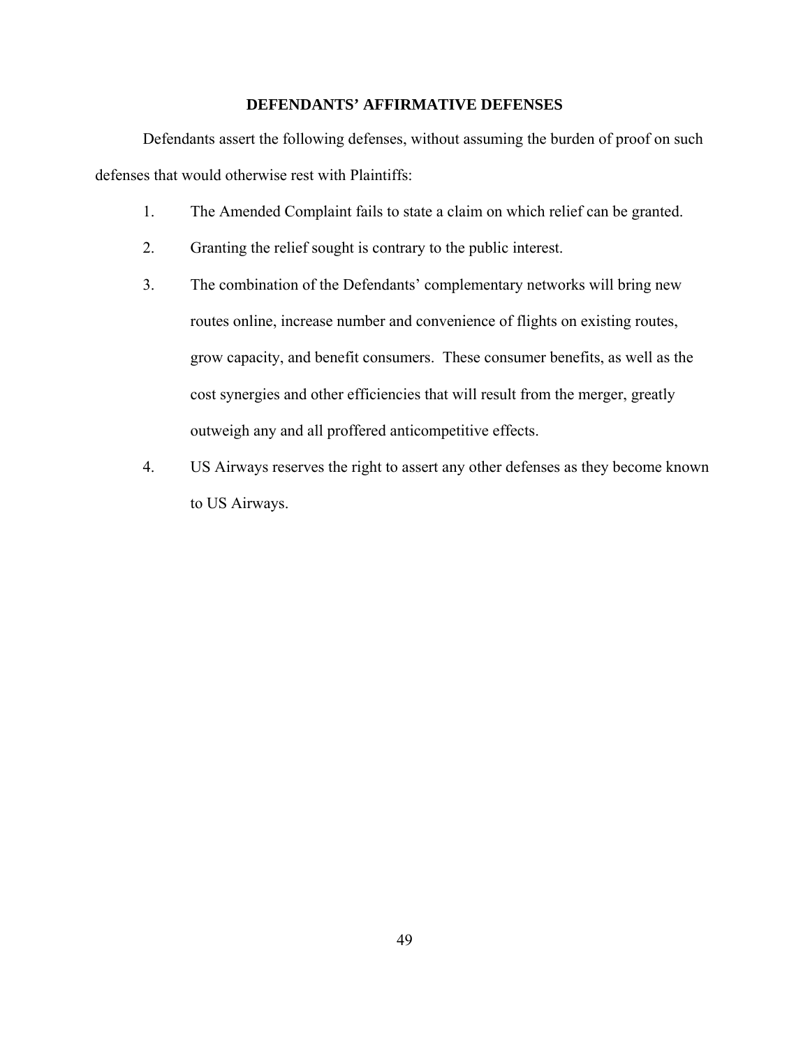## DEFENDANTS' AFFIRMATIVE DEFENSES

Defendants assert the following defenses, without assuming the burden of proof on such defenses that would otherwise rest with Plaintiffs:

1. The Amended Complaint fails to state a claim on which relief can be granted.
2. Granting the relief sought is contrary to the public interest.
3. The combination of the Defendants' complementary networks will bring new routes online, increase number and convenience of flights on existing routes, grow capacity, and benefit consumers. These consumer benefits, as well as the cost synergies and other efficiencies that will result from the merger, greatly outweigh any and all proffered anticompetitive effects.
4. US Airways reserves the right to assert any other defenses as they become known to US Airways.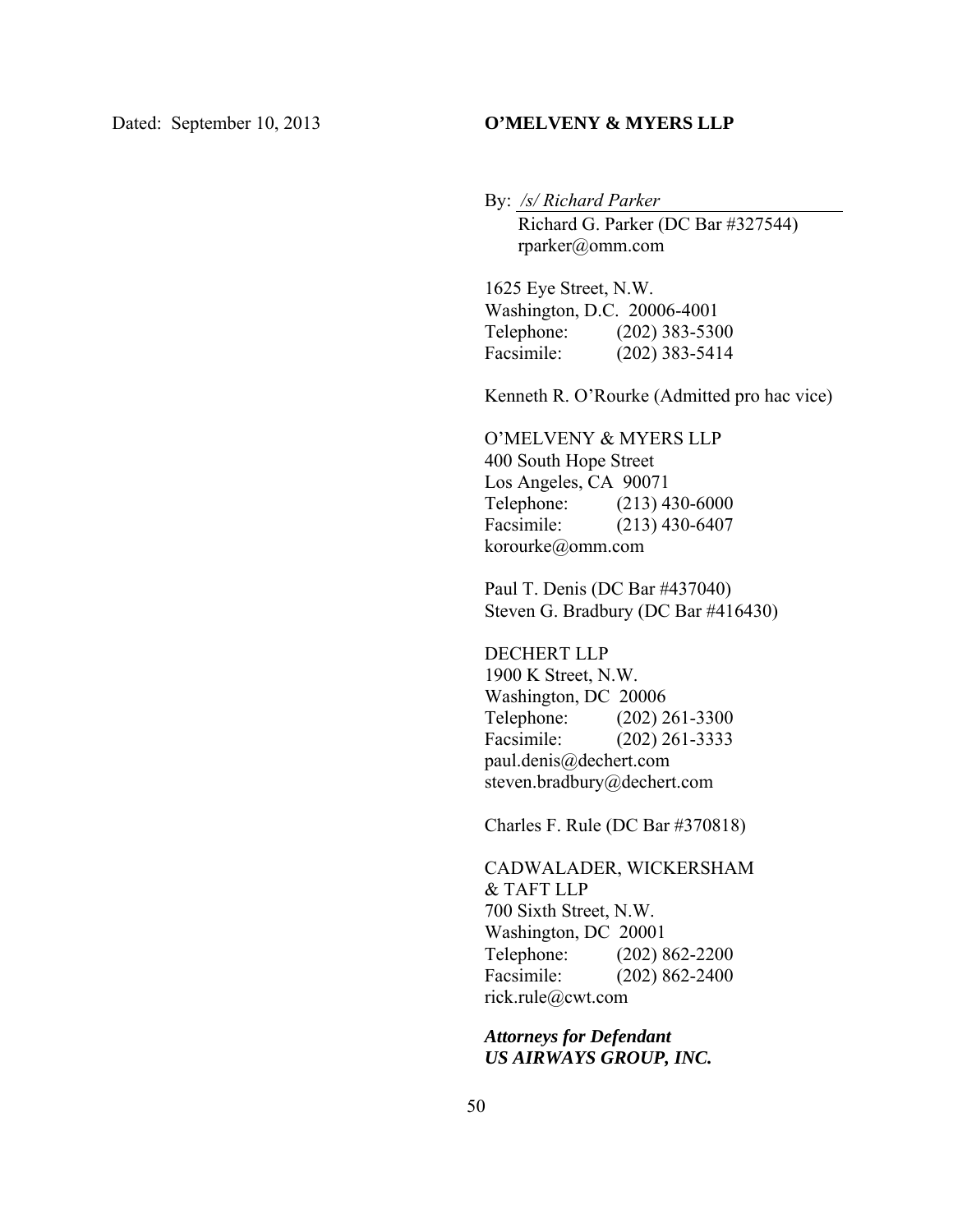Dated: September 10, 2013

**O'MELVENY & MYERS LLP**

By: */s/ Richard Parker*
Richard G. Parker (DC Bar #327544)
rparker@omm.com

1625 Eye Street, N.W.
Washington, D.C. 20006-4001
Telephone: (202) 383-5300
Facsimile: (202) 383-5414

Kenneth R. O'Rourke (Admitted pro hac vice)

O'MELVENY & MYERS LLP
400 South Hope Street
Los Angeles, CA 90071
Telephone: (213) 430-6000
Facsimile: (213) 430-6407
korourke@omm.com

Paul T. Denis (DC Bar #437040)
Steven G. Bradbury (DC Bar #416430)

DECHERT LLP
1900 K Street, N.W.
Washington, DC 20006
Telephone: (202) 261-3300
Facsimile: (202) 261-3333
paul.denis@dechert.com
steven.bradbury@dechert.com

Charles F. Rule (DC Bar #370818)

CADWALADER, WICKERSHAM & TAFT LLP
700 Sixth Street, N.W.
Washington, DC 20001
Telephone: (202) 862-2200
Facsimile: (202) 862-2400
rick.rule@cwt.com

***Attorneys for Defendant***
***US AIRWAYS GROUP, INC.***